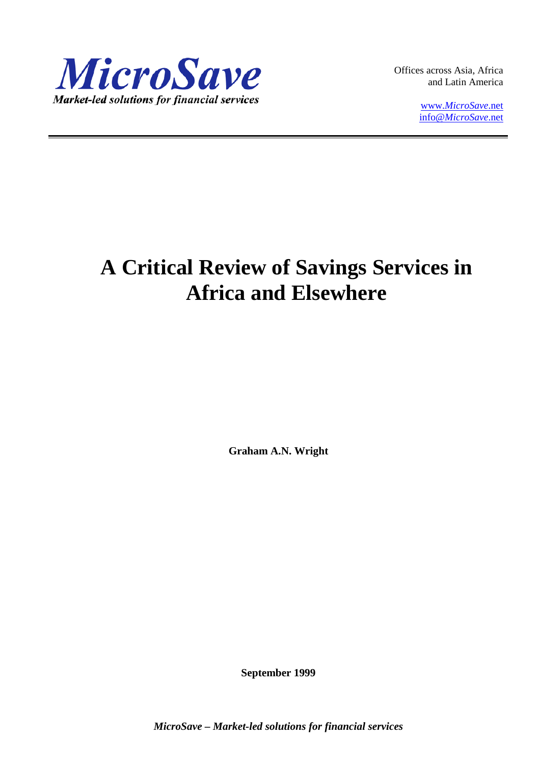*MicroSave*

***Market-led solutions for financial services***

Offices across Asia, Africa and Latin America

www.*MicroSave*.net
info@*MicroSave*.net

# A Critical Review of Savings Services in Africa and Elsewhere

**Graham A.N. Wright**

**September 1999**

***MicroSave – Market-led solutions for financial services***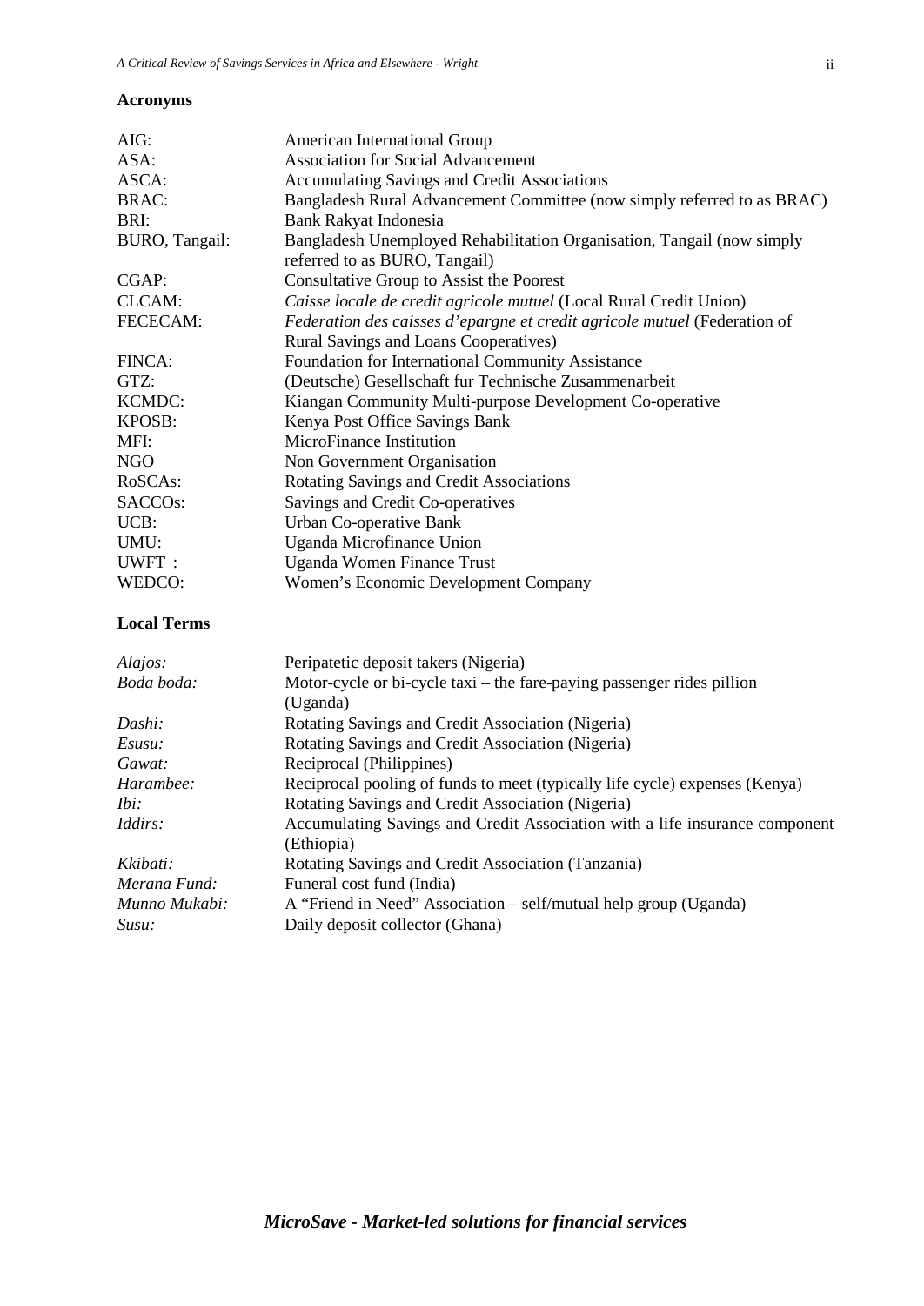**Acronyms**

| | |
|---|---|
| AIG: | American International Group |
| ASA: | Association for Social Advancement |
| ASCA: | Accumulating Savings and Credit Associations |
| BRAC: | Bangladesh Rural Advancement Committee (now simply referred to as BRAC) |
| BRI: | Bank Rakyat Indonesia |
| BURO, Tangail: | Bangladesh Unemployed Rehabilitation Organisation, Tangail (now simply referred to as BURO, Tangail) |
| CGAP: | Consultative Group to Assist the Poorest |
| CLCAM: | *Caisse locale de credit agricole mutuel* (Local Rural Credit Union) |
| FECECAM: | *Federation des caisses d'epargne et credit agricole mutuel* (Federation of Rural Savings and Loans Cooperatives) |
| FINCA: | Foundation for International Community Assistance |
| GTZ: | (Deutsche) Gesellschaft fur Technische Zusammenarbeit |
| KCMDC: | Kiangan Community Multi-purpose Development Co-operative |
| KPOSB: | Kenya Post Office Savings Bank |
| MFI: | MicroFinance Institution |
| NGO | Non Government Organisation |
| RoSCAs: | Rotating Savings and Credit Associations |
| SACCOs: | Savings and Credit Co-operatives |
| UCB: | Urban Co-operative Bank |
| UMU: | Uganda Microfinance Union |
| UWFT : | Uganda Women Finance Trust |
| WEDCO: | Women's Economic Development Company |

**Local Terms**

| | |
|---|---|
| *Alajos:* | Peripatetic deposit takers (Nigeria) |
| *Boda boda:* | Motor-cycle or bi-cycle taxi – the fare-paying passenger rides pillion (Uganda) |
| *Dashi:* | Rotating Savings and Credit Association (Nigeria) |
| *Esusu:* | Rotating Savings and Credit Association (Nigeria) |
| *Gawat:* | Reciprocal (Philippines) |
| *Harambee:* | Reciprocal pooling of funds to meet (typically life cycle) expenses (Kenya) |
| *Ibi:* | Rotating Savings and Credit Association (Nigeria) |
| *Iddirs:* | Accumulating Savings and Credit Association with a life insurance component (Ethiopia) |
| *Kkibati:* | Rotating Savings and Credit Association (Tanzania) |
| *Merana Fund:* | Funeral cost fund (India) |
| *Munno Mukabi:* | A "Friend in Need" Association – self/mutual help group (Uganda) |
| *Susu:* | Daily deposit collector (Ghana) |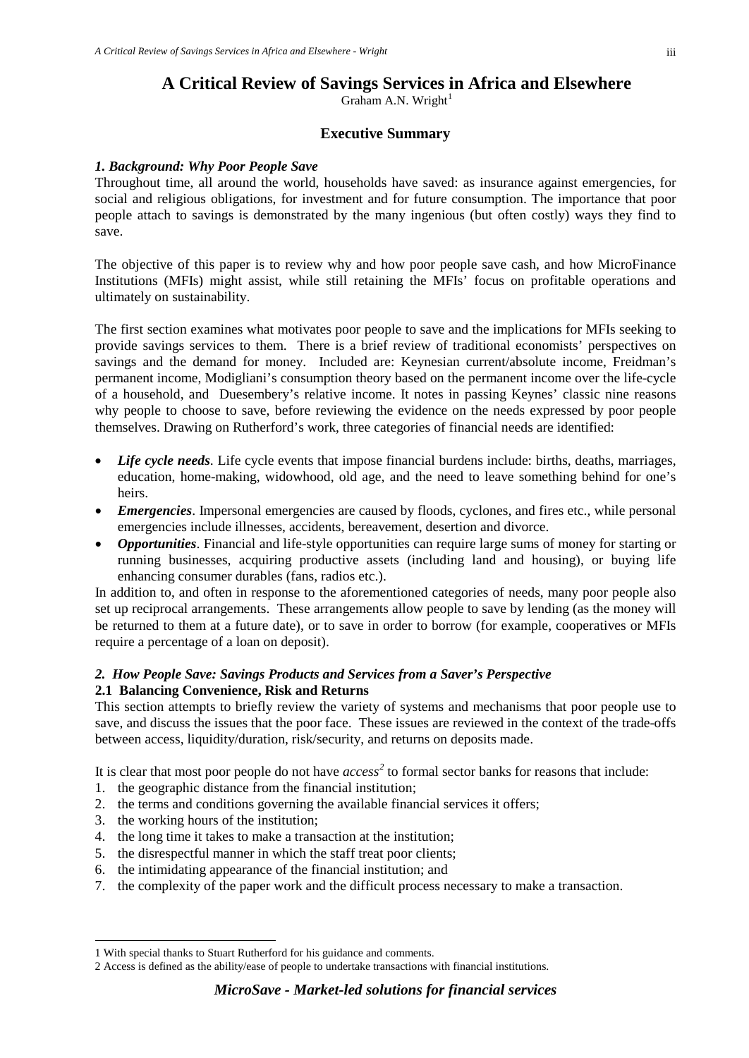# A Critical Review of Savings Services in Africa and Elsewhere

Graham A.N. Wright[1]

## Executive Summary

### *1. Background: Why Poor People Save*

Throughout time, all around the world, households have saved: as insurance against emergencies, for social and religious obligations, for investment and for future consumption. The importance that poor people attach to savings is demonstrated by the many ingenious (but often costly) ways they find to save.

The objective of this paper is to review why and how poor people save cash, and how MicroFinance Institutions (MFIs) might assist, while still retaining the MFIs' focus on profitable operations and ultimately on sustainability.

The first section examines what motivates poor people to save and the implications for MFIs seeking to provide savings services to them. There is a brief review of traditional economists' perspectives on savings and the demand for money. Included are: Keynesian current/absolute income, Freidman's permanent income, Modigliani's consumption theory based on the permanent income over the life-cycle of a household, and Duesembery's relative income. It notes in passing Keynes' classic nine reasons why people to choose to save, before reviewing the evidence on the needs expressed by poor people themselves. Drawing on Rutherford's work, three categories of financial needs are identified:

- ***Life cycle needs***. Life cycle events that impose financial burdens include: births, deaths, marriages, education, home-making, widowhood, old age, and the need to leave something behind for one's heirs.
- ***Emergencies***. Impersonal emergencies are caused by floods, cyclones, and fires etc., while personal emergencies include illnesses, accidents, bereavement, desertion and divorce.
- ***Opportunities***. Financial and life-style opportunities can require large sums of money for starting or running businesses, acquiring productive assets (including land and housing), or buying life enhancing consumer durables (fans, radios etc.).

In addition to, and often in response to the aforementioned categories of needs, many poor people also set up reciprocal arrangements. These arrangements allow people to save by lending (as the money will be returned to them at a future date), or to save in order to borrow (for example, cooperatives or MFIs require a percentage of a loan on deposit).

### *2. How People Save: Savings Products and Services from a Saver's Perspective*

#### 2.1 Balancing Convenience, Risk and Returns

This section attempts to briefly review the variety of systems and mechanisms that poor people use to save, and discuss the issues that the poor face. These issues are reviewed in the context of the trade-offs between access, liquidity/duration, risk/security, and returns on deposits made.

It is clear that most poor people do not have *access*[2] to formal sector banks for reasons that include:

1. the geographic distance from the financial institution;
2. the terms and conditions governing the available financial services it offers;
3. the working hours of the institution;
4. the long time it takes to make a transaction at the institution;
5. the disrespectful manner in which the staff treat poor clients;
6. the intimidating appearance of the financial institution; and
7. the complexity of the paper work and the difficult process necessary to make a transaction.

---

1 With special thanks to Stuart Rutherford for his guidance and comments.

2 Access is defined as the ability/ease of people to undertake transactions with financial institutions.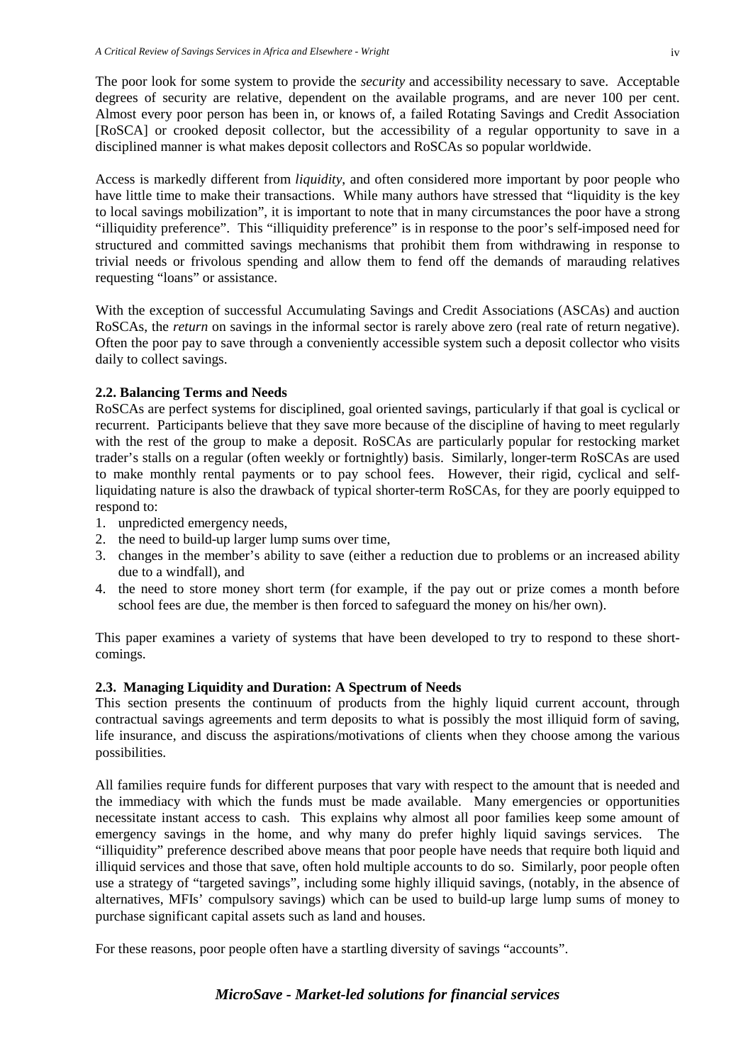The poor look for some system to provide the *security* and accessibility necessary to save. Acceptable degrees of security are relative, dependent on the available programs, and are never 100 per cent. Almost every poor person has been in, or knows of, a failed Rotating Savings and Credit Association [RoSCA] or crooked deposit collector, but the accessibility of a regular opportunity to save in a disciplined manner is what makes deposit collectors and RoSCAs so popular worldwide.

Access is markedly different from *liquidity*, and often considered more important by poor people who have little time to make their transactions. While many authors have stressed that "liquidity is the key to local savings mobilization", it is important to note that in many circumstances the poor have a strong "illiquidity preference". This "illiquidity preference" is in response to the poor's self-imposed need for structured and committed savings mechanisms that prohibit them from withdrawing in response to trivial needs or frivolous spending and allow them to fend off the demands of marauding relatives requesting "loans" or assistance.

With the exception of successful Accumulating Savings and Credit Associations (ASCAs) and auction RoSCAs, the *return* on savings in the informal sector is rarely above zero (real rate of return negative). Often the poor pay to save through a conveniently accessible system such a deposit collector who visits daily to collect savings.

### 2.2. Balancing Terms and Needs

RoSCAs are perfect systems for disciplined, goal oriented savings, particularly if that goal is cyclical or recurrent. Participants believe that they save more because of the discipline of having to meet regularly with the rest of the group to make a deposit. RoSCAs are particularly popular for restocking market trader's stalls on a regular (often weekly or fortnightly) basis. Similarly, longer-term RoSCAs are used to make monthly rental payments or to pay school fees. However, their rigid, cyclical and self-liquidating nature is also the drawback of typical shorter-term RoSCAs, for they are poorly equipped to respond to:

1. unpredicted emergency needs,
2. the need to build-up larger lump sums over time,
3. changes in the member's ability to save (either a reduction due to problems or an increased ability due to a windfall), and
4. the need to store money short term (for example, if the pay out or prize comes a month before school fees are due, the member is then forced to safeguard the money on his/her own).

This paper examines a variety of systems that have been developed to try to respond to these short-comings.

### 2.3. Managing Liquidity and Duration: A Spectrum of Needs

This section presents the continuum of products from the highly liquid current account, through contractual savings agreements and term deposits to what is possibly the most illiquid form of saving, life insurance, and discuss the aspirations/motivations of clients when they choose among the various possibilities.

All families require funds for different purposes that vary with respect to the amount that is needed and the immediacy with which the funds must be made available. Many emergencies or opportunities necessitate instant access to cash. This explains why almost all poor families keep some amount of emergency savings in the home, and why many do prefer highly liquid savings services. The "illiquidity" preference described above means that poor people have needs that require both liquid and illiquid services and those that save, often hold multiple accounts to do so. Similarly, poor people often use a strategy of "targeted savings", including some highly illiquid savings, (notably, in the absence of alternatives, MFIs' compulsory savings) which can be used to build-up large lump sums of money to purchase significant capital assets such as land and houses.

For these reasons, poor people often have a startling diversity of savings "accounts".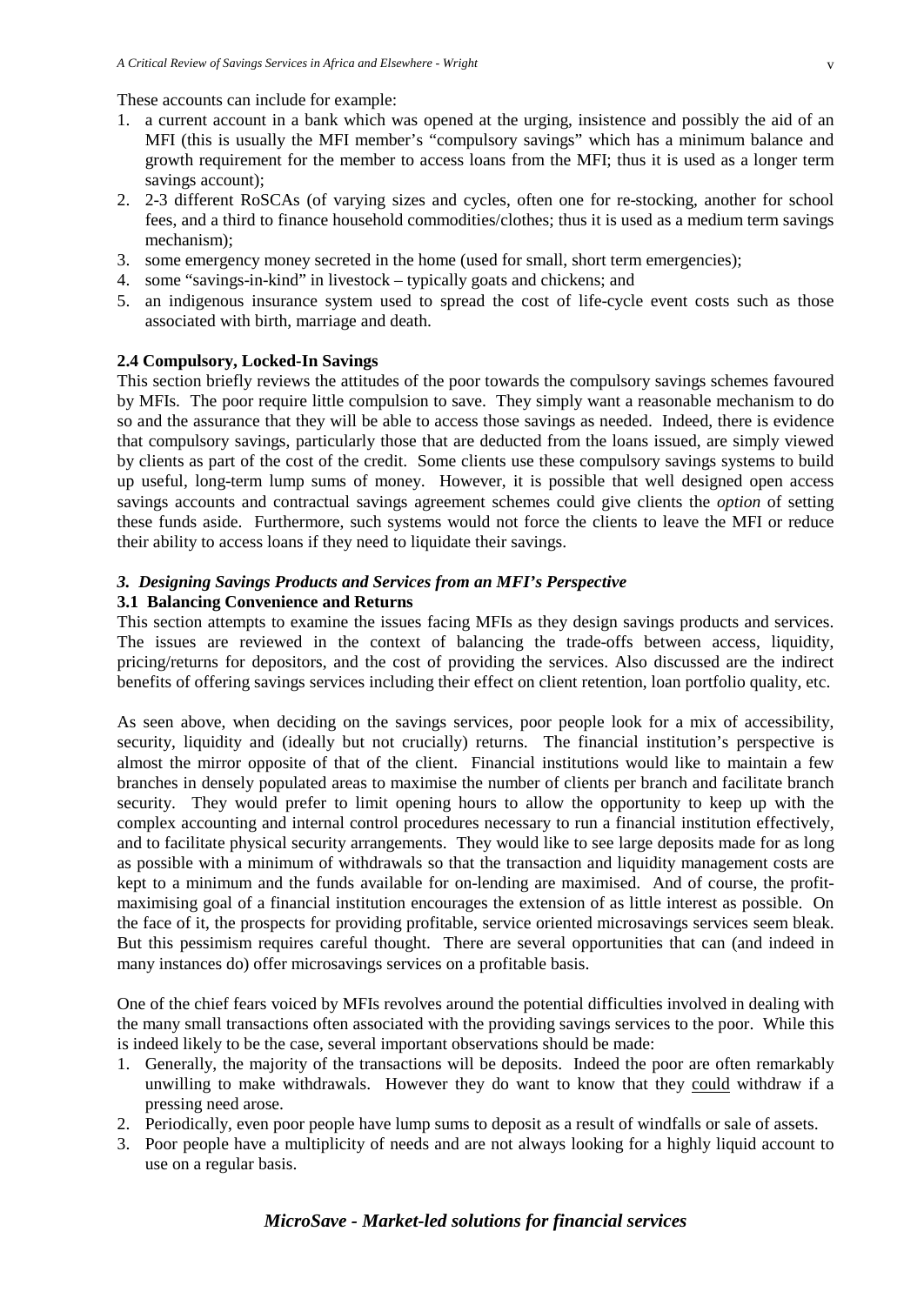These accounts can include for example:

1. a current account in a bank which was opened at the urging, insistence and possibly the aid of an MFI (this is usually the MFI member's "compulsory savings" which has a minimum balance and growth requirement for the member to access loans from the MFI; thus it is used as a longer term savings account);
2. 2-3 different RoSCAs (of varying sizes and cycles, often one for re-stocking, another for school fees, and a third to finance household commodities/clothes; thus it is used as a medium term savings mechanism);
3. some emergency money secreted in the home (used for small, short term emergencies);
4. some "savings-in-kind" in livestock – typically goats and chickens; and
5. an indigenous insurance system used to spread the cost of life-cycle event costs such as those associated with birth, marriage and death.

### 2.4 Compulsory, Locked-In Savings

This section briefly reviews the attitudes of the poor towards the compulsory savings schemes favoured by MFIs. The poor require little compulsion to save. They simply want a reasonable mechanism to do so and the assurance that they will be able to access those savings as needed. Indeed, there is evidence that compulsory savings, particularly those that are deducted from the loans issued, are simply viewed by clients as part of the cost of the credit. Some clients use these compulsory savings systems to build up useful, long-term lump sums of money. However, it is possible that well designed open access savings accounts and contractual savings agreement schemes could give clients the *option* of setting these funds aside. Furthermore, such systems would not force the clients to leave the MFI or reduce their ability to access loans if they need to liquidate their savings.

## *3. Designing Savings Products and Services from an MFI's Perspective*

### 3.1 Balancing Convenience and Returns

This section attempts to examine the issues facing MFIs as they design savings products and services. The issues are reviewed in the context of balancing the trade-offs between access, liquidity, pricing/returns for depositors, and the cost of providing the services. Also discussed are the indirect benefits of offering savings services including their effect on client retention, loan portfolio quality, etc.

As seen above, when deciding on the savings services, poor people look for a mix of accessibility, security, liquidity and (ideally but not crucially) returns. The financial institution's perspective is almost the mirror opposite of that of the client. Financial institutions would like to maintain a few branches in densely populated areas to maximise the number of clients per branch and facilitate branch security. They would prefer to limit opening hours to allow the opportunity to keep up with the complex accounting and internal control procedures necessary to run a financial institution effectively, and to facilitate physical security arrangements. They would like to see large deposits made for as long as possible with a minimum of withdrawals so that the transaction and liquidity management costs are kept to a minimum and the funds available for on-lending are maximised. And of course, the profit-maximising goal of a financial institution encourages the extension of as little interest as possible. On the face of it, the prospects for providing profitable, service oriented microsavings services seem bleak. But this pessimism requires careful thought. There are several opportunities that can (and indeed in many instances do) offer microsavings services on a profitable basis.

One of the chief fears voiced by MFIs revolves around the potential difficulties involved in dealing with the many small transactions often associated with the providing savings services to the poor. While this is indeed likely to be the case, several important observations should be made:

1. Generally, the majority of the transactions will be deposits. Indeed the poor are often remarkably unwilling to make withdrawals. However they do want to know that they could withdraw if a pressing need arose.
2. Periodically, even poor people have lump sums to deposit as a result of windfalls or sale of assets.
3. Poor people have a multiplicity of needs and are not always looking for a highly liquid account to use on a regular basis.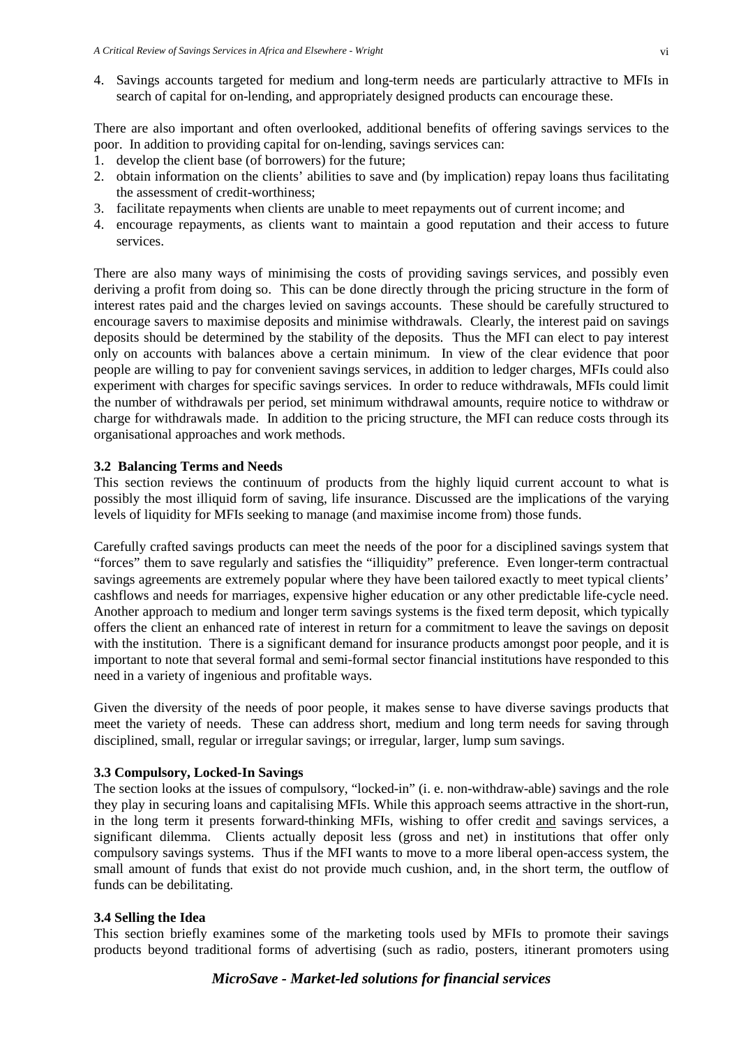4. Savings accounts targeted for medium and long-term needs are particularly attractive to MFIs in search of capital for on-lending, and appropriately designed products can encourage these.

There are also important and often overlooked, additional benefits of offering savings services to the poor. In addition to providing capital for on-lending, savings services can:

1. develop the client base (of borrowers) for the future;
2. obtain information on the clients' abilities to save and (by implication) repay loans thus facilitating the assessment of credit-worthiness;
3. facilitate repayments when clients are unable to meet repayments out of current income; and
4. encourage repayments, as clients want to maintain a good reputation and their access to future services.

There are also many ways of minimising the costs of providing savings services, and possibly even deriving a profit from doing so. This can be done directly through the pricing structure in the form of interest rates paid and the charges levied on savings accounts. These should be carefully structured to encourage savers to maximise deposits and minimise withdrawals. Clearly, the interest paid on savings deposits should be determined by the stability of the deposits. Thus the MFI can elect to pay interest only on accounts with balances above a certain minimum. In view of the clear evidence that poor people are willing to pay for convenient savings services, in addition to ledger charges, MFIs could also experiment with charges for specific savings services. In order to reduce withdrawals, MFIs could limit the number of withdrawals per period, set minimum withdrawal amounts, require notice to withdraw or charge for withdrawals made. In addition to the pricing structure, the MFI can reduce costs through its organisational approaches and work methods.

### 3.2 Balancing Terms and Needs

This section reviews the continuum of products from the highly liquid current account to what is possibly the most illiquid form of saving, life insurance. Discussed are the implications of the varying levels of liquidity for MFIs seeking to manage (and maximise income from) those funds.

Carefully crafted savings products can meet the needs of the poor for a disciplined savings system that "forces" them to save regularly and satisfies the "illiquidity" preference. Even longer-term contractual savings agreements are extremely popular where they have been tailored exactly to meet typical clients' cashflows and needs for marriages, expensive higher education or any other predictable life-cycle need. Another approach to medium and longer term savings systems is the fixed term deposit, which typically offers the client an enhanced rate of interest in return for a commitment to leave the savings on deposit with the institution. There is a significant demand for insurance products amongst poor people, and it is important to note that several formal and semi-formal sector financial institutions have responded to this need in a variety of ingenious and profitable ways.

Given the diversity of the needs of poor people, it makes sense to have diverse savings products that meet the variety of needs. These can address short, medium and long term needs for saving through disciplined, small, regular or irregular savings; or irregular, larger, lump sum savings.

### 3.3 Compulsory, Locked-In Savings

The section looks at the issues of compulsory, "locked-in" (i. e. non-withdraw-able) savings and the role they play in securing loans and capitalising MFIs. While this approach seems attractive in the short-run, in the long term it presents forward-thinking MFIs, wishing to offer credit and savings services, a significant dilemma. Clients actually deposit less (gross and net) in institutions that offer only compulsory savings systems. Thus if the MFI wants to move to a more liberal open-access system, the small amount of funds that exist do not provide much cushion, and, in the short term, the outflow of funds can be debilitating.

### 3.4 Selling the Idea

This section briefly examines some of the marketing tools used by MFIs to promote their savings products beyond traditional forms of advertising (such as radio, posters, itinerant promoters using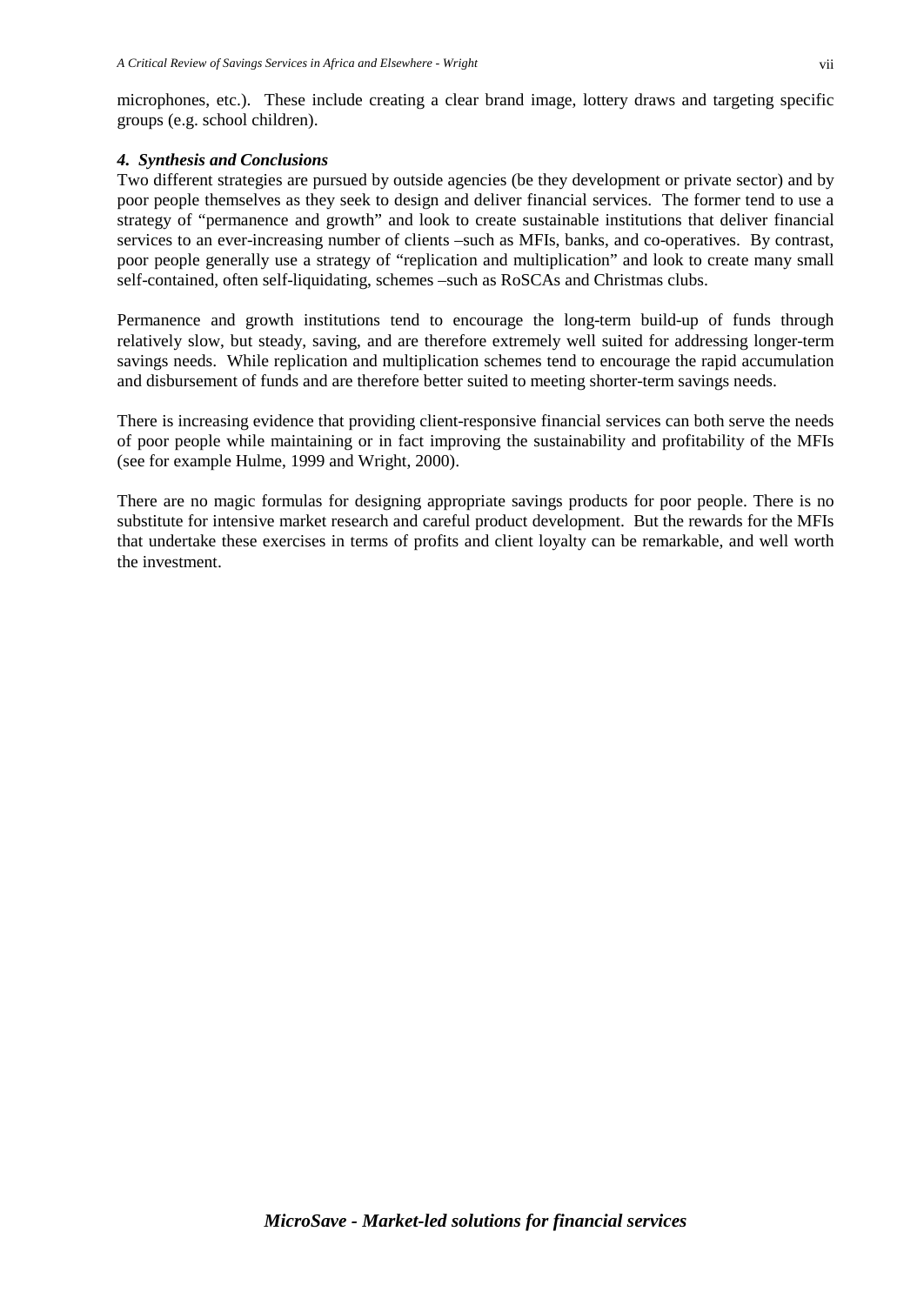microphones, etc.). These include creating a clear brand image, lottery draws and targeting specific groups (e.g. school children).

#### *4. Synthesis and Conclusions*

Two different strategies are pursued by outside agencies (be they development or private sector) and by poor people themselves as they seek to design and deliver financial services. The former tend to use a strategy of "permanence and growth" and look to create sustainable institutions that deliver financial services to an ever-increasing number of clients –such as MFIs, banks, and co-operatives. By contrast, poor people generally use a strategy of "replication and multiplication" and look to create many small self-contained, often self-liquidating, schemes –such as RoSCAs and Christmas clubs.

Permanence and growth institutions tend to encourage the long-term build-up of funds through relatively slow, but steady, saving, and are therefore extremely well suited for addressing longer-term savings needs. While replication and multiplication schemes tend to encourage the rapid accumulation and disbursement of funds and are therefore better suited to meeting shorter-term savings needs.

There is increasing evidence that providing client-responsive financial services can both serve the needs of poor people while maintaining or in fact improving the sustainability and profitability of the MFIs (see for example Hulme, 1999 and Wright, 2000).

There are no magic formulas for designing appropriate savings products for poor people. There is no substitute for intensive market research and careful product development. But the rewards for the MFIs that undertake these exercises in terms of profits and client loyalty can be remarkable, and well worth the investment.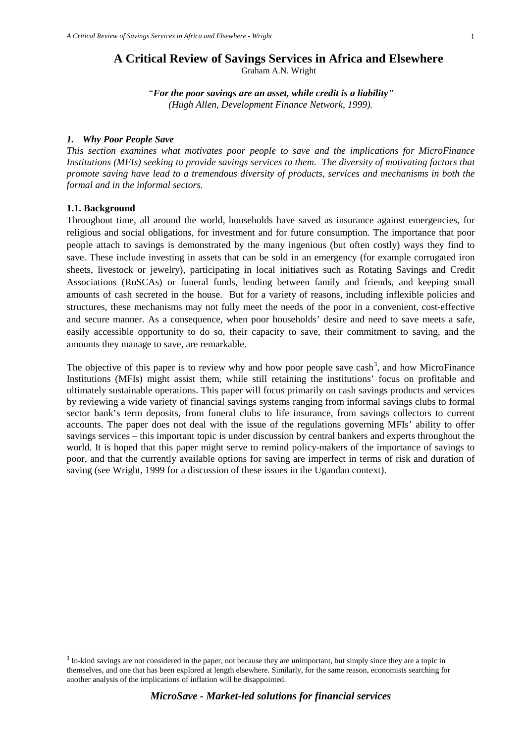# A Critical Review of Savings Services in Africa and Elsewhere

Graham A.N. Wright

"***For the poor savings are an asset, while credit is a liability"***
*(Hugh Allen, Development Finance Network, 1999).*

## *1. Why Poor People Save*

*This section examines what motivates poor people to save and the implications for MicroFinance Institutions (MFIs) seeking to provide savings services to them. The diversity of motivating factors that promote saving have lead to a tremendous diversity of products, services and mechanisms in both the formal and in the informal sectors.*

### 1.1. Background

Throughout time, all around the world, households have saved as insurance against emergencies, for religious and social obligations, for investment and for future consumption. The importance that poor people attach to savings is demonstrated by the many ingenious (but often costly) ways they find to save. These include investing in assets that can be sold in an emergency (for example corrugated iron sheets, livestock or jewelry), participating in local initiatives such as Rotating Savings and Credit Associations (RoSCAs) or funeral funds, lending between family and friends, and keeping small amounts of cash secreted in the house. But for a variety of reasons, including inflexible policies and structures, these mechanisms may not fully meet the needs of the poor in a convenient, cost-effective and secure manner. As a consequence, when poor households' desire and need to save meets a safe, easily accessible opportunity to do so, their capacity to save, their commitment to saving, and the amounts they manage to save, are remarkable.

The objective of this paper is to review why and how poor people save cash[3], and how MicroFinance Institutions (MFIs) might assist them, while still retaining the institutions' focus on profitable and ultimately sustainable operations. This paper will focus primarily on cash savings products and services by reviewing a wide variety of financial savings systems ranging from informal savings clubs to formal sector bank's term deposits, from funeral clubs to life insurance, from savings collectors to current accounts. The paper does not deal with the issue of the regulations governing MFIs' ability to offer savings services – this important topic is under discussion by central bankers and experts throughout the world. It is hoped that this paper might serve to remind policy-makers of the importance of savings to poor, and that the currently available options for saving are imperfect in terms of risk and duration of saving (see Wright, 1999 for a discussion of these issues in the Ugandan context).

[3] In-kind savings are not considered in the paper, not because they are unimportant, but simply since they are a topic in themselves, and one that has been explored at length elsewhere. Similarly, for the same reason, economists searching for another analysis of the implications of inflation will be disappointed.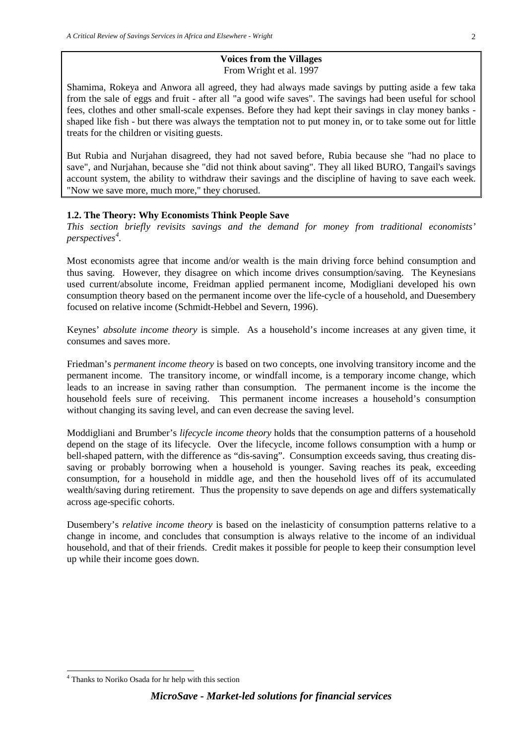**Voices from the Villages**
From Wright et al. 1997

Shamima, Rokeya and Anwora all agreed, they had always made savings by putting aside a few taka from the sale of eggs and fruit - after all "a good wife saves". The savings had been useful for school fees, clothes and other small-scale expenses. Before they had kept their savings in clay money banks - shaped like fish - but there was always the temptation not to put money in, or to take some out for little treats for the children or visiting guests.

But Rubia and Nurjahan disagreed, they had not saved before, Rubia because she "had no place to save", and Nurjahan, because she "did not think about saving". They all liked BURO, Tangail's savings account system, the ability to withdraw their savings and the discipline of having to save each week. "Now we save more, much more," they chorused.

### 1.2. The Theory: Why Economists Think People Save

*This section briefly revisits savings and the demand for money from traditional economists' perspectives*[4].

Most economists agree that income and/or wealth is the main driving force behind consumption and thus saving. However, they disagree on which income drives consumption/saving. The Keynesians used current/absolute income, Freidman applied permanent income, Modigliani developed his own consumption theory based on the permanent income over the life-cycle of a household, and Duesembery focused on relative income (Schmidt-Hebbel and Severn, 1996).

Keynes' *absolute income theory* is simple. As a household's income increases at any given time, it consumes and saves more.

Friedman's *permanent income theory* is based on two concepts, one involving transitory income and the permanent income. The transitory income, or windfall income, is a temporary income change, which leads to an increase in saving rather than consumption. The permanent income is the income the household feels sure of receiving. This permanent income increases a household's consumption without changing its saving level, and can even decrease the saving level.

Moddigliani and Brumber's *lifecycle income theory* holds that the consumption patterns of a household depend on the stage of its lifecycle. Over the lifecycle, income follows consumption with a hump or bell-shaped pattern, with the difference as "dis-saving". Consumption exceeds saving, thus creating dis-saving or probably borrowing when a household is younger. Saving reaches its peak, exceeding consumption, for a household in middle age, and then the household lives off of its accumulated wealth/saving during retirement. Thus the propensity to save depends on age and differs systematically across age-specific cohorts.

Dusembery's *relative income theory* is based on the inelasticity of consumption patterns relative to a change in income, and concludes that consumption is always relative to the income of an individual household, and that of their friends. Credit makes it possible for people to keep their consumption level up while their income goes down.

---

[4] Thanks to Noriko Osada for hr help with this section

*MicroSave - Market-led solutions for financial services*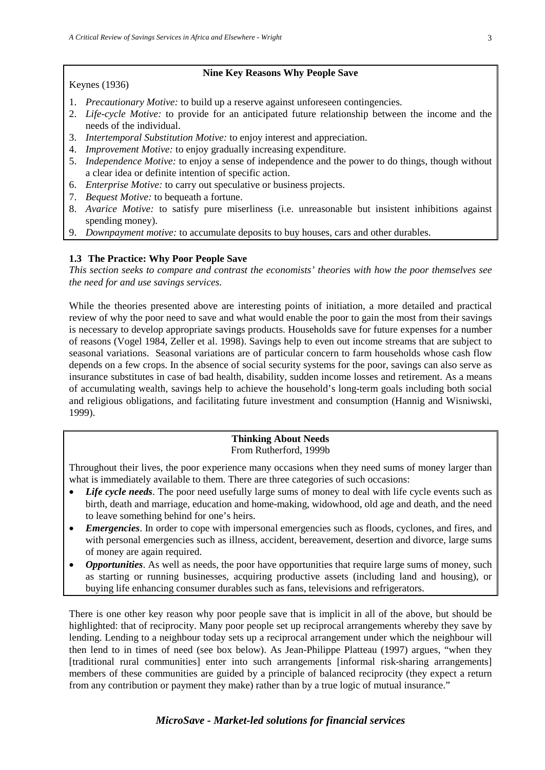**Nine Key Reasons Why People Save**

Keynes (1936)

1. *Precautionary Motive:* to build up a reserve against unforeseen contingencies.
2. *Life-cycle Motive:* to provide for an anticipated future relationship between the income and the needs of the individual.
3. *Intertemporal Substitution Motive:* to enjoy interest and appreciation.
4. *Improvement Motive:* to enjoy gradually increasing expenditure.
5. *Independence Motive:* to enjoy a sense of independence and the power to do things, though without a clear idea or definite intention of specific action.
6. *Enterprise Motive:* to carry out speculative or business projects.
7. *Bequest Motive:* to bequeath a fortune.
8. *Avarice Motive:* to satisfy pure miserliness (i.e. unreasonable but insistent inhibitions against spending money).
9. *Downpayment motive:* to accumulate deposits to buy houses, cars and other durables.

### 1.3 The Practice: Why Poor People Save

*This section seeks to compare and contrast the economists' theories with how the poor themselves see the need for and use savings services.*

While the theories presented above are interesting points of initiation, a more detailed and practical review of why the poor need to save and what would enable the poor to gain the most from their savings is necessary to develop appropriate savings products. Households save for future expenses for a number of reasons (Vogel 1984, Zeller et al. 1998). Savings help to even out income streams that are subject to seasonal variations. Seasonal variations are of particular concern to farm households whose cash flow depends on a few crops. In the absence of social security systems for the poor, savings can also serve as insurance substitutes in case of bad health, disability, sudden income losses and retirement. As a means of accumulating wealth, savings help to achieve the household's long-term goals including both social and religious obligations, and facilitating future investment and consumption (Hannig and Wisniwski, 1999).

**Thinking About Needs**

From Rutherford, 1999b

Throughout their lives, the poor experience many occasions when they need sums of money larger than what is immediately available to them. There are three categories of such occasions:

- ***Life cycle needs***. The poor need usefully large sums of money to deal with life cycle events such as birth, death and marriage, education and home-making, widowhood, old age and death, and the need to leave something behind for one's heirs.
- ***Emergencies***. In order to cope with impersonal emergencies such as floods, cyclones, and fires, and with personal emergencies such as illness, accident, bereavement, desertion and divorce, large sums of money are again required.
- ***Opportunities***. As well as needs, the poor have opportunities that require large sums of money, such as starting or running businesses, acquiring productive assets (including land and housing), or buying life enhancing consumer durables such as fans, televisions and refrigerators.

There is one other key reason why poor people save that is implicit in all of the above, but should be highlighted: that of reciprocity. Many poor people set up reciprocal arrangements whereby they save by lending. Lending to a neighbour today sets up a reciprocal arrangement under which the neighbour will then lend to in times of need (see box below). As Jean-Philippe Platteau (1997) argues, "when they [traditional rural communities] enter into such arrangements [informal risk-sharing arrangements] members of these communities are guided by a principle of balanced reciprocity (they expect a return from any contribution or payment they make) rather than by a true logic of mutual insurance."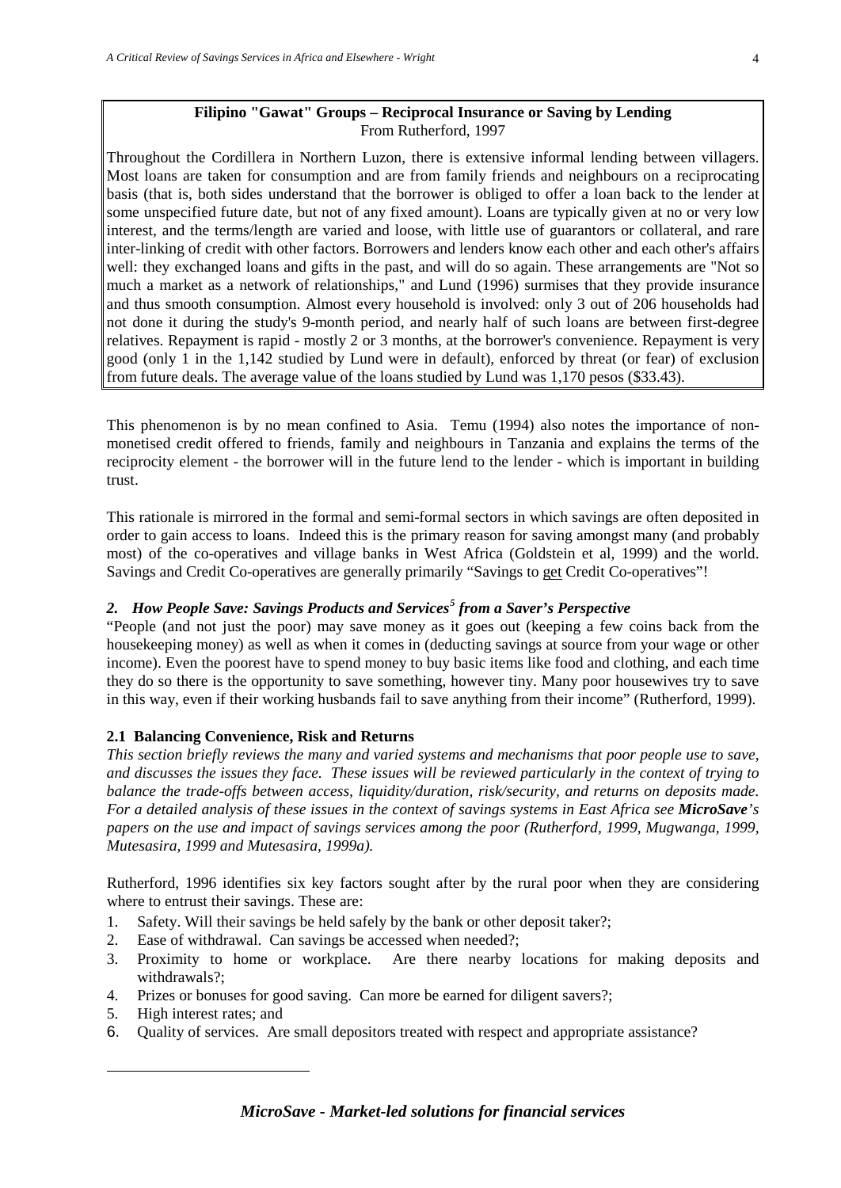**Filipino "Gawat" Groups – Reciprocal Insurance or Saving by Lending**
From Rutherford, 1997

Throughout the Cordillera in Northern Luzon, there is extensive informal lending between villagers. Most loans are taken for consumption and are from family friends and neighbours on a reciprocating basis (that is, both sides understand that the borrower is obliged to offer a loan back to the lender at some unspecified future date, but not of any fixed amount). Loans are typically given at no or very low interest, and the terms/length are varied and loose, with little use of guarantors or collateral, and rare inter-linking of credit with other factors. Borrowers and lenders know each other and each other's affairs well: they exchanged loans and gifts in the past, and will do so again. These arrangements are "Not so much a market as a network of relationships," and Lund (1996) surmises that they provide insurance and thus smooth consumption. Almost every household is involved: only 3 out of 206 households had not done it during the study's 9-month period, and nearly half of such loans are between first-degree relatives. Repayment is rapid - mostly 2 or 3 months, at the borrower's convenience. Repayment is very good (only 1 in the 1,142 studied by Lund were in default), enforced by threat (or fear) of exclusion from future deals. The average value of the loans studied by Lund was 1,170 pesos ($33.43).

This phenomenon is by no mean confined to Asia. Temu (1994) also notes the importance of non-monetised credit offered to friends, family and neighbours in Tanzania and explains the terms of the reciprocity element - the borrower will in the future lend to the lender - which is important in building trust.

This rationale is mirrored in the formal and semi-formal sectors in which savings are often deposited in order to gain access to loans. Indeed this is the primary reason for saving amongst many (and probably most) of the co-operatives and village banks in West Africa (Goldstein et al, 1999) and the world. Savings and Credit Co-operatives are generally primarily "Savings to get Credit Co-operatives"!

## *2. How People Save: Savings Products and Services[5] from a Saver's Perspective*

"People (and not just the poor) may save money as it goes out (keeping a few coins back from the housekeeping money) as well as when it comes in (deducting savings at source from your wage or other income). Even the poorest have to spend money to buy basic items like food and clothing, and each time they do so there is the opportunity to save something, however tiny. Many poor housewives try to save in this way, even if their working husbands fail to save anything from their income" (Rutherford, 1999).

### 2.1 Balancing Convenience, Risk and Returns

*This section briefly reviews the many and varied systems and mechanisms that poor people use to save, and discusses the issues they face. These issues will be reviewed particularly in the context of trying to balance the trade-offs between access, liquidity/duration, risk/security, and returns on deposits made. For a detailed analysis of these issues in the context of savings systems in East Africa see **MicroSave**'s papers on the use and impact of savings services among the poor (Rutherford, 1999, Mugwanga, 1999, Mutesasira, 1999 and Mutesasira, 1999a).*

Rutherford, 1996 identifies six key factors sought after by the rural poor when they are considering where to entrust their savings. These are:

1. Safety. Will their savings be held safely by the bank or other deposit taker?;
2. Ease of withdrawal. Can savings be accessed when needed?;
3. Proximity to home or workplace. Are there nearby locations for making deposits and withdrawals?;
4. Prizes or bonuses for good saving. Can more be earned for diligent savers?;
5. High interest rates; and
6. Quality of services. Are small depositors treated with respect and appropriate assistance?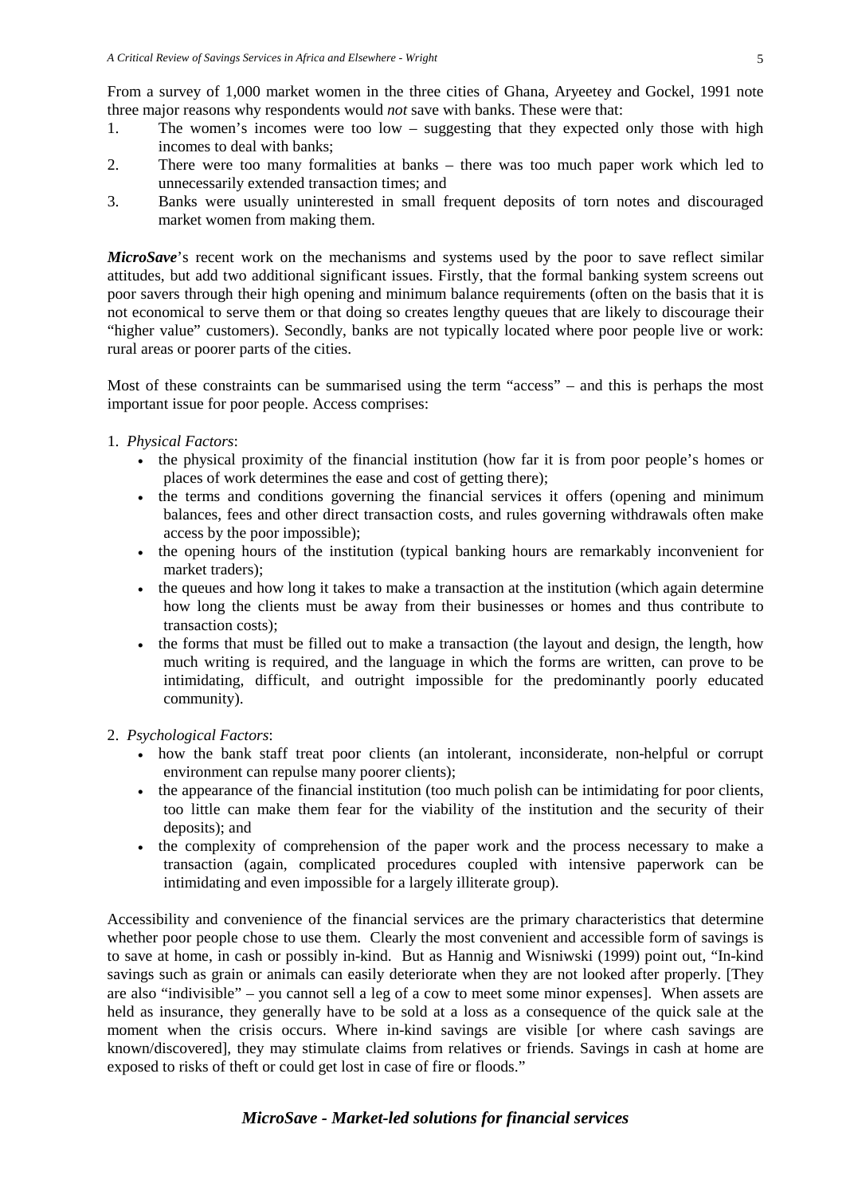From a survey of 1,000 market women in the three cities of Ghana, Aryeetey and Gockel, 1991 note three major reasons why respondents would *not* save with banks. These were that:

1. The women's incomes were too low – suggesting that they expected only those with high incomes to deal with banks;
2. There were too many formalities at banks – there was too much paper work which led to unnecessarily extended transaction times; and
3. Banks were usually uninterested in small frequent deposits of torn notes and discouraged market women from making them.

***MicroSave***'s recent work on the mechanisms and systems used by the poor to save reflect similar attitudes, but add two additional significant issues. Firstly, that the formal banking system screens out poor savers through their high opening and minimum balance requirements (often on the basis that it is not economical to serve them or that doing so creates lengthy queues that are likely to discourage their "higher value" customers). Secondly, banks are not typically located where poor people live or work: rural areas or poorer parts of the cities.

Most of these constraints can be summarised using the term "access" – and this is perhaps the most important issue for poor people. Access comprises:

1. *Physical Factors*:
   - the physical proximity of the financial institution (how far it is from poor people's homes or places of work determines the ease and cost of getting there);
   - the terms and conditions governing the financial services it offers (opening and minimum balances, fees and other direct transaction costs, and rules governing withdrawals often make access by the poor impossible);
   - the opening hours of the institution (typical banking hours are remarkably inconvenient for market traders);
   - the queues and how long it takes to make a transaction at the institution (which again determine how long the clients must be away from their businesses or homes and thus contribute to transaction costs);
   - the forms that must be filled out to make a transaction (the layout and design, the length, how much writing is required, and the language in which the forms are written, can prove to be intimidating, difficult, and outright impossible for the predominantly poorly educated community).

2. *Psychological Factors*:
   - how the bank staff treat poor clients (an intolerant, inconsiderate, non-helpful or corrupt environment can repulse many poorer clients);
   - the appearance of the financial institution (too much polish can be intimidating for poor clients, too little can make them fear for the viability of the institution and the security of their deposits); and
   - the complexity of comprehension of the paper work and the process necessary to make a transaction (again, complicated procedures coupled with intensive paperwork can be intimidating and even impossible for a largely illiterate group).

Accessibility and convenience of the financial services are the primary characteristics that determine whether poor people chose to use them. Clearly the most convenient and accessible form of savings is to save at home, in cash or possibly in-kind. But as Hannig and Wisniwski (1999) point out, "In-kind savings such as grain or animals can easily deteriorate when they are not looked after properly. [They are also "indivisible" – you cannot sell a leg of a cow to meet some minor expenses]. When assets are held as insurance, they generally have to be sold at a loss as a consequence of the quick sale at the moment when the crisis occurs. Where in-kind savings are visible [or where cash savings are known/discovered], they may stimulate claims from relatives or friends. Savings in cash at home are exposed to risks of theft or could get lost in case of fire or floods."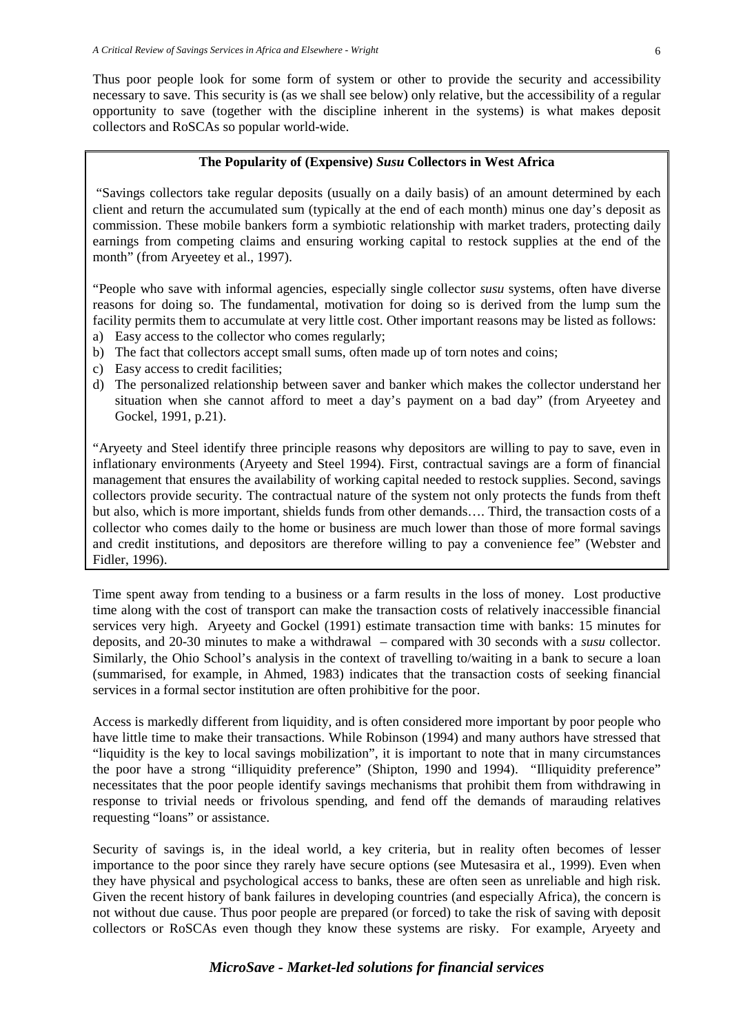Thus poor people look for some form of system or other to provide the security and accessibility necessary to save. This security is (as we shall see below) only relative, but the accessibility of a regular opportunity to save (together with the discipline inherent in the systems) is what makes deposit collectors and RoSCAs so popular world-wide.

> **The Popularity of (Expensive) *Susu* Collectors in West Africa**
>
> "Savings collectors take regular deposits (usually on a daily basis) of an amount determined by each client and return the accumulated sum (typically at the end of each month) minus one day's deposit as commission. These mobile bankers form a symbiotic relationship with market traders, protecting daily earnings from competing claims and ensuring working capital to restock supplies at the end of the month" (from Aryeetey et al., 1997).
>
> "People who save with informal agencies, especially single collector *susu* systems, often have diverse reasons for doing so. The fundamental, motivation for doing so is derived from the lump sum the facility permits them to accumulate at very little cost. Other important reasons may be listed as follows:
>
> a) Easy access to the collector who comes regularly;
> b) The fact that collectors accept small sums, often made up of torn notes and coins;
> c) Easy access to credit facilities;
> d) The personalized relationship between saver and banker which makes the collector understand her situation when she cannot afford to meet a day's payment on a bad day" (from Aryeetey and Gockel, 1991, p.21).
>
> "Aryeety and Steel identify three principle reasons why depositors are willing to pay to save, even in inflationary environments (Aryeety and Steel 1994). First, contractual savings are a form of financial management that ensures the availability of working capital needed to restock supplies. Second, savings collectors provide security. The contractual nature of the system not only protects the funds from theft but also, which is more important, shields funds from other demands…. Third, the transaction costs of a collector who comes daily to the home or business are much lower than those of more formal savings and credit institutions, and depositors are therefore willing to pay a convenience fee" (Webster and Fidler, 1996).

Time spent away from tending to a business or a farm results in the loss of money. Lost productive time along with the cost of transport can make the transaction costs of relatively inaccessible financial services very high. Aryeety and Gockel (1991) estimate transaction time with banks: 15 minutes for deposits, and 20-30 minutes to make a withdrawal – compared with 30 seconds with a *susu* collector. Similarly, the Ohio School's analysis in the context of travelling to/waiting in a bank to secure a loan (summarised, for example, in Ahmed, 1983) indicates that the transaction costs of seeking financial services in a formal sector institution are often prohibitive for the poor.

Access is markedly different from liquidity, and is often considered more important by poor people who have little time to make their transactions. While Robinson (1994) and many authors have stressed that "liquidity is the key to local savings mobilization", it is important to note that in many circumstances the poor have a strong "illiquidity preference" (Shipton, 1990 and 1994). "Illiquidity preference" necessitates that the poor people identify savings mechanisms that prohibit them from withdrawing in response to trivial needs or frivolous spending, and fend off the demands of marauding relatives requesting "loans" or assistance.

Security of savings is, in the ideal world, a key criteria, but in reality often becomes of lesser importance to the poor since they rarely have secure options (see Mutesasira et al., 1999). Even when they have physical and psychological access to banks, these are often seen as unreliable and high risk. Given the recent history of bank failures in developing countries (and especially Africa), the concern is not without due cause. Thus poor people are prepared (or forced) to take the risk of saving with deposit collectors or RoSCAs even though they know these systems are risky. For example, Aryeety and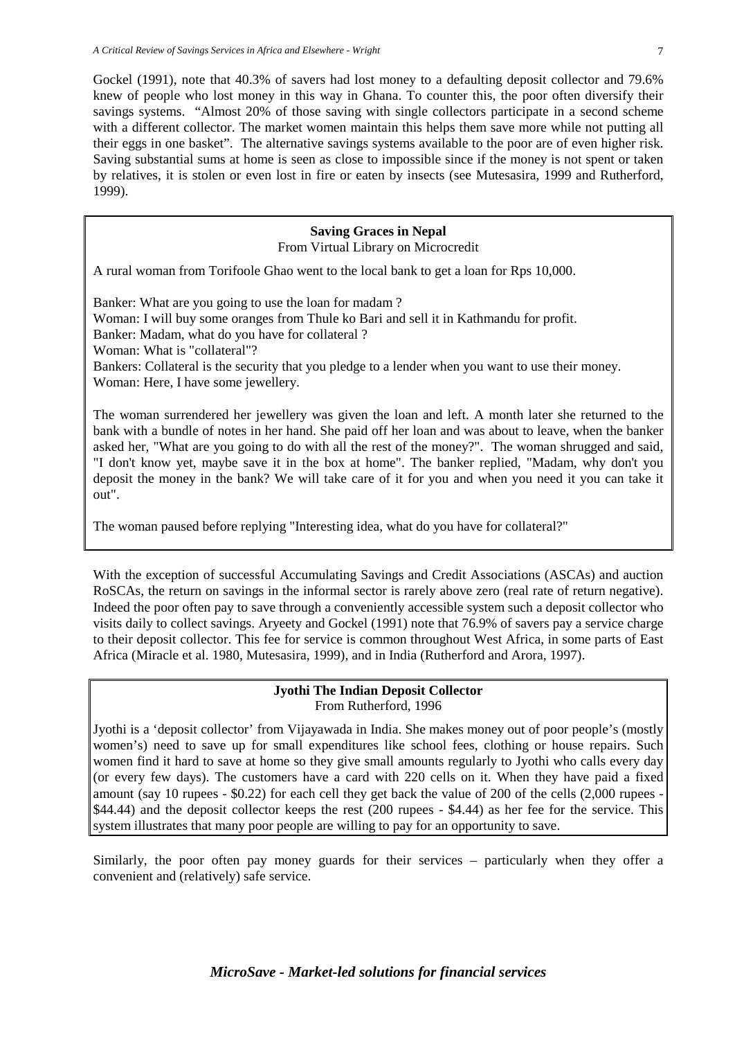Gockel (1991), note that 40.3% of savers had lost money to a defaulting deposit collector and 79.6% knew of people who lost money in this way in Ghana. To counter this, the poor often diversify their savings systems. "Almost 20% of those saving with single collectors participate in a second scheme with a different collector. The market women maintain this helps them save more while not putting all their eggs in one basket". The alternative savings systems available to the poor are of even higher risk. Saving substantial sums at home is seen as close to impossible since if the money is not spent or taken by relatives, it is stolen or even lost in fire or eaten by insects (see Mutesasira, 1999 and Rutherford, 1999).

> **Saving Graces in Nepal**
> From Virtual Library on Microcredit
>
> A rural woman from Torifoole Ghao went to the local bank to get a loan for Rps 10,000.
>
> Banker: What are you going to use the loan for madam ?
> Woman: I will buy some oranges from Thule ko Bari and sell it in Kathmandu for profit.
> Banker: Madam, what do you have for collateral ?
> Woman: What is "collateral"?
> Bankers: Collateral is the security that you pledge to a lender when you want to use their money.
> Woman: Here, I have some jewellery.
>
> The woman surrendered her jewellery was given the loan and left. A month later she returned to the bank with a bundle of notes in her hand. She paid off her loan and was about to leave, when the banker asked her, "What are you going to do with all the rest of the money?". The woman shrugged and said, "I don't know yet, maybe save it in the box at home". The banker replied, "Madam, why don't you deposit the money in the bank? We will take care of it for you and when you need it you can take it out".
>
> The woman paused before replying "Interesting idea, what do you have for collateral?"

With the exception of successful Accumulating Savings and Credit Associations (ASCAs) and auction RoSCAs, the return on savings in the informal sector is rarely above zero (real rate of return negative). Indeed the poor often pay to save through a conveniently accessible system such a deposit collector who visits daily to collect savings. Aryeety and Gockel (1991) note that 76.9% of savers pay a service charge to their deposit collector. This fee for service is common throughout West Africa, in some parts of East Africa (Miracle et al. 1980, Mutesasira, 1999), and in India (Rutherford and Arora, 1997).

> **Jyothi The Indian Deposit Collector**
> From Rutherford, 1996
>
> Jyothi is a 'deposit collector' from Vijayawada in India. She makes money out of poor people's (mostly women's) need to save up for small expenditures like school fees, clothing or house repairs. Such women find it hard to save at home so they give small amounts regularly to Jyothi who calls every day (or every few days). The customers have a card with 220 cells on it. When they have paid a fixed amount (say 10 rupees - $0.22) for each cell they get back the value of 200 of the cells (2,000 rupees - $44.44) and the deposit collector keeps the rest (200 rupees - $4.44) as her fee for the service. This system illustrates that many poor people are willing to pay for an opportunity to save.

Similarly, the poor often pay money guards for their services – particularly when they offer a convenient and (relatively) safe service.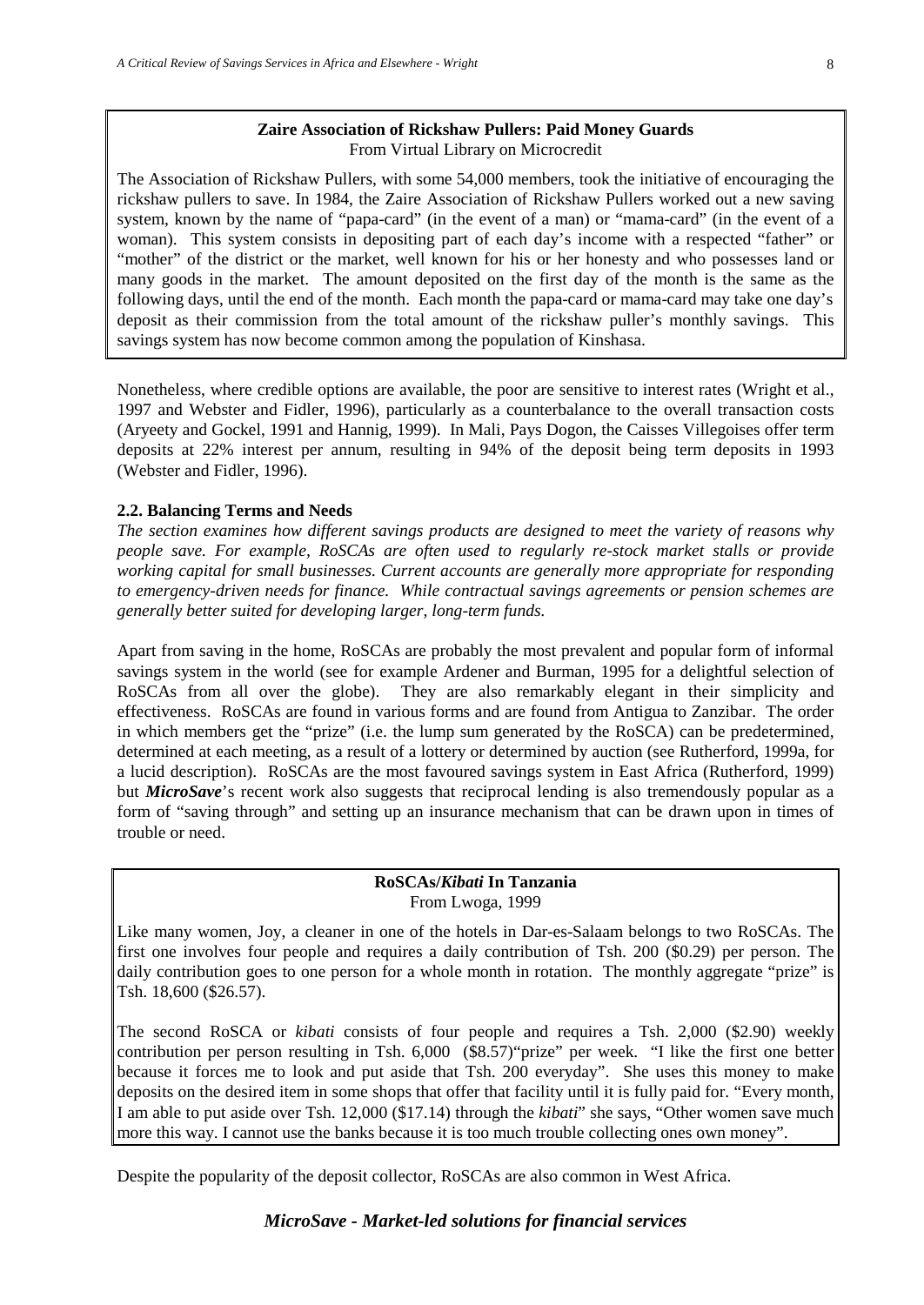**Zaire Association of Rickshaw Pullers: Paid Money Guards**
From Virtual Library on Microcredit

The Association of Rickshaw Pullers, with some 54,000 members, took the initiative of encouraging the rickshaw pullers to save. In 1984, the Zaire Association of Rickshaw Pullers worked out a new saving system, known by the name of "papa-card" (in the event of a man) or "mama-card" (in the event of a woman). This system consists in depositing part of each day's income with a respected "father" or "mother" of the district or the market, well known for his or her honesty and who possesses land or many goods in the market. The amount deposited on the first day of the month is the same as the following days, until the end of the month. Each month the papa-card or mama-card may take one day's deposit as their commission from the total amount of the rickshaw puller's monthly savings. This savings system has now become common among the population of Kinshasa.

Nonetheless, where credible options are available, the poor are sensitive to interest rates (Wright et al., 1997 and Webster and Fidler, 1996), particularly as a counterbalance to the overall transaction costs (Aryeety and Gockel, 1991 and Hannig, 1999). In Mali, Pays Dogon, the Caisses Villegoises offer term deposits at 22% interest per annum, resulting in 94% of the deposit being term deposits in 1993 (Webster and Fidler, 1996).

### 2.2. Balancing Terms and Needs

*The section examines how different savings products are designed to meet the variety of reasons why people save. For example, RoSCAs are often used to regularly re-stock market stalls or provide working capital for small businesses. Current accounts are generally more appropriate for responding to emergency-driven needs for finance. While contractual savings agreements or pension schemes are generally better suited for developing larger, long-term funds.*

Apart from saving in the home, RoSCAs are probably the most prevalent and popular form of informal savings system in the world (see for example Ardener and Burman, 1995 for a delightful selection of RoSCAs from all over the globe). They are also remarkably elegant in their simplicity and effectiveness. RoSCAs are found in various forms and are found from Antigua to Zanzibar. The order in which members get the "prize" (i.e. the lump sum generated by the RoSCA) can be predetermined, determined at each meeting, as a result of a lottery or determined by auction (see Rutherford, 1999a, for a lucid description). RoSCAs are the most favoured savings system in East Africa (Rutherford, 1999) but ***MicroSave***'s recent work also suggests that reciprocal lending is also tremendously popular as a form of "saving through" and setting up an insurance mechanism that can be drawn upon in times of trouble or need.

**RoSCAs/*Kibati* In Tanzania**
From Lwoga, 1999

Like many women, Joy, a cleaner in one of the hotels in Dar-es-Salaam belongs to two RoSCAs. The first one involves four people and requires a daily contribution of Tsh. 200 ($0.29) per person. The daily contribution goes to one person for a whole month in rotation. The monthly aggregate "prize" is Tsh. 18,600 ($26.57).

The second RoSCA or *kibati* consists of four people and requires a Tsh. 2,000 ($2.90) weekly contribution per person resulting in Tsh. 6,000 ($8.57)"prize" per week. "I like the first one better because it forces me to look and put aside that Tsh. 200 everyday". She uses this money to make deposits on the desired item in some shops that offer that facility until it is fully paid for. "Every month, I am able to put aside over Tsh. 12,000 ($17.14) through the *kibati*" she says, "Other women save much more this way. I cannot use the banks because it is too much trouble collecting ones own money".

Despite the popularity of the deposit collector, RoSCAs are also common in West Africa.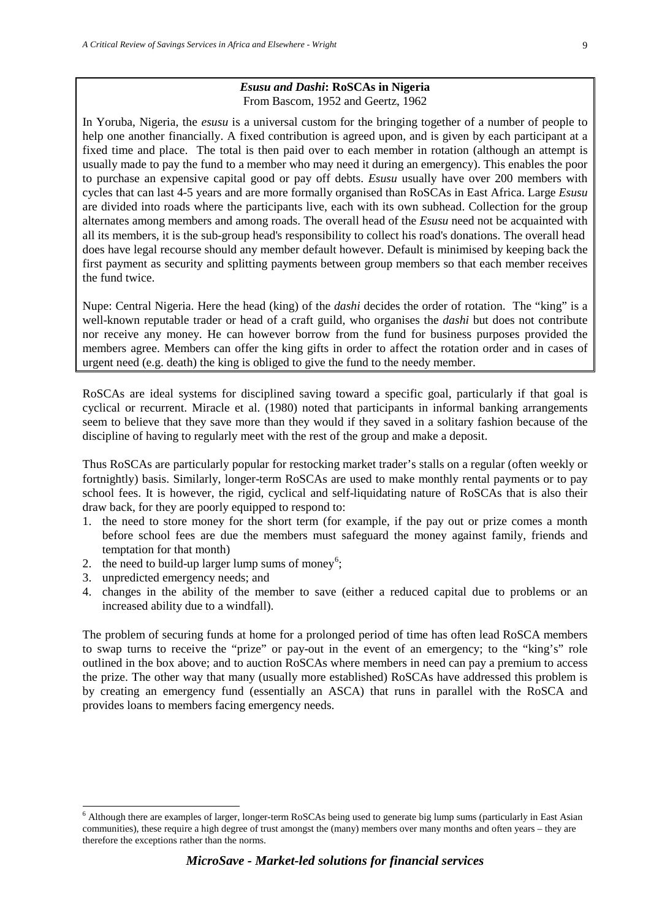**_Esusu and Dashi_: RoSCAs in Nigeria**
From Bascom, 1952 and Geertz, 1962

In Yoruba, Nigeria, the *esusu* is a universal custom for the bringing together of a number of people to help one another financially. A fixed contribution is agreed upon, and is given by each participant at a fixed time and place. The total is then paid over to each member in rotation (although an attempt is usually made to pay the fund to a member who may need it during an emergency). This enables the poor to purchase an expensive capital good or pay off debts. *Esusu* usually have over 200 members with cycles that can last 4-5 years and are more formally organised than RoSCAs in East Africa. Large *Esusu* are divided into roads where the participants live, each with its own subhead. Collection for the group alternates among members and among roads. The overall head of the *Esusu* need not be acquainted with all its members, it is the sub-group head's responsibility to collect his road's donations. The overall head does have legal recourse should any member default however. Default is minimised by keeping back the first payment as security and splitting payments between group members so that each member receives the fund twice.

Nupe: Central Nigeria. Here the head (king) of the *dashi* decides the order of rotation. The "king" is a well-known reputable trader or head of a craft guild, who organises the *dashi* but does not contribute nor receive any money. He can however borrow from the fund for business purposes provided the members agree. Members can offer the king gifts in order to affect the rotation order and in cases of urgent need (e.g. death) the king is obliged to give the fund to the needy member.

RoSCAs are ideal systems for disciplined saving toward a specific goal, particularly if that goal is cyclical or recurrent. Miracle et al. (1980) noted that participants in informal banking arrangements seem to believe that they save more than they would if they saved in a solitary fashion because of the discipline of having to regularly meet with the rest of the group and make a deposit.

Thus RoSCAs are particularly popular for restocking market trader's stalls on a regular (often weekly or fortnightly) basis. Similarly, longer-term RoSCAs are used to make monthly rental payments or to pay school fees. It is however, the rigid, cyclical and self-liquidating nature of RoSCAs that is also their draw back, for they are poorly equipped to respond to:

1. the need to store money for the short term (for example, if the pay out or prize comes a month before school fees are due the members must safeguard the money against family, friends and temptation for that month)
2. the need to build-up larger lump sums of money[6];
3. unpredicted emergency needs; and
4. changes in the ability of the member to save (either a reduced capital due to problems or an increased ability due to a windfall).

The problem of securing funds at home for a prolonged period of time has often lead RoSCA members to swap turns to receive the "prize" or pay-out in the event of an emergency; to the "king's" role outlined in the box above; and to auction RoSCAs where members in need can pay a premium to access the prize. The other way that many (usually more established) RoSCAs have addressed this problem is by creating an emergency fund (essentially an ASCA) that runs in parallel with the RoSCA and provides loans to members facing emergency needs.

[6] Although there are examples of larger, longer-term RoSCAs being used to generate big lump sums (particularly in East Asian communities), these require a high degree of trust amongst the (many) members over many months and often years – they are therefore the exceptions rather than the norms.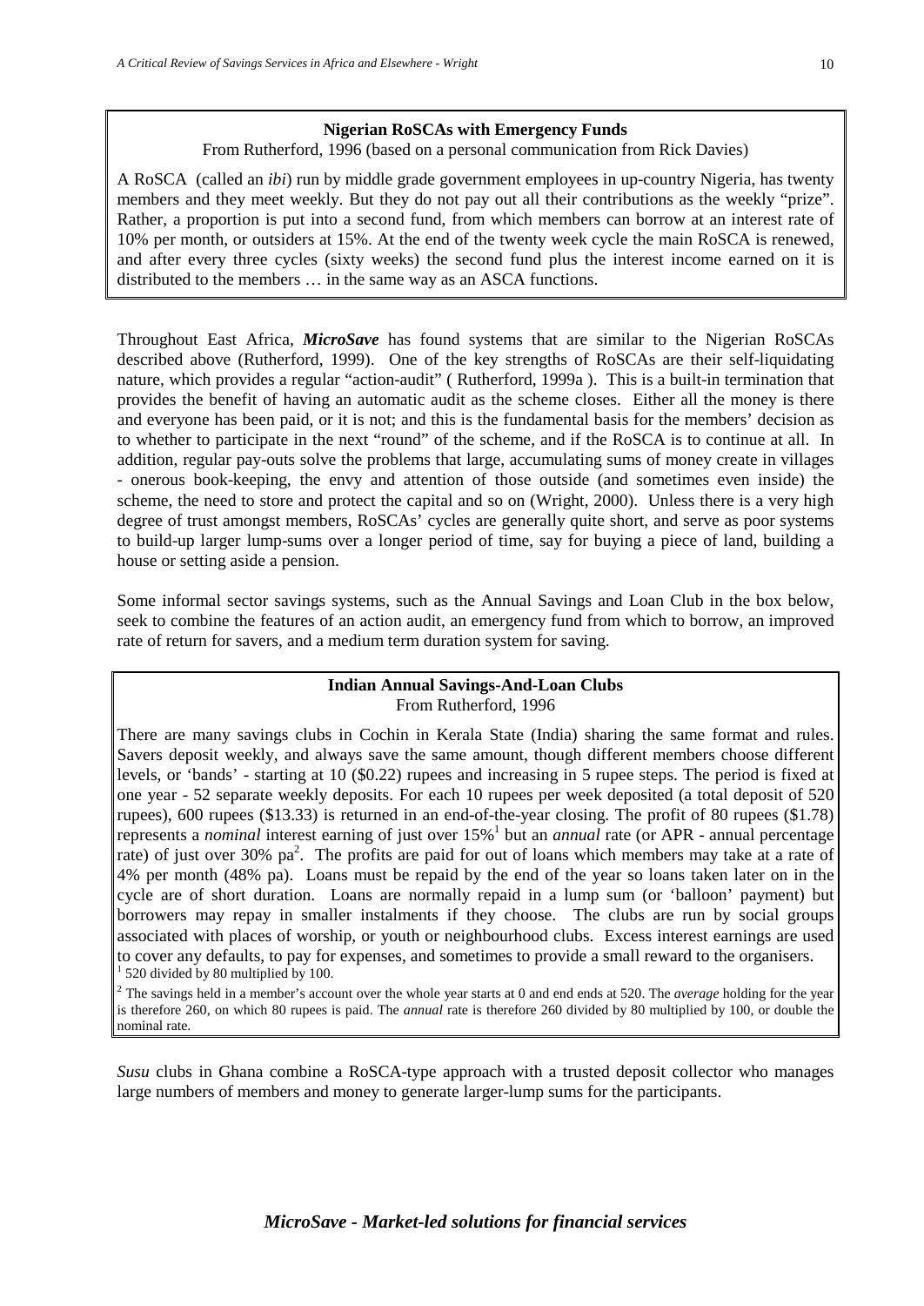**Nigerian RoSCAs with Emergency Funds**

From Rutherford, 1996 (based on a personal communication from Rick Davies)

A RoSCA (called an *ibi*) run by middle grade government employees in up-country Nigeria, has twenty members and they meet weekly. But they do not pay out all their contributions as the weekly "prize". Rather, a proportion is put into a second fund, from which members can borrow at an interest rate of 10% per month, or outsiders at 15%. At the end of the twenty week cycle the main RoSCA is renewed, and after every three cycles (sixty weeks) the second fund plus the interest income earned on it is distributed to the members … in the same way as an ASCA functions.

Throughout East Africa, ***MicroSave*** has found systems that are similar to the Nigerian RoSCAs described above (Rutherford, 1999). One of the key strengths of RoSCAs are their self-liquidating nature, which provides a regular "action-audit" ( Rutherford, 1999a ). This is a built-in termination that provides the benefit of having an automatic audit as the scheme closes. Either all the money is there and everyone has been paid, or it is not; and this is the fundamental basis for the members' decision as to whether to participate in the next "round" of the scheme, and if the RoSCA is to continue at all. In addition, regular pay-outs solve the problems that large, accumulating sums of money create in villages - onerous book-keeping, the envy and attention of those outside (and sometimes even inside) the scheme, the need to store and protect the capital and so on (Wright, 2000). Unless there is a very high degree of trust amongst members, RoSCAs' cycles are generally quite short, and serve as poor systems to build-up larger lump-sums over a longer period of time, say for buying a piece of land, building a house or setting aside a pension.

Some informal sector savings systems, such as the Annual Savings and Loan Club in the box below, seek to combine the features of an action audit, an emergency fund from which to borrow, an improved rate of return for savers, and a medium term duration system for saving.

**Indian Annual Savings-And-Loan Clubs**

From Rutherford, 1996

There are many savings clubs in Cochin in Kerala State (India) sharing the same format and rules. Savers deposit weekly, and always save the same amount, though different members choose different levels, or 'bands' - starting at 10 ($0.22) rupees and increasing in 5 rupee steps. The period is fixed at one year - 52 separate weekly deposits. For each 10 rupees per week deposited (a total deposit of 520 rupees), 600 rupees ($13.33) is returned in an end-of-the-year closing. The profit of 80 rupees ($1.78) represents a *nominal* interest earning of just over 15%[1] but an *annual* rate (or APR - annual percentage rate) of just over 30% pa[2]. The profits are paid for out of loans which members may take at a rate of 4% per month (48% pa). Loans must be repaid by the end of the year so loans taken later on in the cycle are of short duration. Loans are normally repaid in a lump sum (or 'balloon' payment) but borrowers may repay in smaller instalments if they choose. The clubs are run by social groups associated with places of worship, or youth or neighbourhood clubs. Excess interest earnings are used to cover any defaults, to pay for expenses, and sometimes to provide a small reward to the organisers.

[1] 520 divided by 80 multiplied by 100.

[2] The savings held in a member's account over the whole year starts at 0 and end ends at 520. The *average* holding for the year is therefore 260, on which 80 rupees is paid. The *annual* rate is therefore 260 divided by 80 multiplied by 100, or double the nominal rate.

*Susu* clubs in Ghana combine a RoSCA-type approach with a trusted deposit collector who manages large numbers of members and money to generate larger-lump sums for the participants.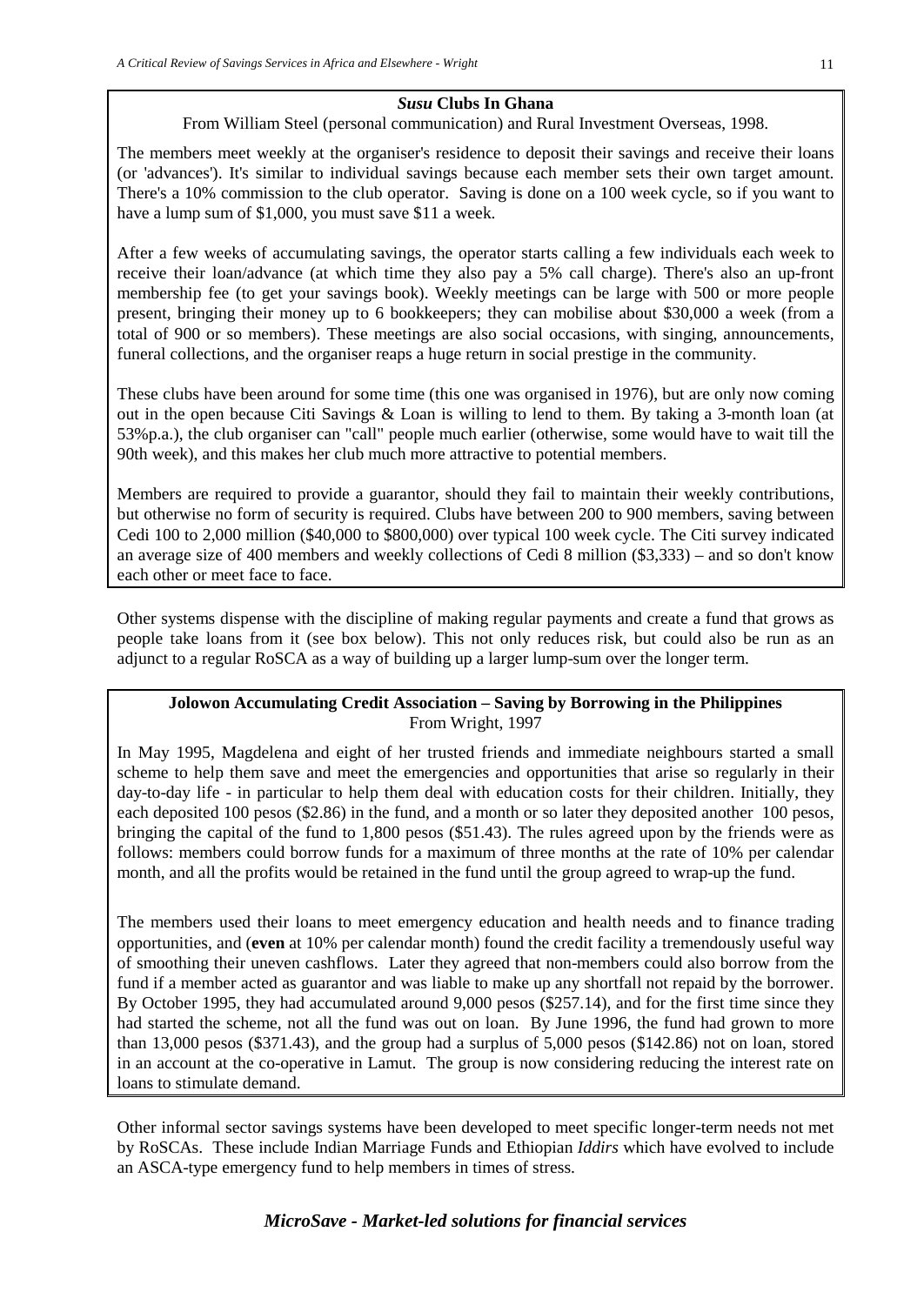### *Susu* Clubs In Ghana

From William Steel (personal communication) and Rural Investment Overseas, 1998.

The members meet weekly at the organiser's residence to deposit their savings and receive their loans (or 'advances'). It's similar to individual savings because each member sets their own target amount. There's a 10% commission to the club operator. Saving is done on a 100 week cycle, so if you want to have a lump sum of $1,000, you must save $11 a week.

After a few weeks of accumulating savings, the operator starts calling a few individuals each week to receive their loan/advance (at which time they also pay a 5% call charge). There's also an up-front membership fee (to get your savings book). Weekly meetings can be large with 500 or more people present, bringing their money up to 6 bookkeepers; they can mobilise about $30,000 a week (from a total of 900 or so members). These meetings are also social occasions, with singing, announcements, funeral collections, and the organiser reaps a huge return in social prestige in the community.

These clubs have been around for some time (this one was organised in 1976), but are only now coming out in the open because Citi Savings & Loan is willing to lend to them. By taking a 3-month loan (at 53%p.a.), the club organiser can "call" people much earlier (otherwise, some would have to wait till the 90th week), and this makes her club much more attractive to potential members.

Members are required to provide a guarantor, should they fail to maintain their weekly contributions, but otherwise no form of security is required. Clubs have between 200 to 900 members, saving between Cedi 100 to 2,000 million ($40,000 to $800,000) over typical 100 week cycle. The Citi survey indicated an average size of 400 members and weekly collections of Cedi 8 million ($3,333) – and so don't know each other or meet face to face.

Other systems dispense with the discipline of making regular payments and create a fund that grows as people take loans from it (see box below). This not only reduces risk, but could also be run as an adjunct to a regular RoSCA as a way of building up a larger lump-sum over the longer term.

### Jolowon Accumulating Credit Association – Saving by Borrowing in the Philippines

From Wright, 1997

In May 1995, Magdelena and eight of her trusted friends and immediate neighbours started a small scheme to help them save and meet the emergencies and opportunities that arise so regularly in their day-to-day life - in particular to help them deal with education costs for their children. Initially, they each deposited 100 pesos ($2.86) in the fund, and a month or so later they deposited another 100 pesos, bringing the capital of the fund to 1,800 pesos ($51.43). The rules agreed upon by the friends were as follows: members could borrow funds for a maximum of three months at the rate of 10% per calendar month, and all the profits would be retained in the fund until the group agreed to wrap-up the fund.

The members used their loans to meet emergency education and health needs and to finance trading opportunities, and (**even** at 10% per calendar month) found the credit facility a tremendously useful way of smoothing their uneven cashflows. Later they agreed that non-members could also borrow from the fund if a member acted as guarantor and was liable to make up any shortfall not repaid by the borrower. By October 1995, they had accumulated around 9,000 pesos ($257.14), and for the first time since they had started the scheme, not all the fund was out on loan. By June 1996, the fund had grown to more than 13,000 pesos ($371.43), and the group had a surplus of 5,000 pesos ($142.86) not on loan, stored in an account at the co-operative in Lamut. The group is now considering reducing the interest rate on loans to stimulate demand.

Other informal sector savings systems have been developed to meet specific longer-term needs not met by RoSCAs. These include Indian Marriage Funds and Ethiopian *Iddirs* which have evolved to include an ASCA-type emergency fund to help members in times of stress.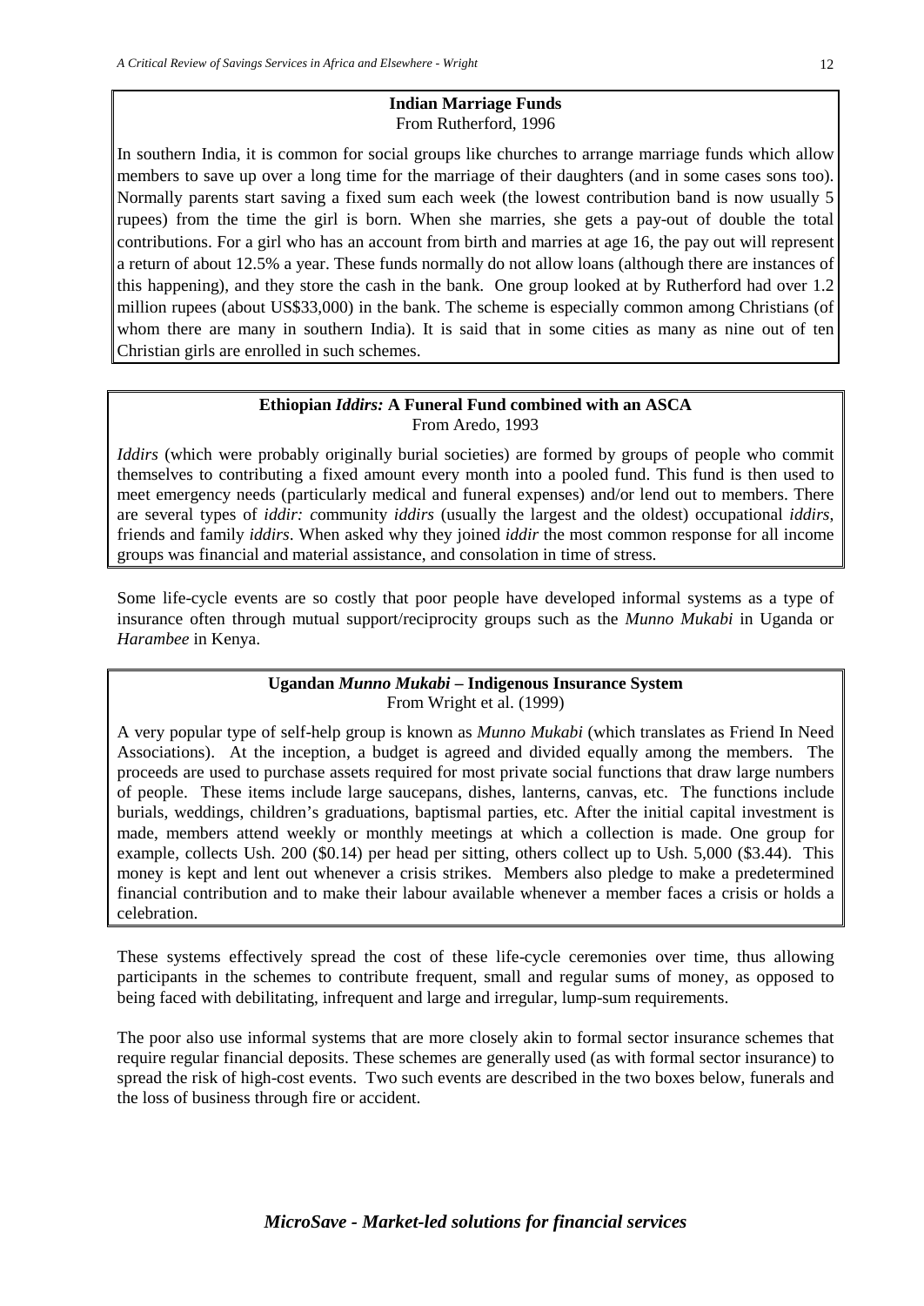**Indian Marriage Funds**
From Rutherford, 1996

In southern India, it is common for social groups like churches to arrange marriage funds which allow members to save up over a long time for the marriage of their daughters (and in some cases sons too). Normally parents start saving a fixed sum each week (the lowest contribution band is now usually 5 rupees) from the time the girl is born. When she marries, she gets a pay-out of double the total contributions. For a girl who has an account from birth and marries at age 16, the pay out will represent a return of about 12.5% a year. These funds normally do not allow loans (although there are instances of this happening), and they store the cash in the bank. One group looked at by Rutherford had over 1.2 million rupees (about US$33,000) in the bank. The scheme is especially common among Christians (of whom there are many in southern India). It is said that in some cities as many as nine out of ten Christian girls are enrolled in such schemes.

**Ethiopian *Iddirs:* A Funeral Fund combined with an ASCA**
From Aredo, 1993

*Iddirs* (which were probably originally burial societies) are formed by groups of people who commit themselves to contributing a fixed amount every month into a pooled fund. This fund is then used to meet emergency needs (particularly medical and funeral expenses) and/or lend out to members. There are several types of *iddir: c*ommunity *iddirs* (usually the largest and the oldest) occupational *iddirs*, friends and family *iddirs*. When asked why they joined *iddir* the most common response for all income groups was financial and material assistance, and consolation in time of stress.

Some life-cycle events are so costly that poor people have developed informal systems as a type of insurance often through mutual support/reciprocity groups such as the *Munno Mukabi* in Uganda or *Harambee* in Kenya.

**Ugandan *Munno Mukabi* – Indigenous Insurance System**
From Wright et al. (1999)

A very popular type of self-help group is known as *Munno Mukabi* (which translates as Friend In Need Associations). At the inception, a budget is agreed and divided equally among the members. The proceeds are used to purchase assets required for most private social functions that draw large numbers of people. These items include large saucepans, dishes, lanterns, canvas, etc. The functions include burials, weddings, children's graduations, baptismal parties, etc. After the initial capital investment is made, members attend weekly or monthly meetings at which a collection is made. One group for example, collects Ush. 200 ($0.14) per head per sitting, others collect up to Ush. 5,000 ($3.44). This money is kept and lent out whenever a crisis strikes. Members also pledge to make a predetermined financial contribution and to make their labour available whenever a member faces a crisis or holds a celebration.

These systems effectively spread the cost of these life-cycle ceremonies over time, thus allowing participants in the schemes to contribute frequent, small and regular sums of money, as opposed to being faced with debilitating, infrequent and large and irregular, lump-sum requirements.

The poor also use informal systems that are more closely akin to formal sector insurance schemes that require regular financial deposits. These schemes are generally used (as with formal sector insurance) to spread the risk of high-cost events. Two such events are described in the two boxes below, funerals and the loss of business through fire or accident.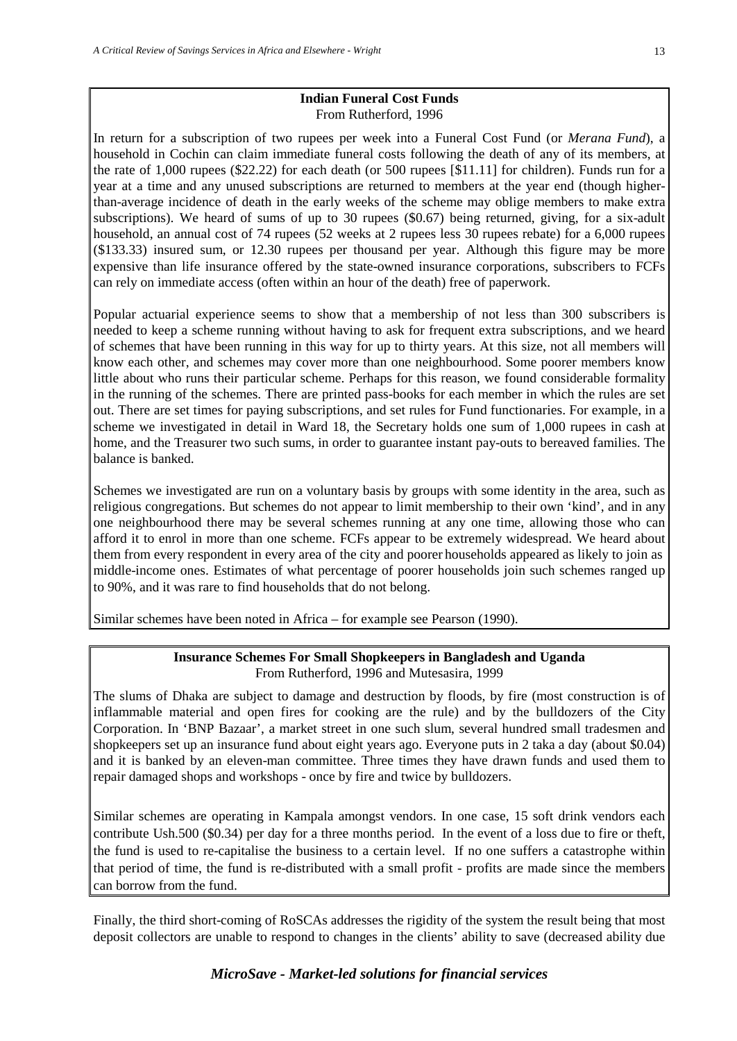**Indian Funeral Cost Funds**

From Rutherford, 1996

In return for a subscription of two rupees per week into a Funeral Cost Fund (or *Merana Fund*), a household in Cochin can claim immediate funeral costs following the death of any of its members, at the rate of 1,000 rupees ($22.22) for each death (or 500 rupees [$11.11] for children). Funds run for a year at a time and any unused subscriptions are returned to members at the year end (though higher-than-average incidence of death in the early weeks of the scheme may oblige members to make extra subscriptions). We heard of sums of up to 30 rupees ($0.67) being returned, giving, for a six-adult household, an annual cost of 74 rupees (52 weeks at 2 rupees less 30 rupees rebate) for a 6,000 rupees ($133.33) insured sum, or 12.30 rupees per thousand per year. Although this figure may be more expensive than life insurance offered by the state-owned insurance corporations, subscribers to FCFs can rely on immediate access (often within an hour of the death) free of paperwork.

Popular actuarial experience seems to show that a membership of not less than 300 subscribers is needed to keep a scheme running without having to ask for frequent extra subscriptions, and we heard of schemes that have been running in this way for up to thirty years. At this size, not all members will know each other, and schemes may cover more than one neighbourhood. Some poorer members know little about who runs their particular scheme. Perhaps for this reason, we found considerable formality in the running of the schemes. There are printed pass-books for each member in which the rules are set out. There are set times for paying subscriptions, and set rules for Fund functionaries. For example, in a scheme we investigated in detail in Ward 18, the Secretary holds one sum of 1,000 rupees in cash at home, and the Treasurer two such sums, in order to guarantee instant pay-outs to bereaved families. The balance is banked.

Schemes we investigated are run on a voluntary basis by groups with some identity in the area, such as religious congregations. But schemes do not appear to limit membership to their own 'kind', and in any one neighbourhood there may be several schemes running at any one time, allowing those who can afford it to enrol in more than one scheme. FCFs appear to be extremely widespread. We heard about them from every respondent in every area of the city and poorer households appeared as likely to join as middle-income ones. Estimates of what percentage of poorer households join such schemes ranged up to 90%, and it was rare to find households that do not belong.

Similar schemes have been noted in Africa – for example see Pearson (1990).

**Insurance Schemes For Small Shopkeepers in Bangladesh and Uganda**

From Rutherford, 1996 and Mutesasira, 1999

The slums of Dhaka are subject to damage and destruction by floods, by fire (most construction is of inflammable material and open fires for cooking are the rule) and by the bulldozers of the City Corporation. In 'BNP Bazaar', a market street in one such slum, several hundred small tradesmen and shopkeepers set up an insurance fund about eight years ago. Everyone puts in 2 taka a day (about $0.04) and it is banked by an eleven-man committee. Three times they have drawn funds and used them to repair damaged shops and workshops - once by fire and twice by bulldozers.

Similar schemes are operating in Kampala amongst vendors. In one case, 15 soft drink vendors each contribute Ush.500 ($0.34) per day for a three months period. In the event of a loss due to fire or theft, the fund is used to re-capitalise the business to a certain level. If no one suffers a catastrophe within that period of time, the fund is re-distributed with a small profit - profits are made since the members can borrow from the fund.

Finally, the third short-coming of RoSCAs addresses the rigidity of the system the result being that most deposit collectors are unable to respond to changes in the clients' ability to save (decreased ability due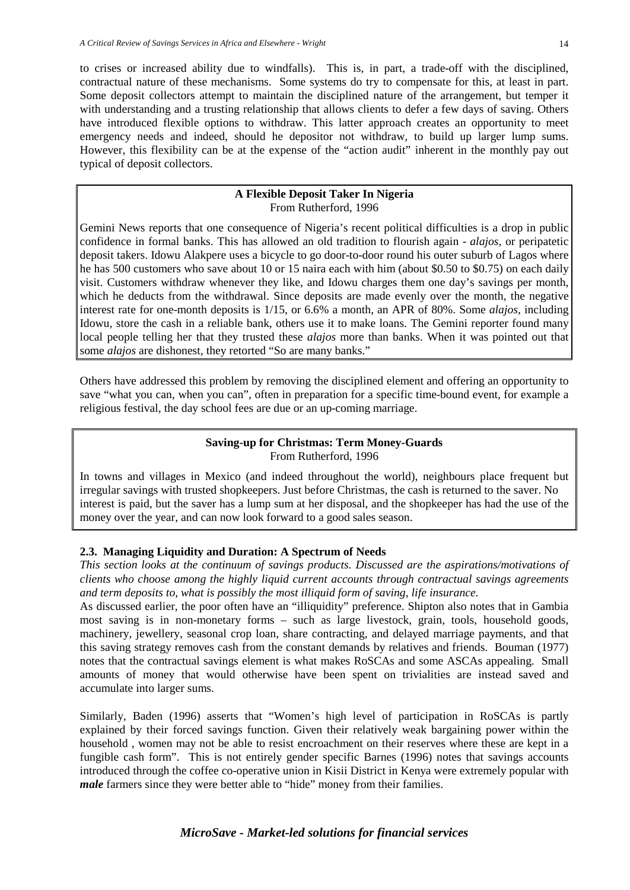to crises or increased ability due to windfalls). This is, in part, a trade-off with the disciplined, contractual nature of these mechanisms. Some systems do try to compensate for this, at least in part. Some deposit collectors attempt to maintain the disciplined nature of the arrangement, but temper it with understanding and a trusting relationship that allows clients to defer a few days of saving. Others have introduced flexible options to withdraw. This latter approach creates an opportunity to meet emergency needs and indeed, should he depositor not withdraw, to build up larger lump sums. However, this flexibility can be at the expense of the "action audit" inherent in the monthly pay out typical of deposit collectors.

> **A Flexible Deposit Taker In Nigeria**
> From Rutherford, 1996
>
> Gemini News reports that one consequence of Nigeria's recent political difficulties is a drop in public confidence in formal banks. This has allowed an old tradition to flourish again - *alajos*, or peripatetic deposit takers. Idowu Alakpere uses a bicycle to go door-to-door round his outer suburb of Lagos where he has 500 customers who save about 10 or 15 naira each with him (about $0.50 to $0.75) on each daily visit. Customers withdraw whenever they like, and Idowu charges them one day's savings per month, which he deducts from the withdrawal. Since deposits are made evenly over the month, the negative interest rate for one-month deposits is 1/15, or 6.6% a month, an APR of 80%. Some *alajos*, including Idowu, store the cash in a reliable bank, others use it to make loans. The Gemini reporter found many local people telling her that they trusted these *alajos* more than banks. When it was pointed out that some *alajos* are dishonest, they retorted "So are many banks."

Others have addressed this problem by removing the disciplined element and offering an opportunity to save "what you can, when you can", often in preparation for a specific time-bound event, for example a religious festival, the day school fees are due or an up-coming marriage.

> **Saving-up for Christmas: Term Money-Guards**
> From Rutherford, 1996
>
> In towns and villages in Mexico (and indeed throughout the world), neighbours place frequent but irregular savings with trusted shopkeepers. Just before Christmas, the cash is returned to the saver. No interest is paid, but the saver has a lump sum at her disposal, and the shopkeeper has had the use of the money over the year, and can now look forward to a good sales season.

### 2.3. Managing Liquidity and Duration: A Spectrum of Needs

*This section looks at the continuum of savings products. Discussed are the aspirations/motivations of clients who choose among the highly liquid current accounts through contractual savings agreements and term deposits to, what is possibly the most illiquid form of saving, life insurance.*

As discussed earlier, the poor often have an "illiquidity" preference. Shipton also notes that in Gambia most saving is in non-monetary forms – such as large livestock, grain, tools, household goods, machinery, jewellery, seasonal crop loan, share contracting, and delayed marriage payments, and that this saving strategy removes cash from the constant demands by relatives and friends. Bouman (1977) notes that the contractual savings element is what makes RoSCAs and some ASCAs appealing. Small amounts of money that would otherwise have been spent on trivialities are instead saved and accumulate into larger sums.

Similarly, Baden (1996) asserts that "Women's high level of participation in RoSCAs is partly explained by their forced savings function. Given their relatively weak bargaining power within the household , women may not be able to resist encroachment on their reserves where these are kept in a fungible cash form". This is not entirely gender specific Barnes (1996) notes that savings accounts introduced through the coffee co-operative union in Kisii District in Kenya were extremely popular with ***male*** farmers since they were better able to "hide" money from their families.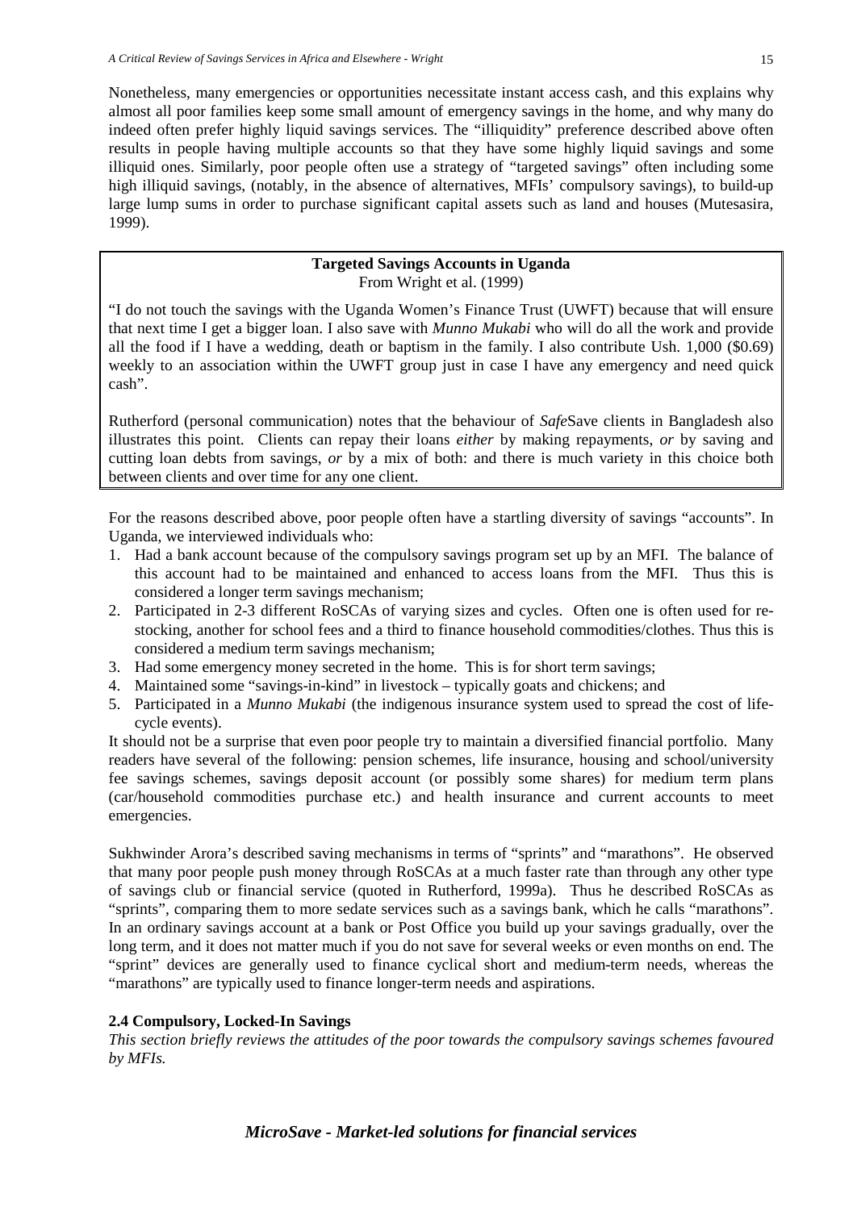Nonetheless, many emergencies or opportunities necessitate instant access cash, and this explains why almost all poor families keep some small amount of emergency savings in the home, and why many do indeed often prefer highly liquid savings services. The "illiquidity" preference described above often results in people having multiple accounts so that they have some highly liquid savings and some illiquid ones. Similarly, poor people often use a strategy of "targeted savings" often including some high illiquid savings, (notably, in the absence of alternatives, MFIs' compulsory savings), to build-up large lump sums in order to purchase significant capital assets such as land and houses (Mutesasira, 1999).

> **Targeted Savings Accounts in Uganda**
> From Wright et al. (1999)
>
> "I do not touch the savings with the Uganda Women's Finance Trust (UWFT) because that will ensure that next time I get a bigger loan. I also save with *Munno Mukabi* who will do all the work and provide all the food if I have a wedding, death or baptism in the family. I also contribute Ush. 1,000 ($0.69) weekly to an association within the UWFT group just in case I have any emergency and need quick cash".
>
> Rutherford (personal communication) notes that the behaviour of *Safe*Save clients in Bangladesh also illustrates this point. Clients can repay their loans *either* by making repayments, *or* by saving and cutting loan debts from savings, *or* by a mix of both: and there is much variety in this choice both between clients and over time for any one client.

For the reasons described above, poor people often have a startling diversity of savings "accounts". In Uganda, we interviewed individuals who:

1. Had a bank account because of the compulsory savings program set up by an MFI. The balance of this account had to be maintained and enhanced to access loans from the MFI. Thus this is considered a longer term savings mechanism;
2. Participated in 2-3 different RoSCAs of varying sizes and cycles. Often one is often used for re-stocking, another for school fees and a third to finance household commodities/clothes. Thus this is considered a medium term savings mechanism;
3. Had some emergency money secreted in the home. This is for short term savings;
4. Maintained some "savings-in-kind" in livestock – typically goats and chickens; and
5. Participated in a *Munno Mukabi* (the indigenous insurance system used to spread the cost of life-cycle events).

It should not be a surprise that even poor people try to maintain a diversified financial portfolio. Many readers have several of the following: pension schemes, life insurance, housing and school/university fee savings schemes, savings deposit account (or possibly some shares) for medium term plans (car/household commodities purchase etc.) and health insurance and current accounts to meet emergencies.

Sukhwinder Arora's described saving mechanisms in terms of "sprints" and "marathons". He observed that many poor people push money through RoSCAs at a much faster rate than through any other type of savings club or financial service (quoted in Rutherford, 1999a). Thus he described RoSCAs as "sprints", comparing them to more sedate services such as a savings bank, which he calls "marathons". In an ordinary savings account at a bank or Post Office you build up your savings gradually, over the long term, and it does not matter much if you do not save for several weeks or even months on end. The "sprint" devices are generally used to finance cyclical short and medium-term needs, whereas the "marathons" are typically used to finance longer-term needs and aspirations.

### 2.4 Compulsory, Locked-In Savings

*This section briefly reviews the attitudes of the poor towards the compulsory savings schemes favoured by MFIs.*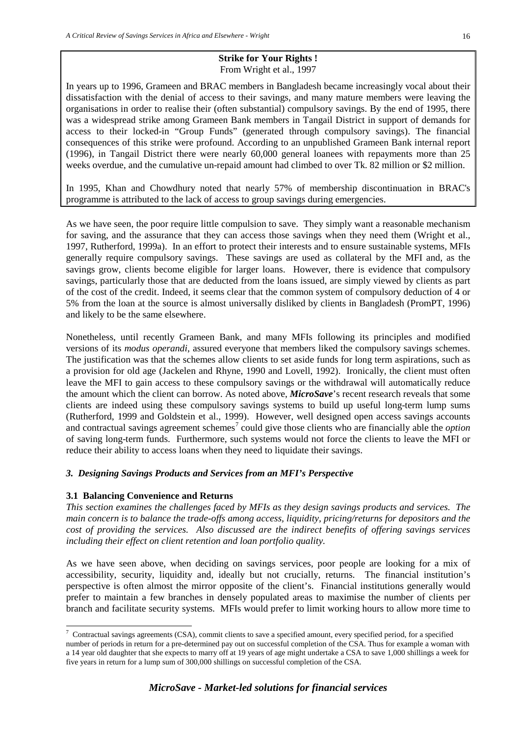**Strike for Your Rights !**
From Wright et al., 1997

In years up to 1996, Grameen and BRAC members in Bangladesh became increasingly vocal about their dissatisfaction with the denial of access to their savings, and many mature members were leaving the organisations in order to realise their (often substantial) compulsory savings. By the end of 1995, there was a widespread strike among Grameen Bank members in Tangail District in support of demands for access to their locked-in "Group Funds" (generated through compulsory savings). The financial consequences of this strike were profound. According to an unpublished Grameen Bank internal report (1996), in Tangail District there were nearly 60,000 general loanees with repayments more than 25 weeks overdue, and the cumulative un-repaid amount had climbed to over Tk. 82 million or $2 million.

In 1995, Khan and Chowdhury noted that nearly 57% of membership discontinuation in BRAC's programme is attributed to the lack of access to group savings during emergencies.

As we have seen, the poor require little compulsion to save. They simply want a reasonable mechanism for saving, and the assurance that they can access those savings when they need them (Wright et al., 1997, Rutherford, 1999a). In an effort to protect their interests and to ensure sustainable systems, MFIs generally require compulsory savings. These savings are used as collateral by the MFI and, as the savings grow, clients become eligible for larger loans. However, there is evidence that compulsory savings, particularly those that are deducted from the loans issued, are simply viewed by clients as part of the cost of the credit. Indeed, it seems clear that the common system of compulsory deduction of 4 or 5% from the loan at the source is almost universally disliked by clients in Bangladesh (PromPT, 1996) and likely to be the same elsewhere.

Nonetheless, until recently Grameen Bank, and many MFIs following its principles and modified versions of its *modus operandi*, assured everyone that members liked the compulsory savings schemes. The justification was that the schemes allow clients to set aside funds for long term aspirations, such as a provision for old age (Jackelen and Rhyne, 1990 and Lovell, 1992). Ironically, the client must often leave the MFI to gain access to these compulsory savings or the withdrawal will automatically reduce the amount which the client can borrow. As noted above, ***MicroSave***'s recent research reveals that some clients are indeed using these compulsory savings systems to build up useful long-term lump sums (Rutherford, 1999 and Goldstein et al., 1999). However, well designed open access savings accounts and contractual savings agreement schemes[7] could give those clients who are financially able the *option* of saving long-term funds. Furthermore, such systems would not force the clients to leave the MFI or reduce their ability to access loans when they need to liquidate their savings.

### *3. Designing Savings Products and Services from an MFI's Perspective*

#### 3.1 Balancing Convenience and Returns

*This section examines the challenges faced by MFIs as they design savings products and services. The main concern is to balance the trade-offs among access, liquidity, pricing/returns for depositors and the cost of providing the services. Also discussed are the indirect benefits of offering savings services including their effect on client retention and loan portfolio quality.*

As we have seen above, when deciding on savings services, poor people are looking for a mix of accessibility, security, liquidity and, ideally but not crucially, returns. The financial institution's perspective is often almost the mirror opposite of the client's. Financial institutions generally would prefer to maintain a few branches in densely populated areas to maximise the number of clients per branch and facilitate security systems. MFIs would prefer to limit working hours to allow more time to

[7] Contractual savings agreements (CSA), commit clients to save a specified amount, every specified period, for a specified number of periods in return for a pre-determined pay out on successful completion of the CSA. Thus for example a woman with a 14 year old daughter that she expects to marry off at 19 years of age might undertake a CSA to save 1,000 shillings a week for five years in return for a lump sum of 300,000 shillings on successful completion of the CSA.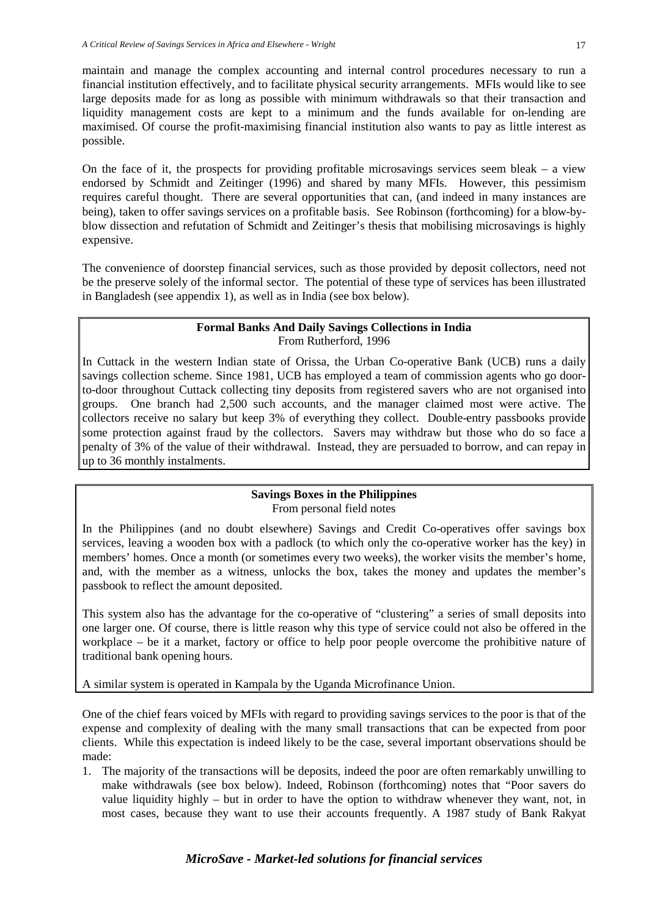maintain and manage the complex accounting and internal control procedures necessary to run a financial institution effectively, and to facilitate physical security arrangements. MFIs would like to see large deposits made for as long as possible with minimum withdrawals so that their transaction and liquidity management costs are kept to a minimum and the funds available for on-lending are maximised. Of course the profit-maximising financial institution also wants to pay as little interest as possible.

On the face of it, the prospects for providing profitable microsavings services seem bleak – a view endorsed by Schmidt and Zeitinger (1996) and shared by many MFIs. However, this pessimism requires careful thought. There are several opportunities that can, (and indeed in many instances are being), taken to offer savings services on a profitable basis. See Robinson (forthcoming) for a blow-by-blow dissection and refutation of Schmidt and Zeitinger's thesis that mobilising microsavings is highly expensive.

The convenience of doorstep financial services, such as those provided by deposit collectors, need not be the preserve solely of the informal sector. The potential of these type of services has been illustrated in Bangladesh (see appendix 1), as well as in India (see box below).

> **Formal Banks And Daily Savings Collections in India**
> From Rutherford, 1996
>
> In Cuttack in the western Indian state of Orissa, the Urban Co-operative Bank (UCB) runs a daily savings collection scheme. Since 1981, UCB has employed a team of commission agents who go door-to-door throughout Cuttack collecting tiny deposits from registered savers who are not organised into groups. One branch had 2,500 such accounts, and the manager claimed most were active. The collectors receive no salary but keep 3% of everything they collect. Double-entry passbooks provide some protection against fraud by the collectors. Savers may withdraw but those who do so face a penalty of 3% of the value of their withdrawal. Instead, they are persuaded to borrow, and can repay in up to 36 monthly instalments.

> **Savings Boxes in the Philippines**
> From personal field notes
>
> In the Philippines (and no doubt elsewhere) Savings and Credit Co-operatives offer savings box services, leaving a wooden box with a padlock (to which only the co-operative worker has the key) in members' homes. Once a month (or sometimes every two weeks), the worker visits the member's home, and, with the member as a witness, unlocks the box, takes the money and updates the member's passbook to reflect the amount deposited.
>
> This system also has the advantage for the co-operative of "clustering" a series of small deposits into one larger one. Of course, there is little reason why this type of service could not also be offered in the workplace – be it a market, factory or office to help poor people overcome the prohibitive nature of traditional bank opening hours.
>
> A similar system is operated in Kampala by the Uganda Microfinance Union.

One of the chief fears voiced by MFIs with regard to providing savings services to the poor is that of the expense and complexity of dealing with the many small transactions that can be expected from poor clients. While this expectation is indeed likely to be the case, several important observations should be made:

1. The majority of the transactions will be deposits, indeed the poor are often remarkably unwilling to make withdrawals (see box below). Indeed, Robinson (forthcoming) notes that "Poor savers do value liquidity highly – but in order to have the option to withdraw whenever they want, not, in most cases, because they want to use their accounts frequently. A 1987 study of Bank Rakyat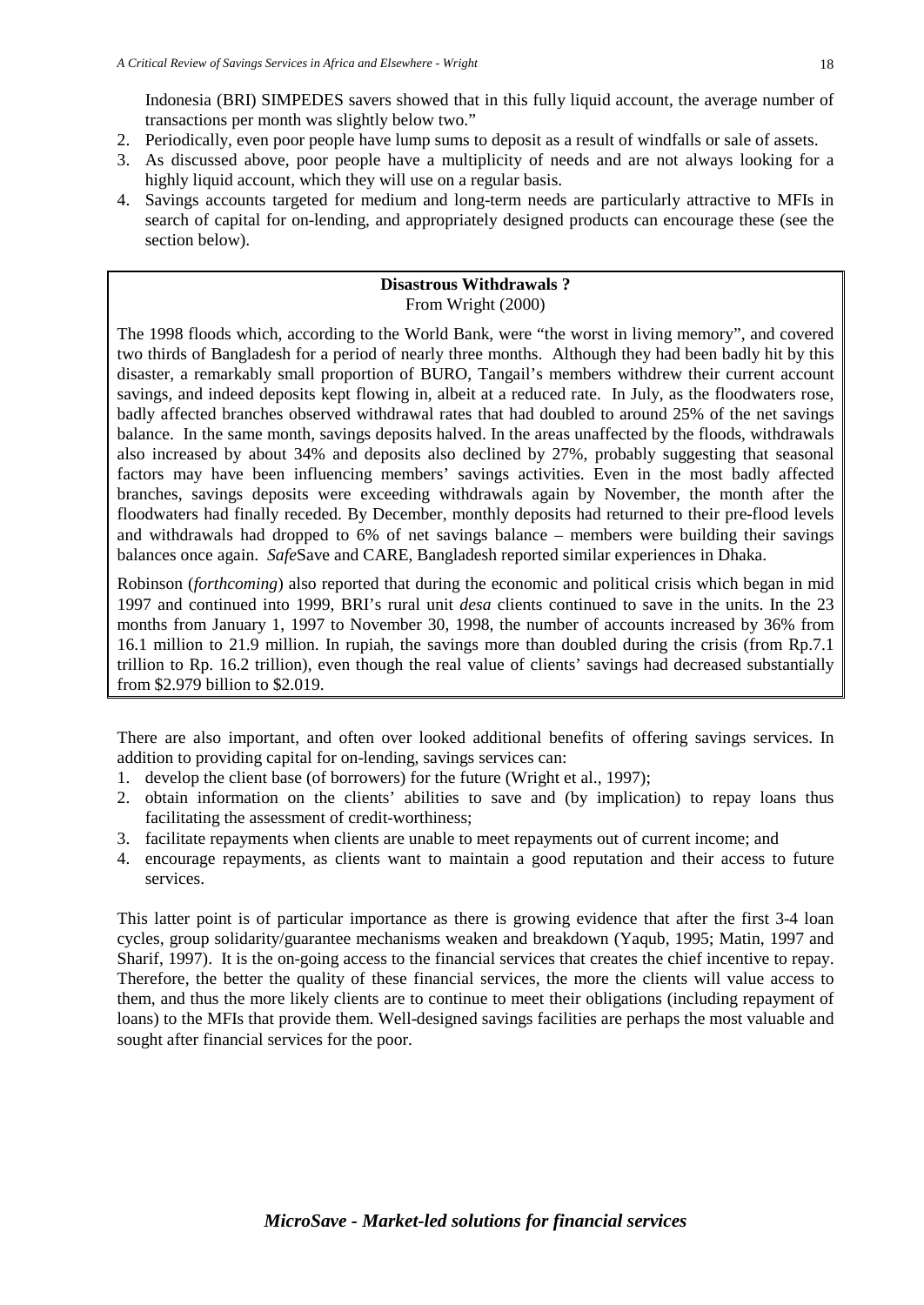Indonesia (BRI) SIMPEDES savers showed that in this fully liquid account, the average number of transactions per month was slightly below two."

2. Periodically, even poor people have lump sums to deposit as a result of windfalls or sale of assets.
3. As discussed above, poor people have a multiplicity of needs and are not always looking for a highly liquid account, which they will use on a regular basis.
4. Savings accounts targeted for medium and long-term needs are particularly attractive to MFIs in search of capital for on-lending, and appropriately designed products can encourage these (see the section below).

**Disastrous Withdrawals ?**
From Wright (2000)

The 1998 floods which, according to the World Bank, were "the worst in living memory", and covered two thirds of Bangladesh for a period of nearly three months. Although they had been badly hit by this disaster, a remarkably small proportion of BURO, Tangail's members withdrew their current account savings, and indeed deposits kept flowing in, albeit at a reduced rate. In July, as the floodwaters rose, badly affected branches observed withdrawal rates that had doubled to around 25% of the net savings balance. In the same month, savings deposits halved. In the areas unaffected by the floods, withdrawals also increased by about 34% and deposits also declined by 27%, probably suggesting that seasonal factors may have been influencing members' savings activities. Even in the most badly affected branches, savings deposits were exceeding withdrawals again by November, the month after the floodwaters had finally receded. By December, monthly deposits had returned to their pre-flood levels and withdrawals had dropped to 6% of net savings balance – members were building their savings balances once again. *Safe*Save and CARE, Bangladesh reported similar experiences in Dhaka.

Robinson (*forthcoming*) also reported that during the economic and political crisis which began in mid 1997 and continued into 1999, BRI's rural unit *desa* clients continued to save in the units. In the 23 months from January 1, 1997 to November 30, 1998, the number of accounts increased by 36% from 16.1 million to 21.9 million. In rupiah, the savings more than doubled during the crisis (from Rp.7.1 trillion to Rp. 16.2 trillion), even though the real value of clients' savings had decreased substantially from $2.979 billion to $2.019.

There are also important, and often over looked additional benefits of offering savings services. In addition to providing capital for on-lending, savings services can:

1. develop the client base (of borrowers) for the future (Wright et al., 1997);
2. obtain information on the clients' abilities to save and (by implication) to repay loans thus facilitating the assessment of credit-worthiness;
3. facilitate repayments when clients are unable to meet repayments out of current income; and
4. encourage repayments, as clients want to maintain a good reputation and their access to future services.

This latter point is of particular importance as there is growing evidence that after the first 3-4 loan cycles, group solidarity/guarantee mechanisms weaken and breakdown (Yaqub, 1995; Matin, 1997 and Sharif, 1997). It is the on-going access to the financial services that creates the chief incentive to repay. Therefore, the better the quality of these financial services, the more the clients will value access to them, and thus the more likely clients are to continue to meet their obligations (including repayment of loans) to the MFIs that provide them. Well-designed savings facilities are perhaps the most valuable and sought after financial services for the poor.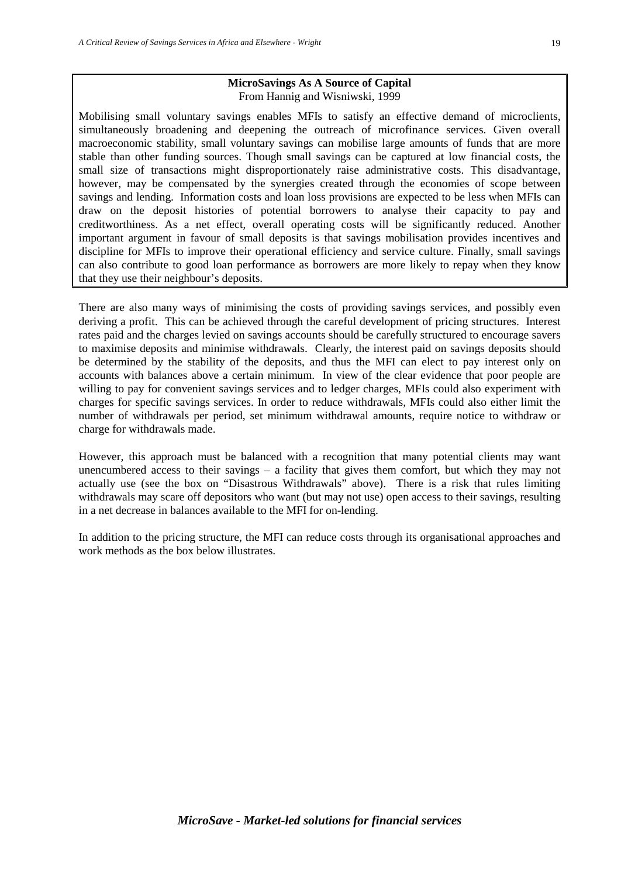**MicroSavings As A Source of Capital**
From Hannig and Wisniwski, 1999

Mobilising small voluntary savings enables MFIs to satisfy an effective demand of microclients, simultaneously broadening and deepening the outreach of microfinance services. Given overall macroeconomic stability, small voluntary savings can mobilise large amounts of funds that are more stable than other funding sources. Though small savings can be captured at low financial costs, the small size of transactions might disproportionately raise administrative costs. This disadvantage, however, may be compensated by the synergies created through the economies of scope between savings and lending. Information costs and loan loss provisions are expected to be less when MFIs can draw on the deposit histories of potential borrowers to analyse their capacity to pay and creditworthiness. As a net effect, overall operating costs will be significantly reduced. Another important argument in favour of small deposits is that savings mobilisation provides incentives and discipline for MFIs to improve their operational efficiency and service culture. Finally, small savings can also contribute to good loan performance as borrowers are more likely to repay when they know that they use their neighbour's deposits.

There are also many ways of minimising the costs of providing savings services, and possibly even deriving a profit. This can be achieved through the careful development of pricing structures. Interest rates paid and the charges levied on savings accounts should be carefully structured to encourage savers to maximise deposits and minimise withdrawals. Clearly, the interest paid on savings deposits should be determined by the stability of the deposits, and thus the MFI can elect to pay interest only on accounts with balances above a certain minimum. In view of the clear evidence that poor people are willing to pay for convenient savings services and to ledger charges, MFIs could also experiment with charges for specific savings services. In order to reduce withdrawals, MFIs could also either limit the number of withdrawals per period, set minimum withdrawal amounts, require notice to withdraw or charge for withdrawals made.

However, this approach must be balanced with a recognition that many potential clients may want unencumbered access to their savings – a facility that gives them comfort, but which they may not actually use (see the box on "Disastrous Withdrawals" above). There is a risk that rules limiting withdrawals may scare off depositors who want (but may not use) open access to their savings, resulting in a net decrease in balances available to the MFI for on-lending.

In addition to the pricing structure, the MFI can reduce costs through its organisational approaches and work methods as the box below illustrates.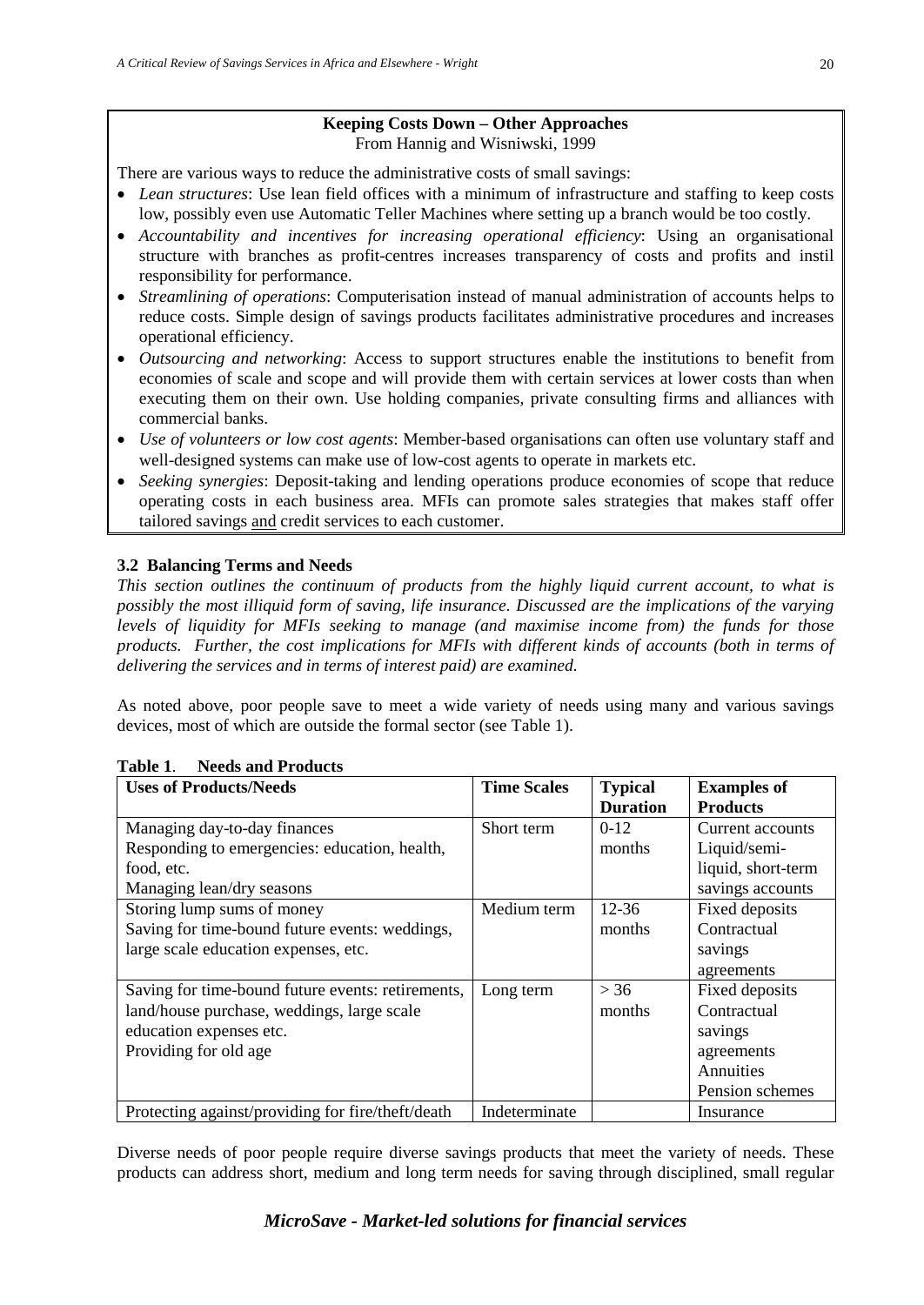**Keeping Costs Down – Other Approaches**
From Hannig and Wisniwski, 1999

There are various ways to reduce the administrative costs of small savings:

- *Lean structures*: Use lean field offices with a minimum of infrastructure and staffing to keep costs low, possibly even use Automatic Teller Machines where setting up a branch would be too costly.
- *Accountability and incentives for increasing operational efficiency*: Using an organisational structure with branches as profit-centres increases transparency of costs and profits and instil responsibility for performance.
- *Streamlining of operations*: Computerisation instead of manual administration of accounts helps to reduce costs. Simple design of savings products facilitates administrative procedures and increases operational efficiency.
- *Outsourcing and networking*: Access to support structures enable the institutions to benefit from economies of scale and scope and will provide them with certain services at lower costs than when executing them on their own. Use holding companies, private consulting firms and alliances with commercial banks.
- *Use of volunteers or low cost agents*: Member-based organisations can often use voluntary staff and well-designed systems can make use of low-cost agents to operate in markets etc.
- *Seeking synergies*: Deposit-taking and lending operations produce economies of scope that reduce operating costs in each business area. MFIs can promote sales strategies that makes staff offer tailored savings and credit services to each customer.

### 3.2 Balancing Terms and Needs

*This section outlines the continuum of products from the highly liquid current account, to what is possibly the most illiquid form of saving, life insurance. Discussed are the implications of the varying levels of liquidity for MFIs seeking to manage (and maximise income from) the funds for those products. Further, the cost implications for MFIs with different kinds of accounts (both in terms of delivering the services and in terms of interest paid) are examined.*

As noted above, poor people save to meet a wide variety of needs using many and various savings devices, most of which are outside the formal sector (see Table 1).

**Table 1. Needs and Products**

| Uses of Products/Needs | Time Scales | Typical Duration | Examples of Products |
|---|---|---|---|
| Managing day-to-day finances<br>Responding to emergencies: education, health, food, etc.<br>Managing lean/dry seasons | Short term | 0-12 months | Current accounts<br>Liquid/semi-liquid, short-term savings accounts |
| Storing lump sums of money<br>Saving for time-bound future events: weddings, large scale education expenses, etc. | Medium term | 12-36 months | Fixed deposits<br>Contractual savings agreements |
| Saving for time-bound future events: retirements, land/house purchase, weddings, large scale education expenses etc.<br>Providing for old age | Long term | > 36 months | Fixed deposits<br>Contractual savings agreements<br>Annuities<br>Pension schemes |
| Protecting against/providing for fire/theft/death | Indeterminate | | Insurance |

Diverse needs of poor people require diverse savings products that meet the variety of needs. These products can address short, medium and long term needs for saving through disciplined, small regular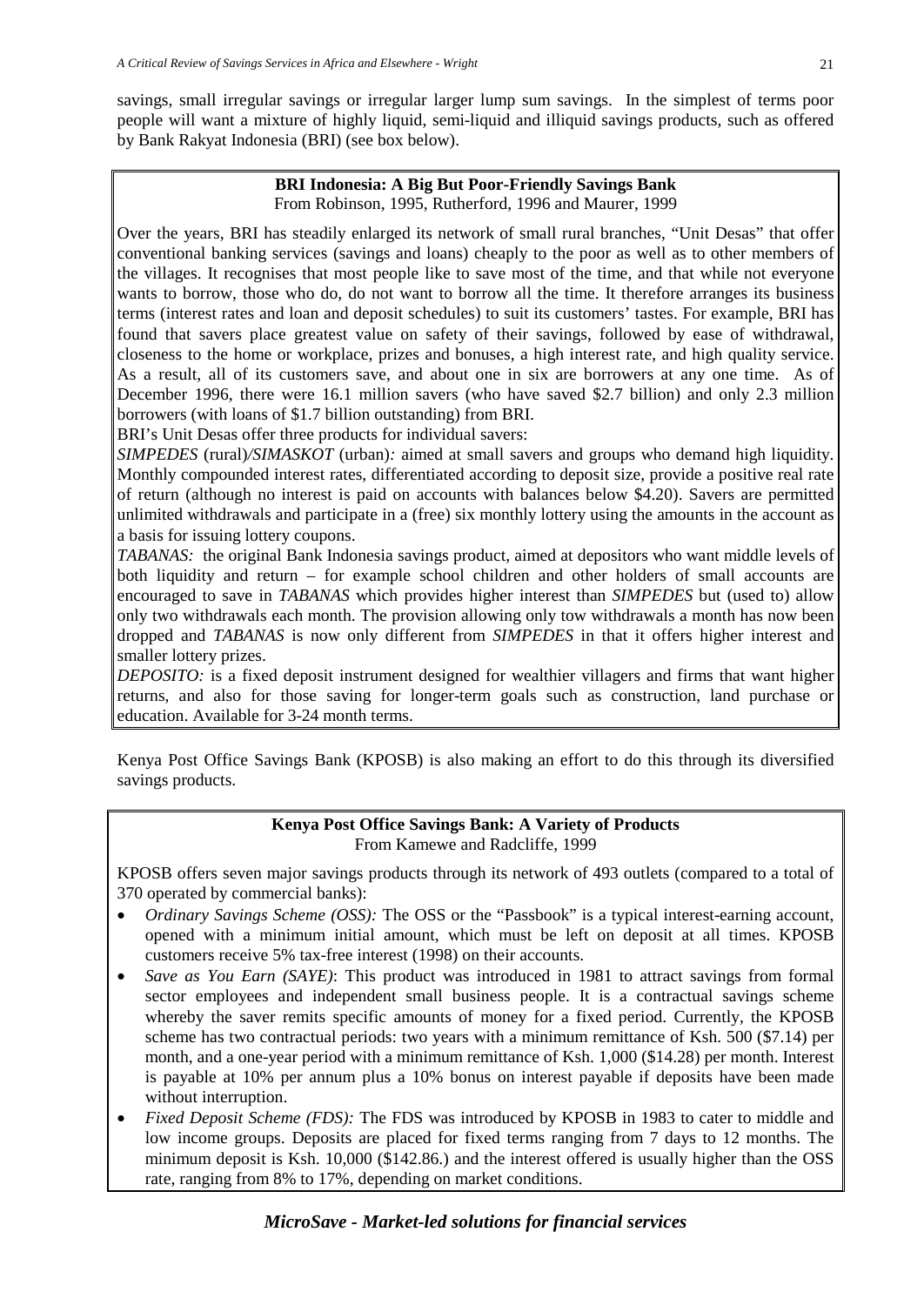savings, small irregular savings or irregular larger lump sum savings. In the simplest of terms poor people will want a mixture of highly liquid, semi-liquid and illiquid savings products, such as offered by Bank Rakyat Indonesia (BRI) (see box below).

**BRI Indonesia: A Big But Poor-Friendly Savings Bank**
From Robinson, 1995, Rutherford, 1996 and Maurer, 1999

Over the years, BRI has steadily enlarged its network of small rural branches, "Unit Desas" that offer conventional banking services (savings and loans) cheaply to the poor as well as to other members of the villages. It recognises that most people like to save most of the time, and that while not everyone wants to borrow, those who do, do not want to borrow all the time. It therefore arranges its business terms (interest rates and loan and deposit schedules) to suit its customers' tastes. For example, BRI has found that savers place greatest value on safety of their savings, followed by ease of withdrawal, closeness to the home or workplace, prizes and bonuses, a high interest rate, and high quality service. As a result, all of its customers save, and about one in six are borrowers at any one time. As of December 1996, there were 16.1 million savers (who have saved $2.7 billion) and only 2.3 million borrowers (with loans of $1.7 billion outstanding) from BRI.

BRI's Unit Desas offer three products for individual savers:

*SIMPEDES* (rural)/*SIMASKOT* (urban)*:* aimed at small savers and groups who demand high liquidity. Monthly compounded interest rates, differentiated according to deposit size, provide a positive real rate of return (although no interest is paid on accounts with balances below $4.20). Savers are permitted unlimited withdrawals and participate in a (free) six monthly lottery using the amounts in the account as a basis for issuing lottery coupons.

*TABANAS:* the original Bank Indonesia savings product, aimed at depositors who want middle levels of both liquidity and return – for example school children and other holders of small accounts are encouraged to save in *TABANAS* which provides higher interest than *SIMPEDES* but (used to) allow only two withdrawals each month. The provision allowing only tow withdrawals a month has now been dropped and *TABANAS* is now only different from *SIMPEDES* in that it offers higher interest and smaller lottery prizes.

*DEPOSITO:* is a fixed deposit instrument designed for wealthier villagers and firms that want higher returns, and also for those saving for longer-term goals such as construction, land purchase or education. Available for 3-24 month terms.

Kenya Post Office Savings Bank (KPOSB) is also making an effort to do this through its diversified savings products.

**Kenya Post Office Savings Bank: A Variety of Products**
From Kamewe and Radcliffe, 1999

KPOSB offers seven major savings products through its network of 493 outlets (compared to a total of 370 operated by commercial banks):

- *Ordinary Savings Scheme (OSS):* The OSS or the "Passbook" is a typical interest-earning account, opened with a minimum initial amount, which must be left on deposit at all times. KPOSB customers receive 5% tax-free interest (1998) on their accounts.
- *Save as You Earn (SAYE)*: This product was introduced in 1981 to attract savings from formal sector employees and independent small business people. It is a contractual savings scheme whereby the saver remits specific amounts of money for a fixed period. Currently, the KPOSB scheme has two contractual periods: two years with a minimum remittance of Ksh. 500 ($7.14) per month, and a one-year period with a minimum remittance of Ksh. 1,000 ($14.28) per month. Interest is payable at 10% per annum plus a 10% bonus on interest payable if deposits have been made without interruption.
- *Fixed Deposit Scheme (FDS):* The FDS was introduced by KPOSB in 1983 to cater to middle and low income groups. Deposits are placed for fixed terms ranging from 7 days to 12 months. The minimum deposit is Ksh. 10,000 ($142.86.) and the interest offered is usually higher than the OSS rate, ranging from 8% to 17%, depending on market conditions.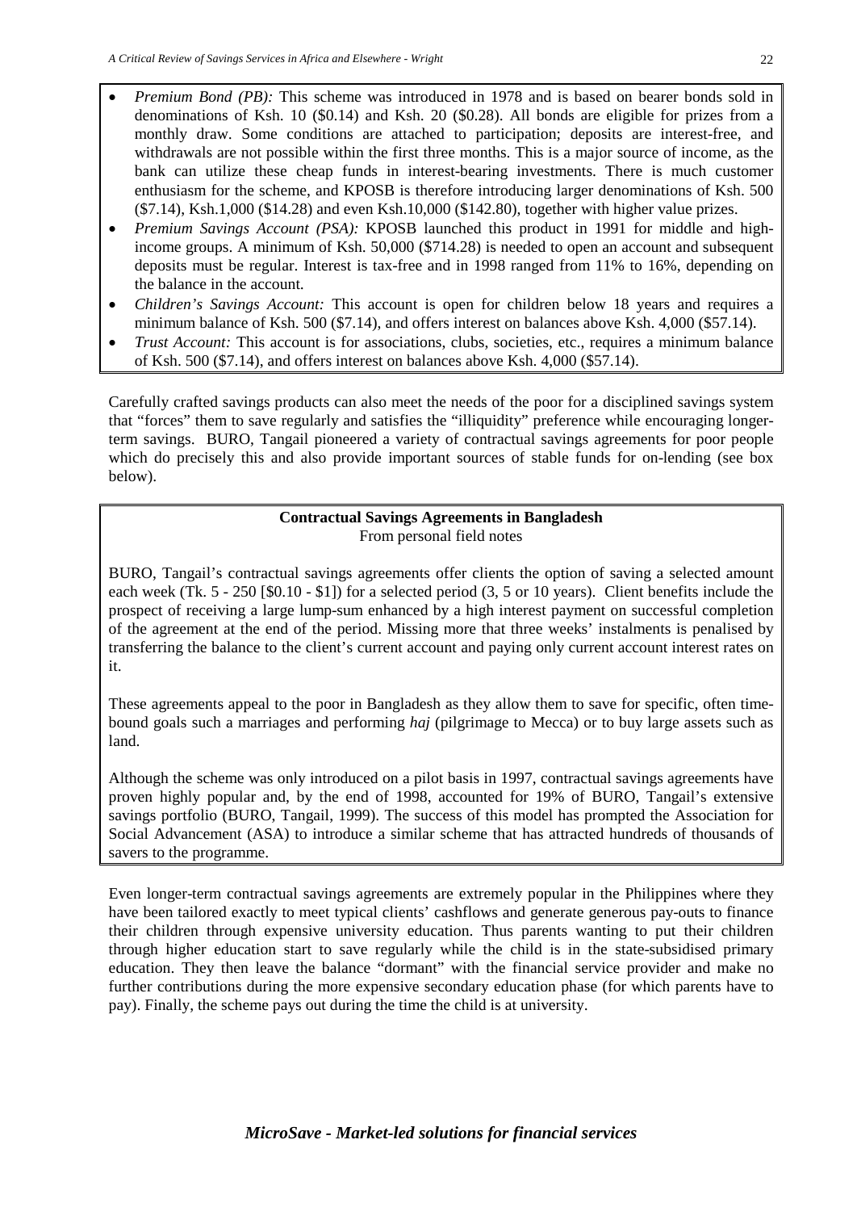- *Premium Bond (PB):* This scheme was introduced in 1978 and is based on bearer bonds sold in denominations of Ksh. 10 ($0.14) and Ksh. 20 ($0.28). All bonds are eligible for prizes from a monthly draw. Some conditions are attached to participation; deposits are interest-free, and withdrawals are not possible within the first three months. This is a major source of income, as the bank can utilize these cheap funds in interest-bearing investments. There is much customer enthusiasm for the scheme, and KPOSB is therefore introducing larger denominations of Ksh. 500 ($7.14), Ksh.1,000 ($14.28) and even Ksh.10,000 ($142.80), together with higher value prizes.
- *Premium Savings Account (PSA):* KPOSB launched this product in 1991 for middle and high-income groups. A minimum of Ksh. 50,000 ($714.28) is needed to open an account and subsequent deposits must be regular. Interest is tax-free and in 1998 ranged from 11% to 16%, depending on the balance in the account.
- *Children's Savings Account:* This account is open for children below 18 years and requires a minimum balance of Ksh. 500 ($7.14), and offers interest on balances above Ksh. 4,000 ($57.14).
- *Trust Account:* This account is for associations, clubs, societies, etc., requires a minimum balance of Ksh. 500 ($7.14), and offers interest on balances above Ksh. 4,000 ($57.14).

Carefully crafted savings products can also meet the needs of the poor for a disciplined savings system that "forces" them to save regularly and satisfies the "illiquidity" preference while encouraging longer-term savings. BURO, Tangail pioneered a variety of contractual savings agreements for poor people which do precisely this and also provide important sources of stable funds for on-lending (see box below).

**Contractual Savings Agreements in Bangladesh**
From personal field notes

BURO, Tangail's contractual savings agreements offer clients the option of saving a selected amount each week (Tk. 5 - 250 [$0.10 - $1]) for a selected period (3, 5 or 10 years). Client benefits include the prospect of receiving a large lump-sum enhanced by a high interest payment on successful completion of the agreement at the end of the period. Missing more that three weeks' instalments is penalised by transferring the balance to the client's current account and paying only current account interest rates on it.

These agreements appeal to the poor in Bangladesh as they allow them to save for specific, often time-bound goals such a marriages and performing *haj* (pilgrimage to Mecca) or to buy large assets such as land.

Although the scheme was only introduced on a pilot basis in 1997, contractual savings agreements have proven highly popular and, by the end of 1998, accounted for 19% of BURO, Tangail's extensive savings portfolio (BURO, Tangail, 1999). The success of this model has prompted the Association for Social Advancement (ASA) to introduce a similar scheme that has attracted hundreds of thousands of savers to the programme.

Even longer-term contractual savings agreements are extremely popular in the Philippines where they have been tailored exactly to meet typical clients' cashflows and generate generous pay-outs to finance their children through expensive university education. Thus parents wanting to put their children through higher education start to save regularly while the child is in the state-subsidised primary education. They then leave the balance "dormant" with the financial service provider and make no further contributions during the more expensive secondary education phase (for which parents have to pay). Finally, the scheme pays out during the time the child is at university.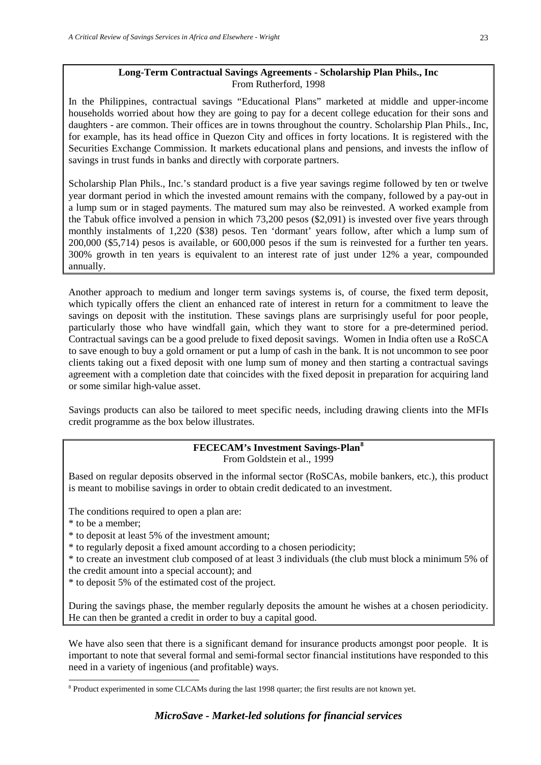**Long-Term Contractual Savings Agreements - Scholarship Plan Phils., Inc**
From Rutherford, 1998

In the Philippines, contractual savings "Educational Plans" marketed at middle and upper-income households worried about how they are going to pay for a decent college education for their sons and daughters - are common. Their offices are in towns throughout the country. Scholarship Plan Phils., Inc, for example, has its head office in Quezon City and offices in forty locations. It is registered with the Securities Exchange Commission. It markets educational plans and pensions, and invests the inflow of savings in trust funds in banks and directly with corporate partners.

Scholarship Plan Phils., Inc.'s standard product is a five year savings regime followed by ten or twelve year dormant period in which the invested amount remains with the company, followed by a pay-out in a lump sum or in staged payments. The matured sum may also be reinvested. A worked example from the Tabuk office involved a pension in which 73,200 pesos ($2,091) is invested over five years through monthly instalments of 1,220 ($38) pesos. Ten 'dormant' years follow, after which a lump sum of 200,000 ($5,714) pesos is available, or 600,000 pesos if the sum is reinvested for a further ten years. 300% growth in ten years is equivalent to an interest rate of just under 12% a year, compounded annually.

Another approach to medium and longer term savings systems is, of course, the fixed term deposit, which typically offers the client an enhanced rate of interest in return for a commitment to leave the savings on deposit with the institution. These savings plans are surprisingly useful for poor people, particularly those who have windfall gain, which they want to store for a pre-determined period. Contractual savings can be a good prelude to fixed deposit savings. Women in India often use a RoSCA to save enough to buy a gold ornament or put a lump of cash in the bank. It is not uncommon to see poor clients taking out a fixed deposit with one lump sum of money and then starting a contractual savings agreement with a completion date that coincides with the fixed deposit in preparation for acquiring land or some similar high-value asset.

Savings products can also be tailored to meet specific needs, including drawing clients into the MFIs credit programme as the box below illustrates.

**FECECAM's Investment Savings-Plan**[8]
From Goldstein et al., 1999

Based on regular deposits observed in the informal sector (RoSCAs, mobile bankers, etc.), this product is meant to mobilise savings in order to obtain credit dedicated to an investment.

The conditions required to open a plan are:
* to be a member;
* to deposit at least 5% of the investment amount;
* to regularly deposit a fixed amount according to a chosen periodicity;
* to create an investment club composed of at least 3 individuals (the club must block a minimum 5% of the credit amount into a special account); and
* to deposit 5% of the estimated cost of the project.

During the savings phase, the member regularly deposits the amount he wishes at a chosen periodicity. He can then be granted a credit in order to buy a capital good.

We have also seen that there is a significant demand for insurance products amongst poor people. It is important to note that several formal and semi-formal sector financial institutions have responded to this need in a variety of ingenious (and profitable) ways.

[8] Product experimented in some CLCAMs during the last 1998 quarter; the first results are not known yet.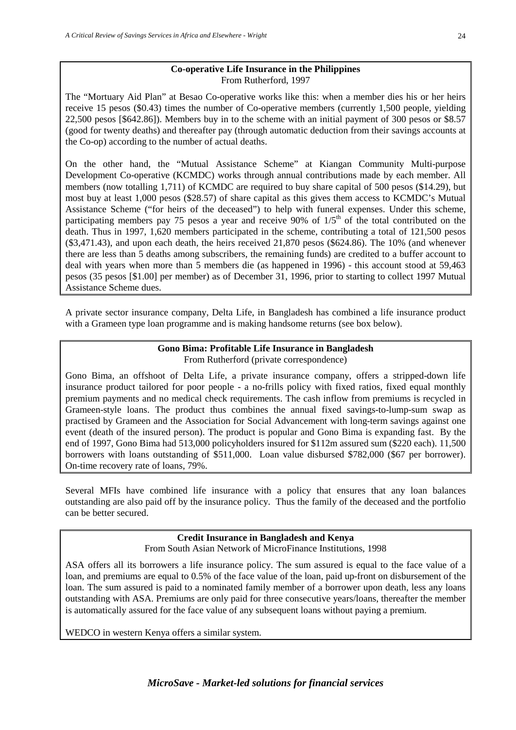**Co-operative Life Insurance in the Philippines**
From Rutherford, 1997

The "Mortuary Aid Plan" at Besao Co-operative works like this: when a member dies his or her heirs receive 15 pesos ($0.43) times the number of Co-operative members (currently 1,500 people, yielding 22,500 pesos [$642.86]). Members buy in to the scheme with an initial payment of 300 pesos or $8.57 (good for twenty deaths) and thereafter pay (through automatic deduction from their savings accounts at the Co-op) according to the number of actual deaths.

On the other hand, the "Mutual Assistance Scheme" at Kiangan Community Multi-purpose Development Co-operative (KCMDC) works through annual contributions made by each member. All members (now totalling 1,711) of KCMDC are required to buy share capital of 500 pesos ($14.29), but most buy at least 1,000 pesos ($28.57) of share capital as this gives them access to KCMDC's Mutual Assistance Scheme ("for heirs of the deceased") to help with funeral expenses. Under this scheme, participating members pay 75 pesos a year and receive 90% of 1/5th of the total contributed on the death. Thus in 1997, 1,620 members participated in the scheme, contributing a total of 121,500 pesos ($3,471.43), and upon each death, the heirs received 21,870 pesos ($624.86). The 10% (and whenever there are less than 5 deaths among subscribers, the remaining funds) are credited to a buffer account to deal with years when more than 5 members die (as happened in 1996) - this account stood at 59,463 pesos (35 pesos [$1.00] per member) as of December 31, 1996, prior to starting to collect 1997 Mutual Assistance Scheme dues.

A private sector insurance company, Delta Life, in Bangladesh has combined a life insurance product with a Grameen type loan programme and is making handsome returns (see box below).

**Gono Bima: Profitable Life Insurance in Bangladesh**
From Rutherford (private correspondence)

Gono Bima, an offshoot of Delta Life, a private insurance company, offers a stripped-down life insurance product tailored for poor people - a no-frills policy with fixed ratios, fixed equal monthly premium payments and no medical check requirements. The cash inflow from premiums is recycled in Grameen-style loans. The product thus combines the annual fixed savings-to-lump-sum swap as practised by Grameen and the Association for Social Advancement with long-term savings against one event (death of the insured person). The product is popular and Gono Bima is expanding fast. By the end of 1997, Gono Bima had 513,000 policyholders insured for $112m assured sum ($220 each). 11,500 borrowers with loans outstanding of $511,000. Loan value disbursed $782,000 ($67 per borrower). On-time recovery rate of loans, 79%.

Several MFIs have combined life insurance with a policy that ensures that any loan balances outstanding are also paid off by the insurance policy. Thus the family of the deceased and the portfolio can be better secured.

**Credit Insurance in Bangladesh and Kenya**
From South Asian Network of MicroFinance Institutions, 1998

ASA offers all its borrowers a life insurance policy. The sum assured is equal to the face value of a loan, and premiums are equal to 0.5% of the face value of the loan, paid up-front on disbursement of the loan. The sum assured is paid to a nominated family member of a borrower upon death, less any loans outstanding with ASA. Premiums are only paid for three consecutive years/loans, thereafter the member is automatically assured for the face value of any subsequent loans without paying a premium.

WEDCO in western Kenya offers a similar system.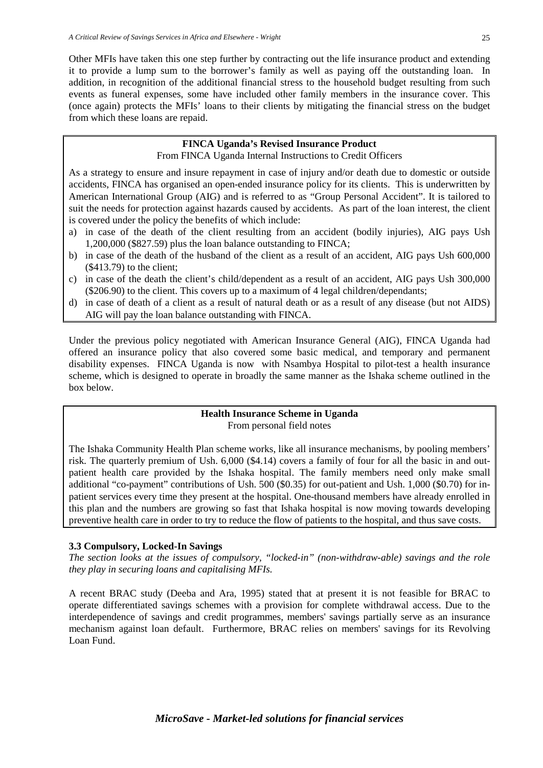Other MFIs have taken this one step further by contracting out the life insurance product and extending it to provide a lump sum to the borrower's family as well as paying off the outstanding loan. In addition, in recognition of the additional financial stress to the household budget resulting from such events as funeral expenses, some have included other family members in the insurance cover. This (once again) protects the MFIs' loans to their clients by mitigating the financial stress on the budget from which these loans are repaid.

> **FINCA Uganda's Revised Insurance Product**
> From FINCA Uganda Internal Instructions to Credit Officers
>
> As a strategy to ensure and insure repayment in case of injury and/or death due to domestic or outside accidents, FINCA has organised an open-ended insurance policy for its clients. This is underwritten by American International Group (AIG) and is referred to as "Group Personal Accident". It is tailored to suit the needs for protection against hazards caused by accidents. As part of the loan interest, the client is covered under the policy the benefits of which include:
>
> a) in case of the death of the client resulting from an accident (bodily injuries), AIG pays Ush 1,200,000 ($827.59) plus the loan balance outstanding to FINCA;
> b) in case of the death of the husband of the client as a result of an accident, AIG pays Ush 600,000 ($413.79) to the client;
> c) in case of the death the client's child/dependent as a result of an accident, AIG pays Ush 300,000 ($206.90) to the client. This covers up to a maximum of 4 legal children/dependants;
> d) in case of death of a client as a result of natural death or as a result of any disease (but not AIDS) AIG will pay the loan balance outstanding with FINCA.

Under the previous policy negotiated with American Insurance General (AIG), FINCA Uganda had offered an insurance policy that also covered some basic medical, and temporary and permanent disability expenses. FINCA Uganda is now with Nsambya Hospital to pilot-test a health insurance scheme, which is designed to operate in broadly the same manner as the Ishaka scheme outlined in the box below.

> **Health Insurance Scheme in Uganda**
> From personal field notes
>
> The Ishaka Community Health Plan scheme works, like all insurance mechanisms, by pooling members' risk. The quarterly premium of Ush. 6,000 ($4.14) covers a family of four for all the basic in and out-patient health care provided by the Ishaka hospital. The family members need only make small additional "co-payment" contributions of Ush. 500 ($0.35) for out-patient and Ush. 1,000 ($0.70) for in-patient services every time they present at the hospital. One-thousand members have already enrolled in this plan and the numbers are growing so fast that Ishaka hospital is now moving towards developing preventive health care in order to try to reduce the flow of patients to the hospital, and thus save costs.

### 3.3 Compulsory, Locked-In Savings

*The section looks at the issues of compulsory, "locked-in" (non-withdraw-able) savings and the role they play in securing loans and capitalising MFIs.*

A recent BRAC study (Deeba and Ara, 1995) stated that at present it is not feasible for BRAC to operate differentiated savings schemes with a provision for complete withdrawal access. Due to the interdependence of savings and credit programmes, members' savings partially serve as an insurance mechanism against loan default. Furthermore, BRAC relies on members' savings for its Revolving Loan Fund.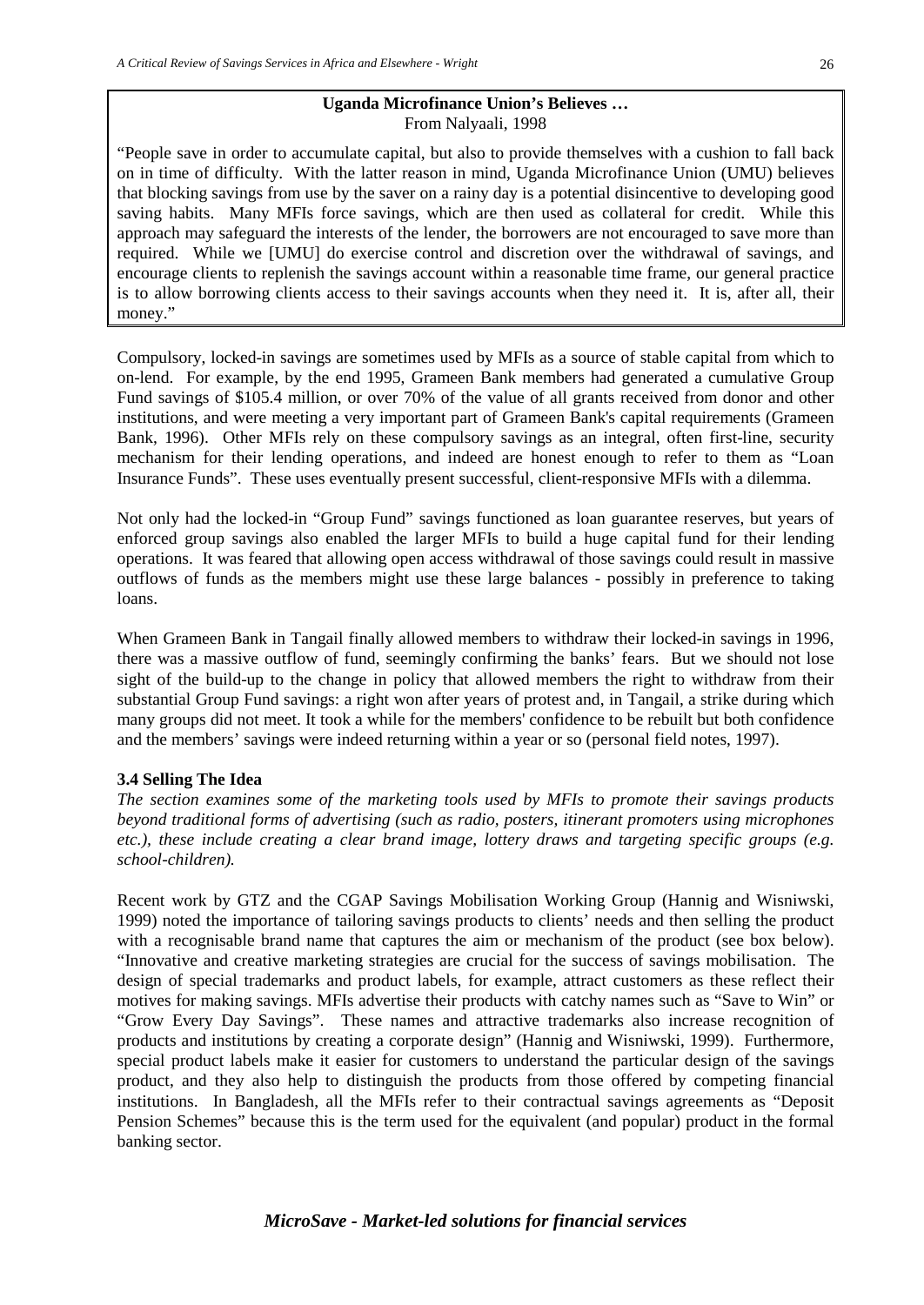> **Uganda Microfinance Union's Believes …**
> From Nalyaali, 1998
>
> "People save in order to accumulate capital, but also to provide themselves with a cushion to fall back on in time of difficulty. With the latter reason in mind, Uganda Microfinance Union (UMU) believes that blocking savings from use by the saver on a rainy day is a potential disincentive to developing good saving habits. Many MFIs force savings, which are then used as collateral for credit. While this approach may safeguard the interests of the lender, the borrowers are not encouraged to save more than required. While we [UMU] do exercise control and discretion over the withdrawal of savings, and encourage clients to replenish the savings account within a reasonable time frame, our general practice is to allow borrowing clients access to their savings accounts when they need it. It is, after all, their money."

Compulsory, locked-in savings are sometimes used by MFIs as a source of stable capital from which to on-lend. For example, by the end 1995, Grameen Bank members had generated a cumulative Group Fund savings of $105.4 million, or over 70% of the value of all grants received from donor and other institutions, and were meeting a very important part of Grameen Bank's capital requirements (Grameen Bank, 1996). Other MFIs rely on these compulsory savings as an integral, often first-line, security mechanism for their lending operations, and indeed are honest enough to refer to them as "Loan Insurance Funds". These uses eventually present successful, client-responsive MFIs with a dilemma.

Not only had the locked-in "Group Fund" savings functioned as loan guarantee reserves, but years of enforced group savings also enabled the larger MFIs to build a huge capital fund for their lending operations. It was feared that allowing open access withdrawal of those savings could result in massive outflows of funds as the members might use these large balances - possibly in preference to taking loans.

When Grameen Bank in Tangail finally allowed members to withdraw their locked-in savings in 1996, there was a massive outflow of fund, seemingly confirming the banks' fears. But we should not lose sight of the build-up to the change in policy that allowed members the right to withdraw from their substantial Group Fund savings: a right won after years of protest and, in Tangail, a strike during which many groups did not meet. It took a while for the members' confidence to be rebuilt but both confidence and the members' savings were indeed returning within a year or so (personal field notes, 1997).

### 3.4 Selling The Idea

*The section examines some of the marketing tools used by MFIs to promote their savings products beyond traditional forms of advertising (such as radio, posters, itinerant promoters using microphones etc.), these include creating a clear brand image, lottery draws and targeting specific groups (e.g. school-children).*

Recent work by GTZ and the CGAP Savings Mobilisation Working Group (Hannig and Wisniwski, 1999) noted the importance of tailoring savings products to clients' needs and then selling the product with a recognisable brand name that captures the aim or mechanism of the product (see box below). "Innovative and creative marketing strategies are crucial for the success of savings mobilisation. The design of special trademarks and product labels, for example, attract customers as these reflect their motives for making savings. MFIs advertise their products with catchy names such as "Save to Win" or "Grow Every Day Savings". These names and attractive trademarks also increase recognition of products and institutions by creating a corporate design" (Hannig and Wisniwski, 1999). Furthermore, special product labels make it easier for customers to understand the particular design of the savings product, and they also help to distinguish the products from those offered by competing financial institutions. In Bangladesh, all the MFIs refer to their contractual savings agreements as "Deposit Pension Schemes" because this is the term used for the equivalent (and popular) product in the formal banking sector.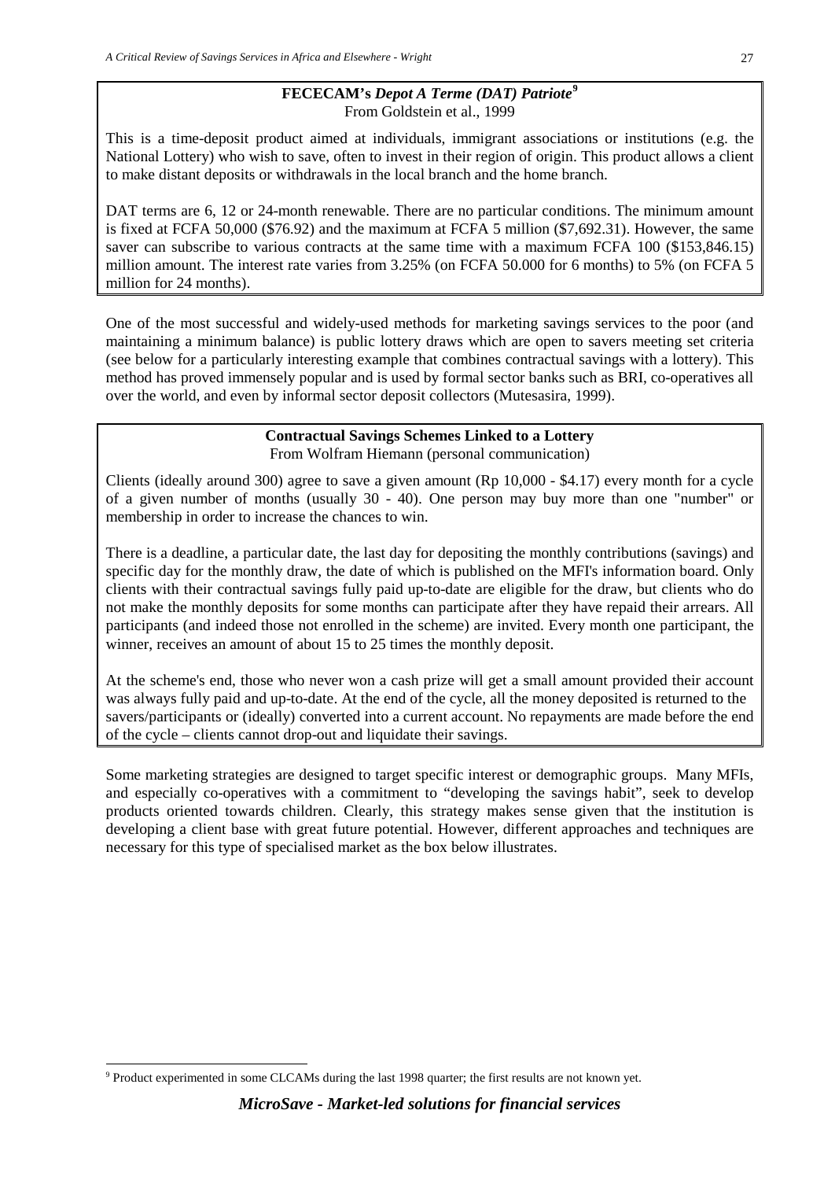**FECECAM's *Depot A Terme (DAT) Patriote*[9]**
From Goldstein et al., 1999

This is a time-deposit product aimed at individuals, immigrant associations or institutions (e.g. the National Lottery) who wish to save, often to invest in their region of origin. This product allows a client to make distant deposits or withdrawals in the local branch and the home branch.

DAT terms are 6, 12 or 24-month renewable. There are no particular conditions. The minimum amount is fixed at FCFA 50,000 ($76.92) and the maximum at FCFA 5 million ($7,692.31). However, the same saver can subscribe to various contracts at the same time with a maximum FCFA 100 ($153,846.15) million amount. The interest rate varies from 3.25% (on FCFA 50.000 for 6 months) to 5% (on FCFA 5 million for 24 months).

One of the most successful and widely-used methods for marketing savings services to the poor (and maintaining a minimum balance) is public lottery draws which are open to savers meeting set criteria (see below for a particularly interesting example that combines contractual savings with a lottery). This method has proved immensely popular and is used by formal sector banks such as BRI, co-operatives all over the world, and even by informal sector deposit collectors (Mutesasira, 1999).

**Contractual Savings Schemes Linked to a Lottery**
From Wolfram Hiemann (personal communication)

Clients (ideally around 300) agree to save a given amount (Rp 10,000 - $4.17) every month for a cycle of a given number of months (usually 30 - 40). One person may buy more than one "number" or membership in order to increase the chances to win.

There is a deadline, a particular date, the last day for depositing the monthly contributions (savings) and specific day for the monthly draw, the date of which is published on the MFI's information board. Only clients with their contractual savings fully paid up-to-date are eligible for the draw, but clients who do not make the monthly deposits for some months can participate after they have repaid their arrears. All participants (and indeed those not enrolled in the scheme) are invited. Every month one participant, the winner, receives an amount of about 15 to 25 times the monthly deposit.

At the scheme's end, those who never won a cash prize will get a small amount provided their account was always fully paid and up-to-date. At the end of the cycle, all the money deposited is returned to the savers/participants or (ideally) converted into a current account. No repayments are made before the end of the cycle – clients cannot drop-out and liquidate their savings.

Some marketing strategies are designed to target specific interest or demographic groups. Many MFIs, and especially co-operatives with a commitment to "developing the savings habit", seek to develop products oriented towards children. Clearly, this strategy makes sense given that the institution is developing a client base with great future potential. However, different approaches and techniques are necessary for this type of specialised market as the box below illustrates.

[9] Product experimented in some CLCAMs during the last 1998 quarter; the first results are not known yet.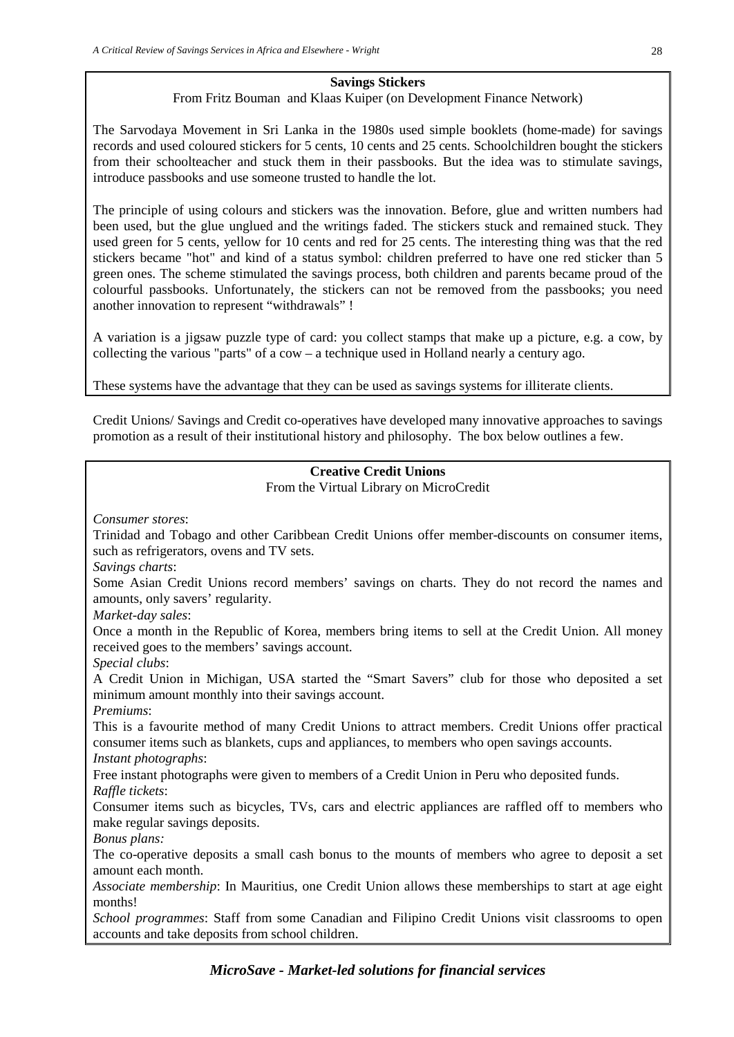**Savings Stickers**

From Fritz Bouman and Klaas Kuiper (on Development Finance Network)

The Sarvodaya Movement in Sri Lanka in the 1980s used simple booklets (home-made) for savings records and used coloured stickers for 5 cents, 10 cents and 25 cents. Schoolchildren bought the stickers from their schoolteacher and stuck them in their passbooks. But the idea was to stimulate savings, introduce passbooks and use someone trusted to handle the lot.

The principle of using colours and stickers was the innovation. Before, glue and written numbers had been used, but the glue unglued and the writings faded. The stickers stuck and remained stuck. They used green for 5 cents, yellow for 10 cents and red for 25 cents. The interesting thing was that the red stickers became "hot" and kind of a status symbol: children preferred to have one red sticker than 5 green ones. The scheme stimulated the savings process, both children and parents became proud of the colourful passbooks. Unfortunately, the stickers can not be removed from the passbooks; you need another innovation to represent "withdrawals" !

A variation is a jigsaw puzzle type of card: you collect stamps that make up a picture, e.g. a cow, by collecting the various "parts" of a cow – a technique used in Holland nearly a century ago.

These systems have the advantage that they can be used as savings systems for illiterate clients.

Credit Unions/ Savings and Credit co-operatives have developed many innovative approaches to savings promotion as a result of their institutional history and philosophy. The box below outlines a few.

**Creative Credit Unions**

From the Virtual Library on MicroCredit

*Consumer stores*:
Trinidad and Tobago and other Caribbean Credit Unions offer member-discounts on consumer items, such as refrigerators, ovens and TV sets.

*Savings charts*:
Some Asian Credit Unions record members' savings on charts. They do not record the names and amounts, only savers' regularity.

*Market-day sales*:
Once a month in the Republic of Korea, members bring items to sell at the Credit Union. All money received goes to the members' savings account.

*Special clubs*:
A Credit Union in Michigan, USA started the "Smart Savers" club for those who deposited a set minimum amount monthly into their savings account.

*Premiums*:
This is a favourite method of many Credit Unions to attract members. Credit Unions offer practical consumer items such as blankets, cups and appliances, to members who open savings accounts.

*Instant photographs*:
Free instant photographs were given to members of a Credit Union in Peru who deposited funds.

*Raffle tickets*:
Consumer items such as bicycles, TVs, cars and electric appliances are raffled off to members who make regular savings deposits.

*Bonus plans:*
The co-operative deposits a small cash bonus to the mounts of members who agree to deposit a set amount each month.

*Associate membership*: In Mauritius, one Credit Union allows these memberships to start at age eight months!

*School programmes*: Staff from some Canadian and Filipino Credit Unions visit classrooms to open accounts and take deposits from school children.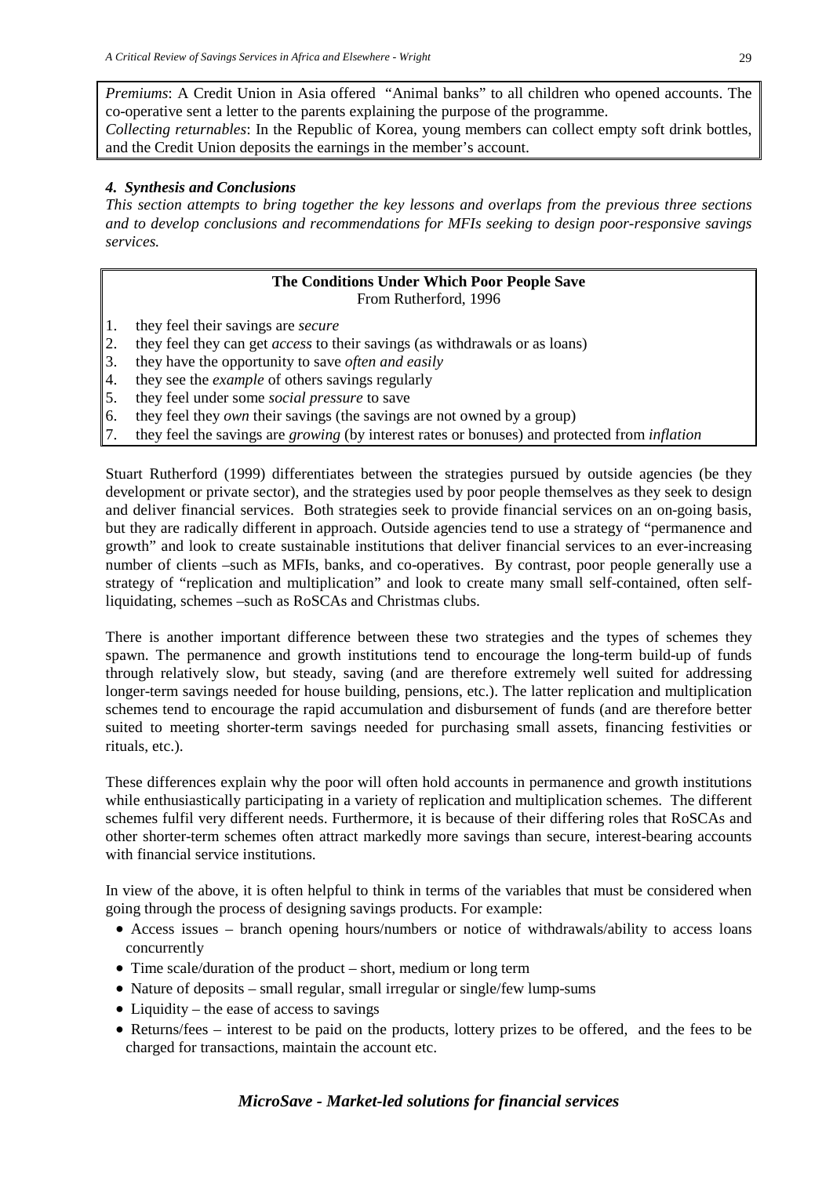*Premiums*: A Credit Union in Asia offered "Animal banks" to all children who opened accounts. The co-operative sent a letter to the parents explaining the purpose of the programme.
*Collecting returnables*: In the Republic of Korea, young members can collect empty soft drink bottles, and the Credit Union deposits the earnings in the member's account.

### *4. Synthesis and Conclusions*

*This section attempts to bring together the key lessons and overlaps from the previous three sections and to develop conclusions and recommendations for MFIs seeking to design poor-responsive savings services.*

**The Conditions Under Which Poor People Save**
From Rutherford, 1996

1. they feel their savings are *secure*
2. they feel they can get *access* to their savings (as withdrawals or as loans)
3. they have the opportunity to save *often and easily*
4. they see the *example* of others savings regularly
5. they feel under some *social pressure* to save
6. they feel they *own* their savings (the savings are not owned by a group)
7. they feel the savings are *growing* (by interest rates or bonuses) and protected from *inflation*

Stuart Rutherford (1999) differentiates between the strategies pursued by outside agencies (be they development or private sector), and the strategies used by poor people themselves as they seek to design and deliver financial services. Both strategies seek to provide financial services on an on-going basis, but they are radically different in approach. Outside agencies tend to use a strategy of "permanence and growth" and look to create sustainable institutions that deliver financial services to an ever-increasing number of clients –such as MFIs, banks, and co-operatives. By contrast, poor people generally use a strategy of "replication and multiplication" and look to create many small self-contained, often self-liquidating, schemes –such as RoSCAs and Christmas clubs.

There is another important difference between these two strategies and the types of schemes they spawn. The permanence and growth institutions tend to encourage the long-term build-up of funds through relatively slow, but steady, saving (and are therefore extremely well suited for addressing longer-term savings needed for house building, pensions, etc.). The latter replication and multiplication schemes tend to encourage the rapid accumulation and disbursement of funds (and are therefore better suited to meeting shorter-term savings needed for purchasing small assets, financing festivities or rituals, etc.).

These differences explain why the poor will often hold accounts in permanence and growth institutions while enthusiastically participating in a variety of replication and multiplication schemes. The different schemes fulfil very different needs. Furthermore, it is because of their differing roles that RoSCAs and other shorter-term schemes often attract markedly more savings than secure, interest-bearing accounts with financial service institutions.

In view of the above, it is often helpful to think in terms of the variables that must be considered when going through the process of designing savings products. For example:

- Access issues – branch opening hours/numbers or notice of withdrawals/ability to access loans concurrently
- Time scale/duration of the product – short, medium or long term
- Nature of deposits – small regular, small irregular or single/few lump-sums
- Liquidity – the ease of access to savings
- Returns/fees – interest to be paid on the products, lottery prizes to be offered, and the fees to be charged for transactions, maintain the account etc.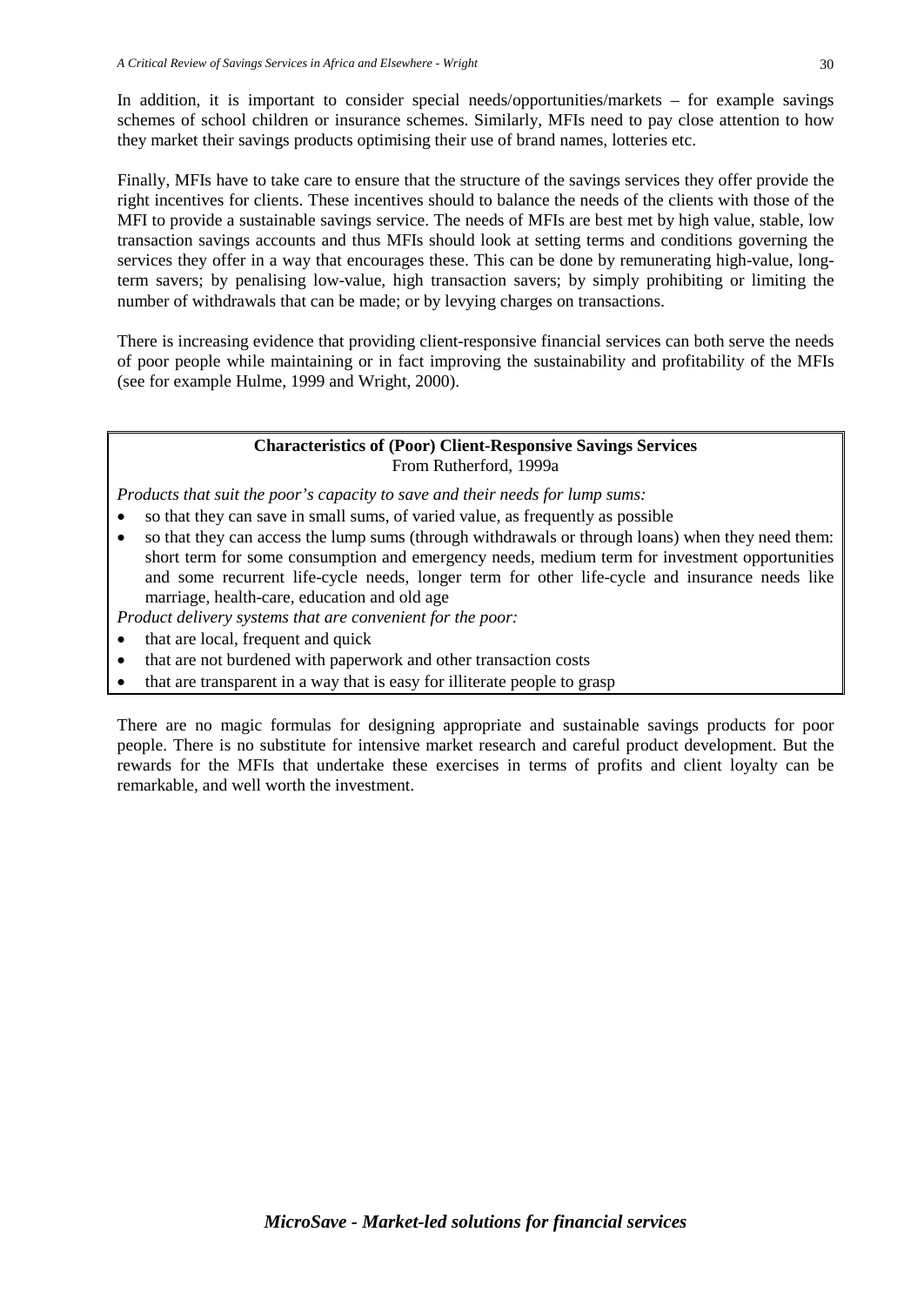In addition, it is important to consider special needs/opportunities/markets – for example savings schemes of school children or insurance schemes. Similarly, MFIs need to pay close attention to how they market their savings products optimising their use of brand names, lotteries etc.

Finally, MFIs have to take care to ensure that the structure of the savings services they offer provide the right incentives for clients. These incentives should to balance the needs of the clients with those of the MFI to provide a sustainable savings service. The needs of MFIs are best met by high value, stable, low transaction savings accounts and thus MFIs should look at setting terms and conditions governing the services they offer in a way that encourages these. This can be done by remunerating high-value, long-term savers; by penalising low-value, high transaction savers; by simply prohibiting or limiting the number of withdrawals that can be made; or by levying charges on transactions.

There is increasing evidence that providing client-responsive financial services can both serve the needs of poor people while maintaining or in fact improving the sustainability and profitability of the MFIs (see for example Hulme, 1999 and Wright, 2000).

**Characteristics of (Poor) Client-Responsive Savings Services**
From Rutherford, 1999a

*Products that suit the poor's capacity to save and their needs for lump sums:*

- so that they can save in small sums, of varied value, as frequently as possible
- so that they can access the lump sums (through withdrawals or through loans) when they need them: short term for some consumption and emergency needs, medium term for investment opportunities and some recurrent life-cycle needs, longer term for other life-cycle and insurance needs like marriage, health-care, education and old age

*Product delivery systems that are convenient for the poor:*

- that are local, frequent and quick
- that are not burdened with paperwork and other transaction costs
- that are transparent in a way that is easy for illiterate people to grasp

There are no magic formulas for designing appropriate and sustainable savings products for poor people. There is no substitute for intensive market research and careful product development. But the rewards for the MFIs that undertake these exercises in terms of profits and client loyalty can be remarkable, and well worth the investment.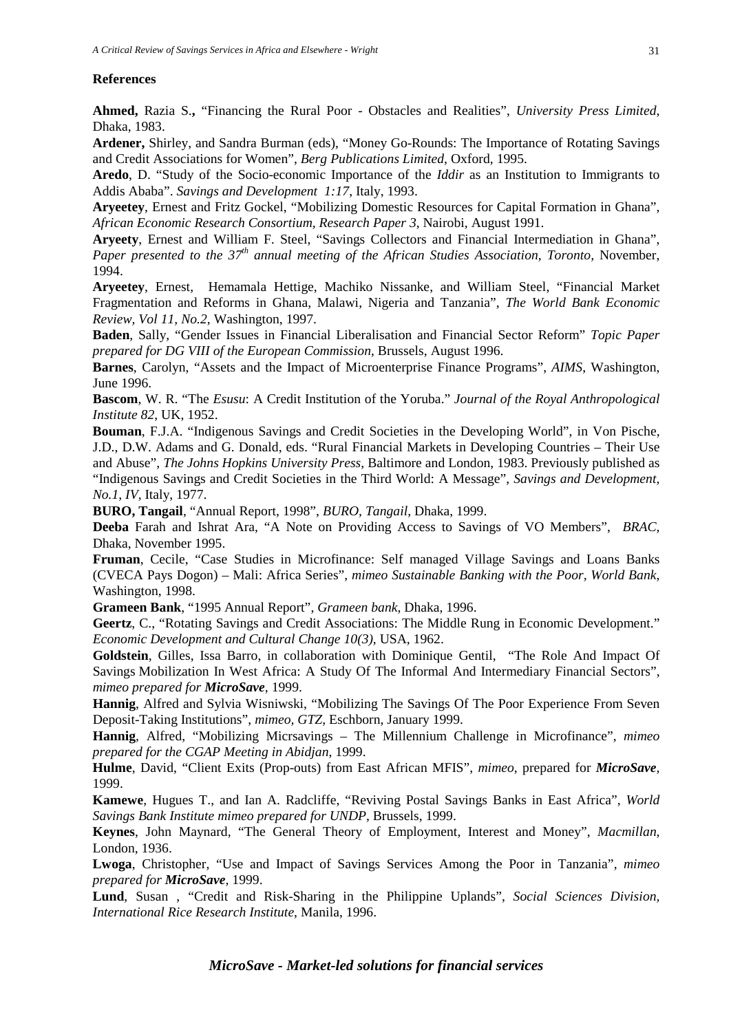**References**

**Ahmed,** Razia S.**,** “Financing the Rural Poor - Obstacles and Realities”, *University Press Limited*, Dhaka, 1983.

**Ardener,** Shirley, and Sandra Burman (eds), “Money Go-Rounds: The Importance of Rotating Savings and Credit Associations for Women”, *Berg Publications Limited*, Oxford, 1995.

**Aredo**, D. “Study of the Socio-economic Importance of the *Iddir* as an Institution to Immigrants to Addis Ababa”. *Savings and Development 1:17*, Italy, 1993.

**Aryeetey**, Ernest and Fritz Gockel, “Mobilizing Domestic Resources for Capital Formation in Ghana”, *African Economic Research Consortium, Research Paper 3*, Nairobi, August 1991.

**Aryeety**, Ernest and William F. Steel, “Savings Collectors and Financial Intermediation in Ghana”, *Paper presented to the 37th annual meeting of the African Studies Association, Toronto,* November, 1994.

**Aryeetey**, Ernest, Hemamala Hettige, Machiko Nissanke, and William Steel, “Financial Market Fragmentation and Reforms in Ghana, Malawi, Nigeria and Tanzania”, *The World Bank Economic Review, Vol 11, No.2*, Washington, 1997.

**Baden**, Sally, “Gender Issues in Financial Liberalisation and Financial Sector Reform” *Topic Paper prepared for DG VIII of the European Commission*, Brussels, August 1996.

**Barnes**, Carolyn, “Assets and the Impact of Microenterprise Finance Programs”, *AIMS*, Washington, June 1996.

**Bascom**, W. R. “The *Esusu*: A Credit Institution of the Yoruba.” *Journal of the Royal Anthropological Institute 82*, UK, 1952.

**Bouman**, F.J.A. “Indigenous Savings and Credit Societies in the Developing World”, in Von Pische, J.D., D.W. Adams and G. Donald, eds. “Rural Financial Markets in Developing Countries – Their Use and Abuse”, *The Johns Hopkins University Press*, Baltimore and London, 1983. Previously published as “Indigenous Savings and Credit Societies in the Third World: A Message”, *Savings and Development, No.1, IV*, Italy, 1977.

**BURO, Tangail**, “Annual Report, 1998”, *BURO, Tangail*, Dhaka, 1999.

**Deeba** Farah and Ishrat Ara, “A Note on Providing Access to Savings of VO Members”, *BRAC,* Dhaka, November 1995.

**Fruman**, Cecile, “Case Studies in Microfinance: Self managed Village Savings and Loans Banks (CVECA Pays Dogon) – Mali: Africa Series”, *mimeo Sustainable Banking with the Poor, World Bank,* Washington, 1998.

**Grameen Bank**, “1995 Annual Report”, *Grameen bank*, Dhaka, 1996.

**Geertz**, C., “Rotating Savings and Credit Associations: The Middle Rung in Economic Development.” *Economic Development and Cultural Change 10(3)*, USA, 1962.

**Goldstein**, Gilles, Issa Barro, in collaboration with Dominique Gentil, “The Role And Impact Of Savings Mobilization In West Africa: A Study Of The Informal And Intermediary Financial Sectors”, *mimeo prepared for **MicroSave**,* 1999.

**Hannig**, Alfred and Sylvia Wisniwski, “Mobilizing The Savings Of The Poor Experience From Seven Deposit-Taking Institutions”, *mimeo, GTZ,* Eschborn, January 1999.

**Hannig**, Alfred, “Mobilizing Micrsavings – The Millennium Challenge in Microfinance”, *mimeo prepared for the CGAP Meeting in Abidjan*, 1999.

**Hulme**, David, “Client Exits (Prop-outs) from East African MFIS”, *mimeo*, prepared for ***MicroSave**,* 1999.

**Kamewe**, Hugues T., and Ian A. Radcliffe, “Reviving Postal Savings Banks in East Africa”, *World Savings Bank Institute mimeo prepared for UNDP*, Brussels, 1999.

**Keynes**, John Maynard, “The General Theory of Employment, Interest and Money”, *Macmillan*, London, 1936.

**Lwoga**, Christopher, “Use and Impact of Savings Services Among the Poor in Tanzania”, *mimeo prepared for **MicroSave**,* 1999.

**Lund**, Susan , “Credit and Risk-Sharing in the Philippine Uplands”, *Social Sciences Division, International Rice Research Institute*, Manila, 1996.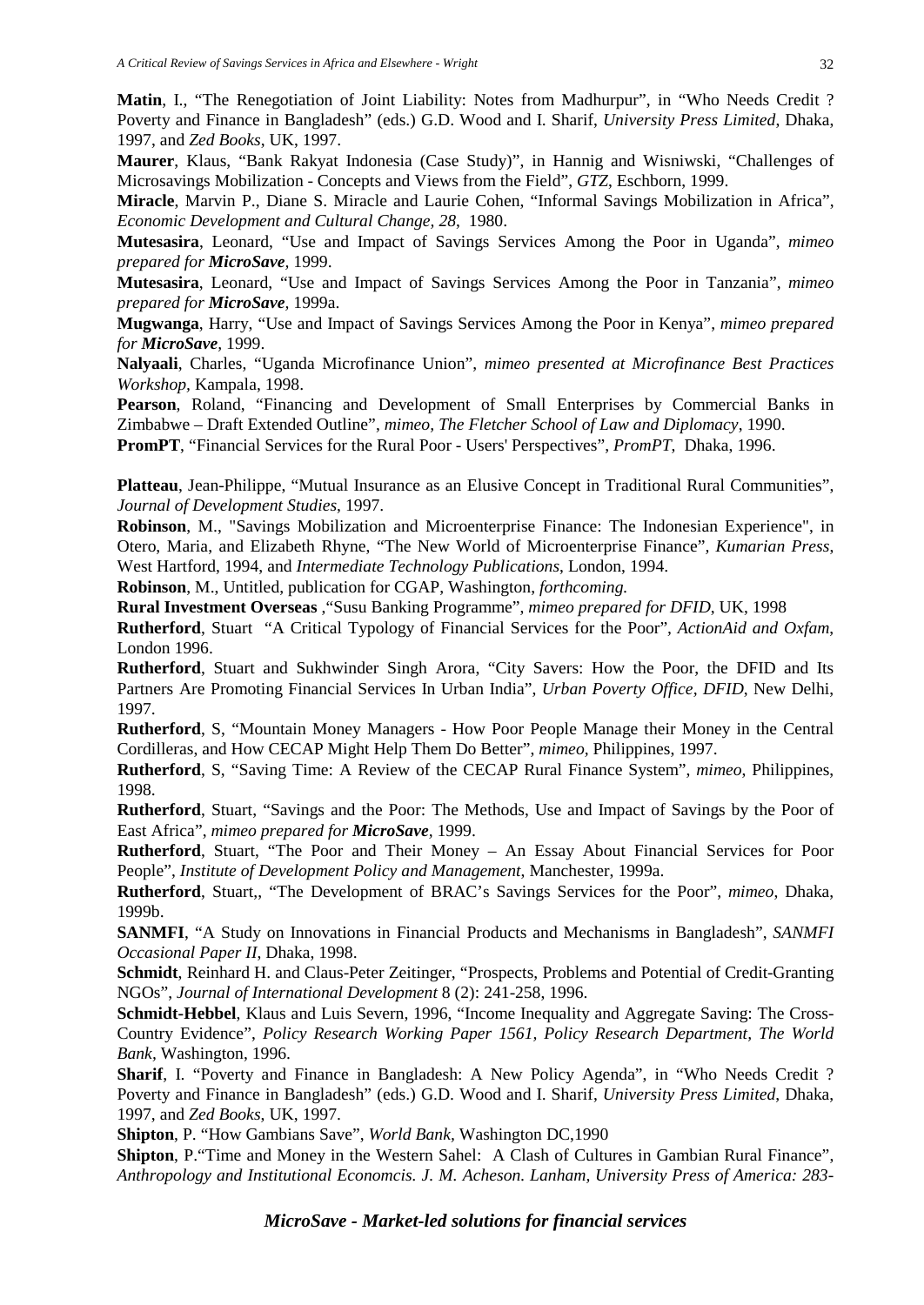**Matin**, I., "The Renegotiation of Joint Liability: Notes from Madhurpur", in "Who Needs Credit ? Poverty and Finance in Bangladesh" (eds.) G.D. Wood and I. Sharif, *University Press Limited*, Dhaka, 1997, and *Zed Books*, UK, 1997.

**Maurer**, Klaus, "Bank Rakyat Indonesia (Case Study)", in Hannig and Wisniwski, "Challenges of Microsavings Mobilization - Concepts and Views from the Field", *GTZ*, Eschborn, 1999.

**Miracle**, Marvin P., Diane S. Miracle and Laurie Cohen, "Informal Savings Mobilization in Africa", *Economic Development and Cultural Change, 28*, 1980.

**Mutesasira**, Leonard, "Use and Impact of Savings Services Among the Poor in Uganda", *mimeo prepared for **MicroSave***, 1999.

**Mutesasira**, Leonard, "Use and Impact of Savings Services Among the Poor in Tanzania", *mimeo prepared for **MicroSave***, 1999a.

**Mugwanga**, Harry, "Use and Impact of Savings Services Among the Poor in Kenya", *mimeo prepared for **MicroSave***, 1999.

**Nalyaali**, Charles, "Uganda Microfinance Union", *mimeo presented at Microfinance Best Practices Workshop*, Kampala, 1998.

**Pearson**, Roland, "Financing and Development of Small Enterprises by Commercial Banks in Zimbabwe – Draft Extended Outline", *mimeo, The Fletcher School of Law and Diplomacy*, 1990.

**PromPT**, "Financial Services for the Rural Poor - Users' Perspectives", *PromPT*, Dhaka, 1996.

**Platteau**, Jean-Philippe, "Mutual Insurance as an Elusive Concept in Traditional Rural Communities", *Journal of Development Studies*, 1997.

**Robinson**, M., "Savings Mobilization and Microenterprise Finance: The Indonesian Experience", in Otero, Maria, and Elizabeth Rhyne, "The New World of Microenterprise Finance", *Kumarian Press*, West Hartford, 1994, and *Intermediate Technology Publications*, London, 1994.

**Robinson**, M., Untitled, publication for CGAP, Washington, *forthcoming.*

**Rural Investment Overseas** ,"Susu Banking Programme", *mimeo prepared for DFID*, UK, 1998

**Rutherford**, Stuart "A Critical Typology of Financial Services for the Poor", *ActionAid and Oxfam*, London 1996.

**Rutherford**, Stuart and Sukhwinder Singh Arora, "City Savers: How the Poor, the DFID and Its Partners Are Promoting Financial Services In Urban India", *Urban Poverty Office, DFID*, New Delhi, 1997.

**Rutherford**, S, "Mountain Money Managers - How Poor People Manage their Money in the Central Cordilleras, and How CECAP Might Help Them Do Better", *mimeo*, Philippines, 1997.

**Rutherford**, S, "Saving Time: A Review of the CECAP Rural Finance System", *mimeo*, Philippines, 1998.

**Rutherford**, Stuart, "Savings and the Poor: The Methods, Use and Impact of Savings by the Poor of East Africa", *mimeo prepared for **MicroSave***, 1999.

**Rutherford**, Stuart, "The Poor and Their Money – An Essay About Financial Services for Poor People", *Institute of Development Policy and Management*, Manchester, 1999a.

**Rutherford**, Stuart,, "The Development of BRAC's Savings Services for the Poor", *mimeo*, Dhaka, 1999b.

**SANMFI**, "A Study on Innovations in Financial Products and Mechanisms in Bangladesh", *SANMFI Occasional Paper II*, Dhaka, 1998.

**Schmidt**, Reinhard H. and Claus-Peter Zeitinger, "Prospects, Problems and Potential of Credit-Granting NGOs", *Journal of International Development* 8 (2): 241-258, 1996.

**Schmidt-Hebbel**, Klaus and Luis Severn, 1996, "Income Inequality and Aggregate Saving: The Cross-Country Evidence", *Policy Research Working Paper 1561, Policy Research Department, The World Bank*, Washington, 1996.

**Sharif**, I. "Poverty and Finance in Bangladesh: A New Policy Agenda", in "Who Needs Credit ? Poverty and Finance in Bangladesh" (eds.) G.D. Wood and I. Sharif, *University Press Limited*, Dhaka, 1997, and *Zed Books*, UK, 1997.

**Shipton**, P. "How Gambians Save", *World Bank*, Washington DC,1990

**Shipton**, P."Time and Money in the Western Sahel: A Clash of Cultures in Gambian Rural Finance", *Anthropology and Institutional Economcis. J. M. Acheson. Lanham, University Press of America: 283-*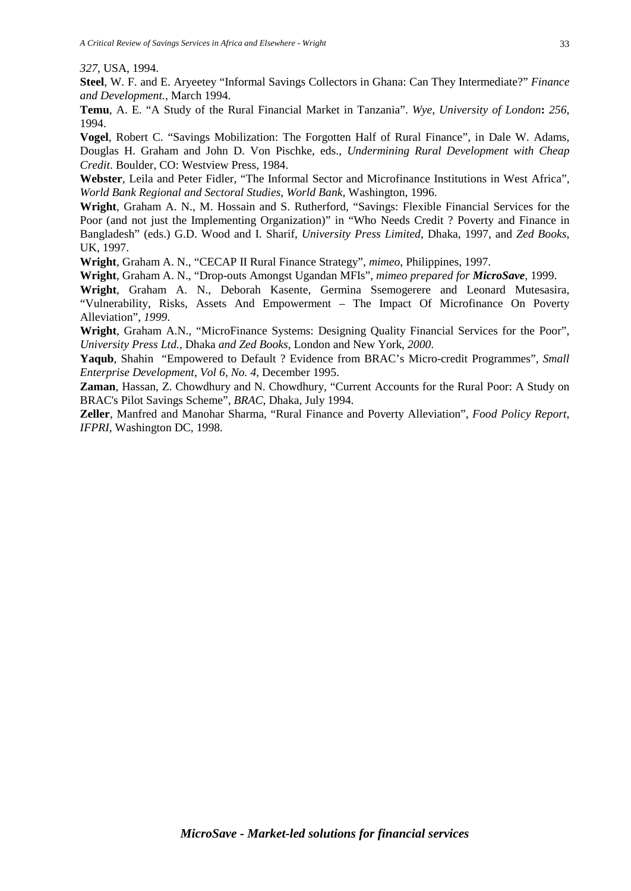*327*, USA, 1994.

**Steel**, W. F. and E. Aryeetey "Informal Savings Collectors in Ghana: Can They Intermediate?" *Finance and Development.*, March 1994.

**Temu**, A. E. "A Study of the Rural Financial Market in Tanzania". *Wye, University of London***:** *256*, 1994.

**Vogel**, Robert C. "Savings Mobilization: The Forgotten Half of Rural Finance", in Dale W. Adams, Douglas H. Graham and John D. Von Pischke, eds., *Undermining Rural Development with Cheap Credit*. Boulder, CO: Westview Press, 1984.

**Webster**, Leila and Peter Fidler, "The Informal Sector and Microfinance Institutions in West Africa", *World Bank Regional and Sectoral Studies, World Bank,* Washington, 1996.

**Wright**, Graham A. N., M. Hossain and S. Rutherford, "Savings: Flexible Financial Services for the Poor (and not just the Implementing Organization)" in "Who Needs Credit ? Poverty and Finance in Bangladesh" (eds.) G.D. Wood and I. Sharif, *University Press Limited*, Dhaka, 1997, and *Zed Books*, UK, 1997.

**Wright**, Graham A. N., "CECAP II Rural Finance Strategy", *mimeo*, Philippines, 1997.

**Wright**, Graham A. N., "Drop-outs Amongst Ugandan MFIs", *mimeo prepared for* ***MicroSave***, 1999.

**Wright**, Graham A. N., Deborah Kasente, Germina Ssemogerere and Leonard Mutesasira, "Vulnerability, Risks, Assets And Empowerment – The Impact Of Microfinance On Poverty Alleviation", *1999*.

**Wright**, Graham A.N., "MicroFinance Systems: Designing Quality Financial Services for the Poor", *University Press Ltd.*, Dhaka *and Zed Books*, London and New York, *2000*.

**Yaqub**, Shahin "Empowered to Default ? Evidence from BRAC's Micro-credit Programmes", *Small Enterprise Development, Vol 6, No. 4*, December 1995.

**Zaman**, Hassan, Z. Chowdhury and N. Chowdhury, "Current Accounts for the Rural Poor: A Study on BRAC's Pilot Savings Scheme", *BRAC*, Dhaka, July 1994.

**Zeller**, Manfred and Manohar Sharma, "Rural Finance and Poverty Alleviation", *Food Policy Report, IFPRI*, Washington DC, 1998.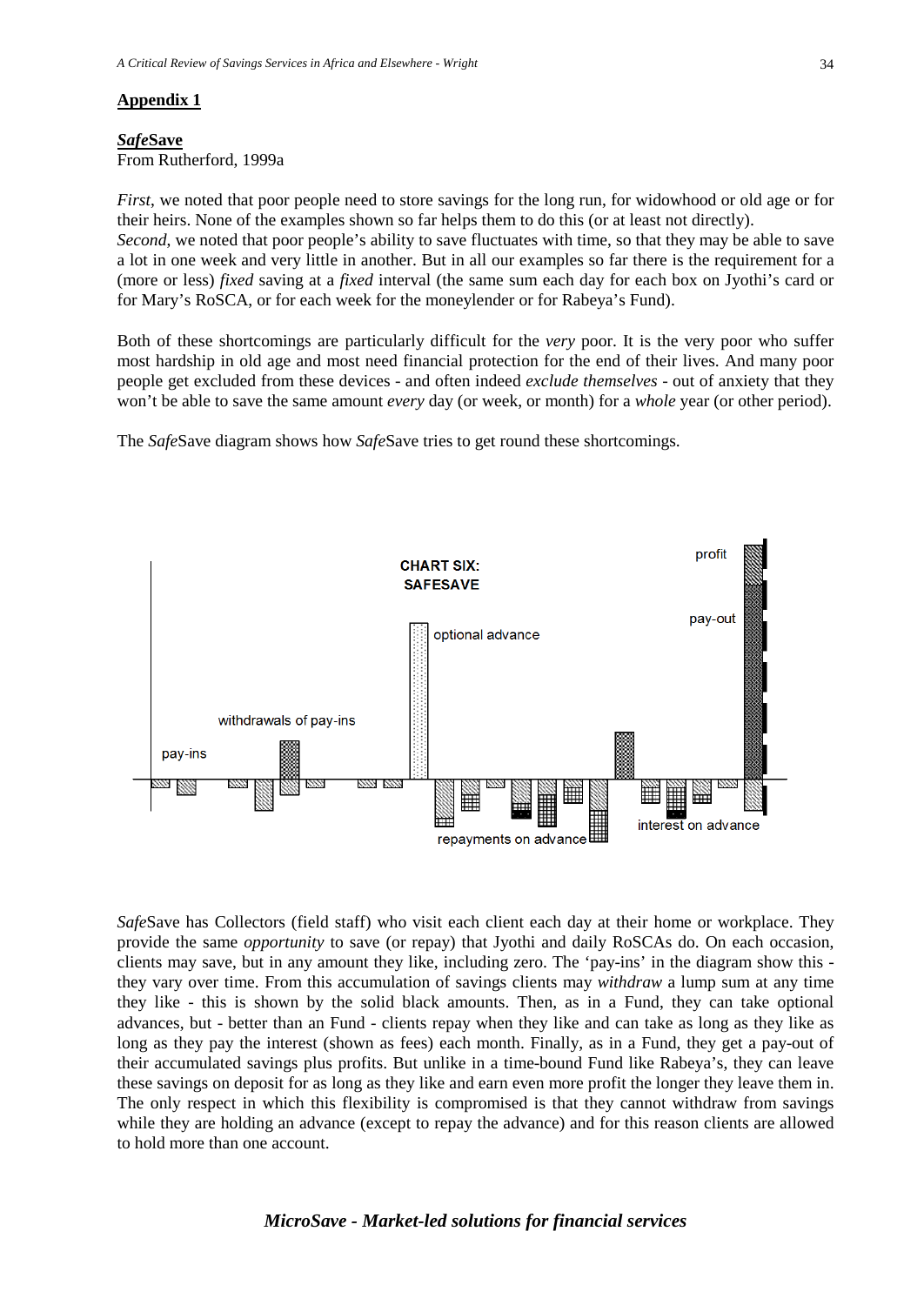## Appendix 1

### ***Safe*Save**

From Rutherford, 1999a

*First*, we noted that poor people need to store savings for the long run, for widowhood or old age or for their heirs. None of the examples shown so far helps them to do this (or at least not directly).
*Second*, we noted that poor people's ability to save fluctuates with time, so that they may be able to save a lot in one week and very little in another. But in all our examples so far there is the requirement for a (more or less) *fixed* saving at a *fixed* interval (the same sum each day for each box on Jyothi's card or for Mary's RoSCA, or for each week for the moneylender or for Rabeya's Fund).

Both of these shortcomings are particularly difficult for the *very* poor. It is the very poor who suffer most hardship in old age and most need financial protection for the end of their lives. And many poor people get excluded from these devices - and often indeed *exclude themselves* - out of anxiety that they won't be able to save the same amount *every* day (or week, or month) for a *whole* year (or other period).

The *Safe*Save diagram shows how *Safe*Save tries to get round these shortcomings.

CHART SIX: SAFESAVE

pay-ins · withdrawals of pay-ins · optional advance · repayments on advance · interest on advance · pay-out · profit

*Safe*Save has Collectors (field staff) who visit each client each day at their home or workplace. They provide the same *opportunity* to save (or repay) that Jyothi and daily RoSCAs do. On each occasion, clients may save, but in any amount they like, including zero. The 'pay-ins' in the diagram show this - they vary over time. From this accumulation of savings clients may *withdraw* a lump sum at any time they like - this is shown by the solid black amounts. Then, as in a Fund, they can take optional advances, but - better than an Fund - clients repay when they like and can take as long as they like as long as they pay the interest (shown as fees) each month. Finally, as in a Fund, they get a pay-out of their accumulated savings plus profits. But unlike in a time-bound Fund like Rabeya's, they can leave these savings on deposit for as long as they like and earn even more profit the longer they leave them in. The only respect in which this flexibility is compromised is that they cannot withdraw from savings while they are holding an advance (except to repay the advance) and for this reason clients are allowed to hold more than one account.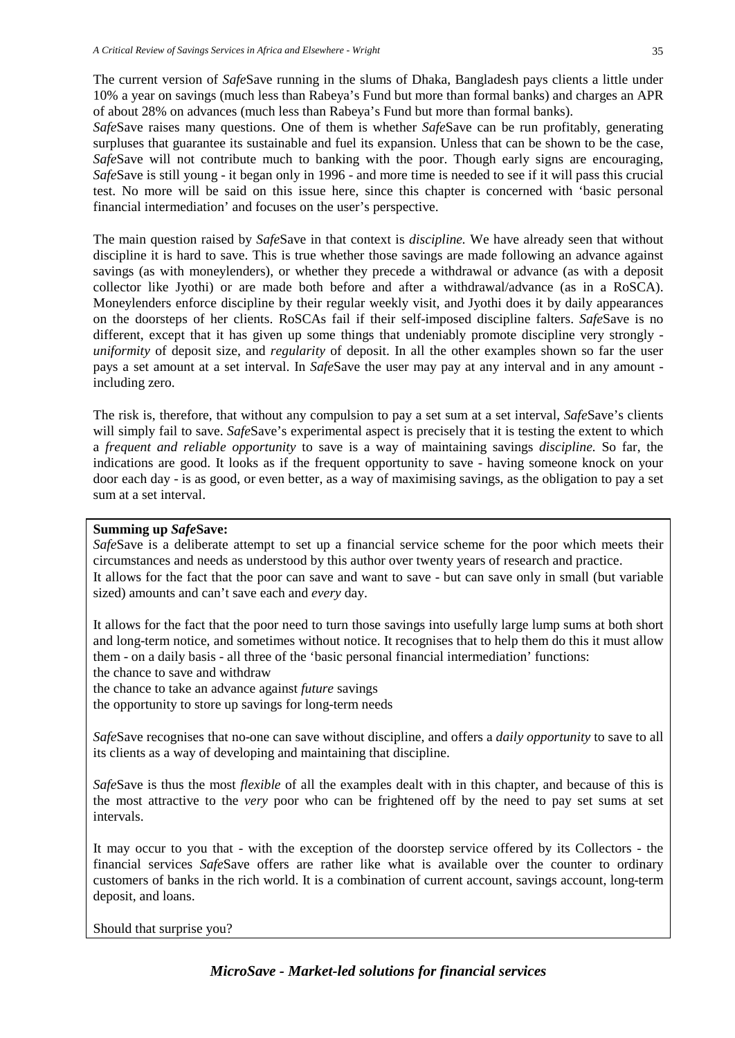The current version of *Safe*Save running in the slums of Dhaka, Bangladesh pays clients a little under 10% a year on savings (much less than Rabeya's Fund but more than formal banks) and charges an APR of about 28% on advances (much less than Rabeya's Fund but more than formal banks).

*Safe*Save raises many questions. One of them is whether *Safe*Save can be run profitably, generating surpluses that guarantee its sustainable and fuel its expansion. Unless that can be shown to be the case, *Safe*Save will not contribute much to banking with the poor. Though early signs are encouraging, *Safe*Save is still young - it began only in 1996 - and more time is needed to see if it will pass this crucial test. No more will be said on this issue here, since this chapter is concerned with 'basic personal financial intermediation' and focuses on the user's perspective.

The main question raised by *Safe*Save in that context is *discipline.* We have already seen that without discipline it is hard to save. This is true whether those savings are made following an advance against savings (as with moneylenders), or whether they precede a withdrawal or advance (as with a deposit collector like Jyothi) or are made both before and after a withdrawal/advance (as in a RoSCA). Moneylenders enforce discipline by their regular weekly visit, and Jyothi does it by daily appearances on the doorsteps of her clients. RoSCAs fail if their self-imposed discipline falters. *Safe*Save is no different, except that it has given up some things that undeniably promote discipline very strongly - *uniformity* of deposit size, and *regularity* of deposit. In all the other examples shown so far the user pays a set amount at a set interval. In *Safe*Save the user may pay at any interval and in any amount - including zero.

The risk is, therefore, that without any compulsion to pay a set sum at a set interval, *Safe*Save's clients will simply fail to save. *Safe*Save's experimental aspect is precisely that it is testing the extent to which a *frequent and reliable opportunity* to save is a way of maintaining savings *discipline.* So far, the indications are good. It looks as if the frequent opportunity to save - having someone knock on your door each day - is as good, or even better, as a way of maximising savings, as the obligation to pay a set sum at a set interval.

**Summing up *Safe*Save:**

*Safe*Save is a deliberate attempt to set up a financial service scheme for the poor which meets their circumstances and needs as understood by this author over twenty years of research and practice.

It allows for the fact that the poor can save and want to save - but can save only in small (but variable sized) amounts and can't save each and *every* day.

It allows for the fact that the poor need to turn those savings into usefully large lump sums at both short and long-term notice, and sometimes without notice. It recognises that to help them do this it must allow them - on a daily basis - all three of the 'basic personal financial intermediation' functions:

the chance to save and withdraw

the chance to take an advance against *future* savings

the opportunity to store up savings for long-term needs

*Safe*Save recognises that no-one can save without discipline, and offers a *daily opportunity* to save to all its clients as a way of developing and maintaining that discipline.

*Safe*Save is thus the most *flexible* of all the examples dealt with in this chapter, and because of this is the most attractive to the *very* poor who can be frightened off by the need to pay set sums at set intervals.

It may occur to you that - with the exception of the doorstep service offered by its Collectors - the financial services *Safe*Save offers are rather like what is available over the counter to ordinary customers of banks in the rich world. It is a combination of current account, savings account, long-term deposit, and loans.

Should that surprise you?